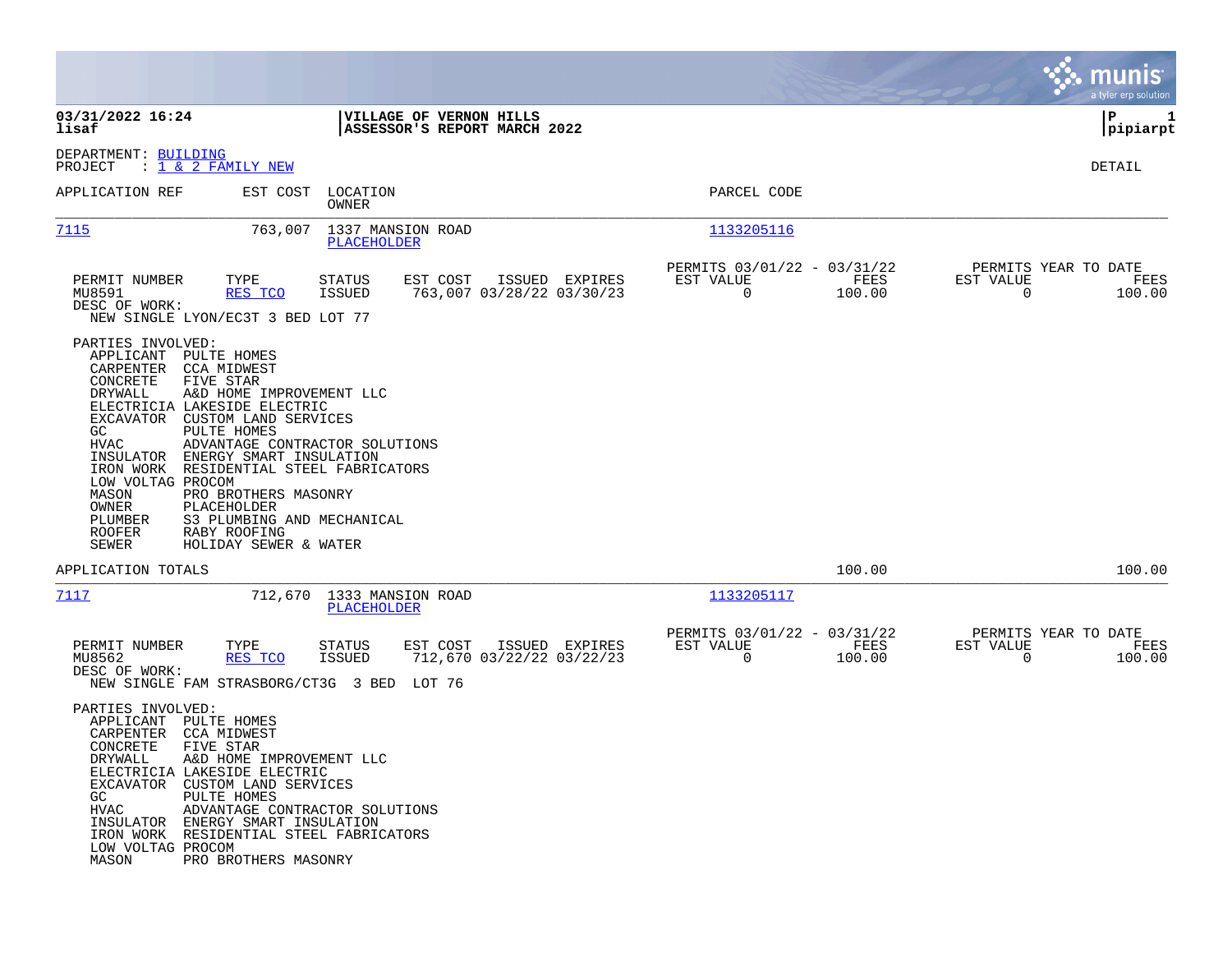03/31/2022 16:24
lisaf

**VILLAGE OF VERNON HILLS**
**ASSESSOR'S REPORT MARCH 2022**

P 1
pipiarpt

DEPARTMENT: BUILDING
PROJECT : 1 & 2 FAMILY NEW

DETAIL

| APPLICATION REF | EST COST | LOCATION / OWNER | PARCEL CODE |
|---|---|---|---|
| 7115 | 763,007 | 1337 MANSION ROAD / PLACEHOLDER | 1133205116 |

| PERMIT NUMBER | TYPE | STATUS | EST COST | ISSUED | EXPIRES | PERMITS 03/01/22 - 03/31/22 EST VALUE | FEES | PERMITS YEAR TO DATE EST VALUE | FEES |
|---|---|---|---|---|---|---|---|---|---|
| MU8591 | RES TCO | ISSUED | 763,007 | 03/28/22 | 03/30/23 | 0 | 100.00 | 0 | 100.00 |

DESC OF WORK:
NEW SINGLE LYON/EC3T 3 BED LOT 77

PARTIES INVOLVED:

| Role | Name |
|---|---|
| APPLICANT | PULTE HOMES |
| CARPENTER | CCA MIDWEST |
| CONCRETE | FIVE STAR |
| DRYWALL | A&D HOME IMPROVEMENT LLC |
| ELECTRICIA | LAKESIDE ELECTRIC |
| EXCAVATOR | CUSTOM LAND SERVICES |
| GC | PULTE HOMES |
| HVAC | ADVANTAGE CONTRACTOR SOLUTIONS |
| INSULATOR | ENERGY SMART INSULATION |
| IRON WORK | RESIDENTIAL STEEL FABRICATORS |
| LOW VOLTAG | PROCOM |
| MASON | PRO BROTHERS MASONRY |
| OWNER | PLACEHOLDER |
| PLUMBER | S3 PLUMBING AND MECHANICAL |
| ROOFER | RABY ROOFING |
| SEWER | HOLIDAY SEWER & WATER |

APPLICATION TOTALS: 100.00 | 100.00

| APPLICATION REF | EST COST | LOCATION / OWNER | PARCEL CODE |
|---|---|---|---|
| 7117 | 712,670 | 1333 MANSION ROAD / PLACEHOLDER | 1133205117 |

| PERMIT NUMBER | TYPE | STATUS | EST COST | ISSUED | EXPIRES | PERMITS 03/01/22 - 03/31/22 EST VALUE | FEES | PERMITS YEAR TO DATE EST VALUE | FEES |
|---|---|---|---|---|---|---|---|---|---|
| MU8562 | RES TCO | ISSUED | 712,670 | 03/22/22 | 03/22/23 | 0 | 100.00 | 0 | 100.00 |

DESC OF WORK:
NEW SINGLE FAM STRASBORG/CT3G 3 BED LOT 76

PARTIES INVOLVED:

| Role | Name |
|---|---|
| APPLICANT | PULTE HOMES |
| CARPENTER | CCA MIDWEST |
| CONCRETE | FIVE STAR |
| DRYWALL | A&D HOME IMPROVEMENT LLC |
| ELECTRICIA | LAKESIDE ELECTRIC |
| EXCAVATOR | CUSTOM LAND SERVICES |
| GC | PULTE HOMES |
| HVAC | ADVANTAGE CONTRACTOR SOLUTIONS |
| INSULATOR | ENERGY SMART INSULATION |
| IRON WORK | RESIDENTIAL STEEL FABRICATORS |
| LOW VOLTAG | PROCOM |
| MASON | PRO BROTHERS MASONRY |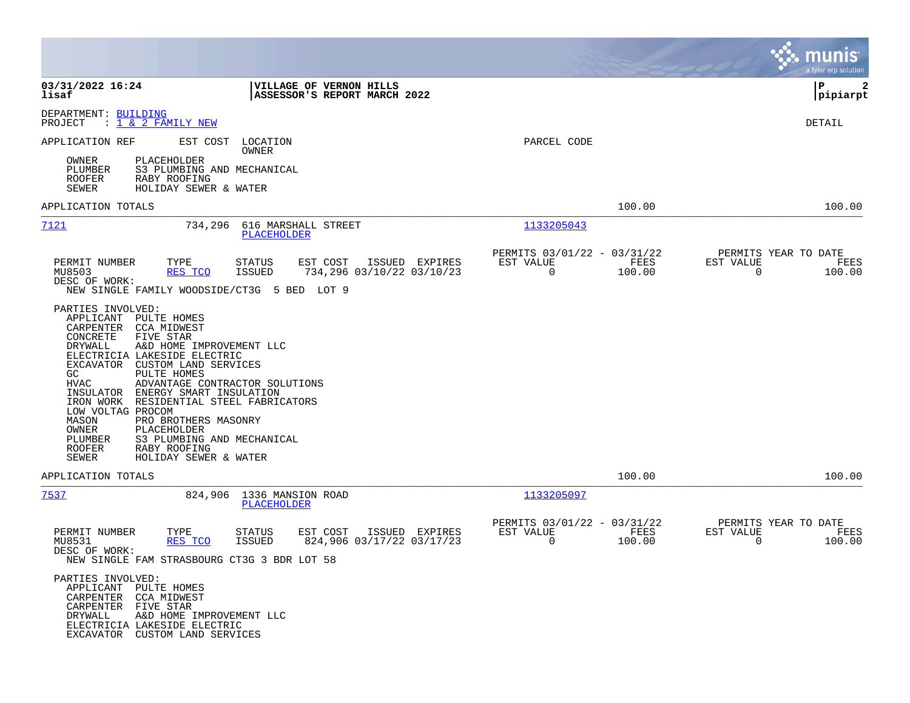**03/31/2022 16:24**
**lisaf**

**VILLAGE OF VERNON HILLS**
**ASSESSOR'S REPORT MARCH 2022**

**P 2**
**pipiarpt**

DEPARTMENT: BUILDING
PROJECT : 1 & 2 FAMILY NEW

DETAIL

APPLICATION REF | EST COST | LOCATION / OWNER | PARCEL CODE

OWNER PLACEHOLDER
PLUMBER S3 PLUMBING AND MECHANICAL
ROOFER RABY ROOFING
SEWER HOLIDAY SEWER & WATER

APPLICATION TOTALS 100.00 100.00

---

**7121** 734,296 616 MARSHALL STREET — PLACEHOLDER — Parcel 1133205043

| PERMIT NUMBER | TYPE | STATUS | EST COST | ISSUED | EXPIRES | PERMITS 03/01/22 - 03/31/22 EST VALUE | FEES | PERMITS YEAR TO DATE EST VALUE | FEES |
|---|---|---|---|---|---|---|---|---|---|
| MU8503 | RES TCO | ISSUED | 734,296 | 03/10/22 | 03/10/23 | 0 | 100.00 | 0 | 100.00 |

DESC OF WORK:
NEW SINGLE FAMILY WOODSIDE/CT3G 5 BED LOT 9

PARTIES INVOLVED:
- APPLICANT PULTE HOMES
- CARPENTER CCA MIDWEST
- CONCRETE FIVE STAR
- DRYWALL A&D HOME IMPROVEMENT LLC
- ELECTRICIA LAKESIDE ELECTRIC
- EXCAVATOR CUSTOM LAND SERVICES
- GC PULTE HOMES
- HVAC ADVANTAGE CONTRACTOR SOLUTIONS
- INSULATOR ENERGY SMART INSULATION
- IRON WORK RESIDENTIAL STEEL FABRICATORS
- LOW VOLTAG PROCOM
- MASON PRO BROTHERS MASONRY
- OWNER PLACEHOLDER
- PLUMBER S3 PLUMBING AND MECHANICAL
- ROOFER RABY ROOFING
- SEWER HOLIDAY SEWER & WATER

APPLICATION TOTALS 100.00 100.00

---

**7537** 824,906 1336 MANSION ROAD — PLACEHOLDER — Parcel 1133205097

| PERMIT NUMBER | TYPE | STATUS | EST COST | ISSUED | EXPIRES | PERMITS 03/01/22 - 03/31/22 EST VALUE | FEES | PERMITS YEAR TO DATE EST VALUE | FEES |
|---|---|---|---|---|---|---|---|---|---|
| MU8531 | RES TCO | ISSUED | 824,906 | 03/17/22 | 03/17/23 | 0 | 100.00 | 0 | 100.00 |

DESC OF WORK:
NEW SINGLE FAM STRASBOURG CT3G 3 BDR LOT 58

PARTIES INVOLVED:
- APPLICANT PULTE HOMES
- CARPENTER CCA MIDWEST
- CARPENTER FIVE STAR
- DRYWALL A&D HOME IMPROVEMENT LLC
- ELECTRICIA LAKESIDE ELECTRIC
- EXCAVATOR CUSTOM LAND SERVICES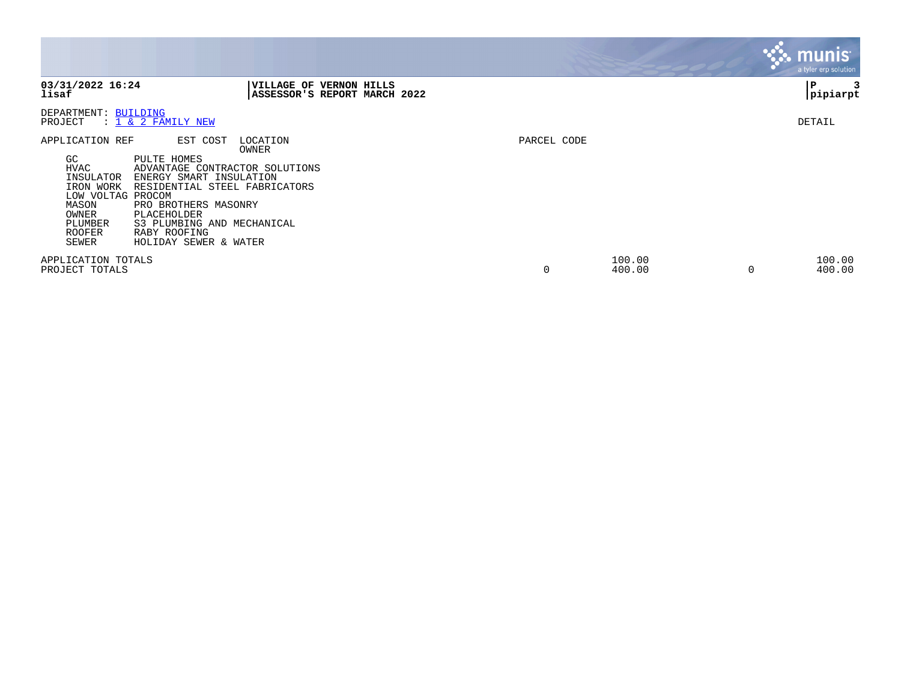**03/31/2022 16:24**
**lisaf**

**VILLAGE OF VERNON HILLS**
**ASSESSOR'S REPORT MARCH 2022**

**P 3**
**pipiarpt**

DEPARTMENT: BUILDING
PROJECT : 1 & 2 FAMILY NEW

DETAIL

| APPLICATION REF | EST COST | LOCATION / OWNER | PARCEL CODE | | | |
|---|---|---|---|---|---|---|
| GC | PULTE HOMES | | | | | |
| HVAC | ADVANTAGE CONTRACTOR SOLUTIONS | | | | | |
| INSULATOR | ENERGY SMART INSULATION | | | | | |
| IRON WORK | RESIDENTIAL STEEL FABRICATORS | | | | | |
| LOW VOLTAG | PROCOM | | | | | |
| MASON | PRO BROTHERS MASONRY | | | | | |
| OWNER | PLACEHOLDER | | | | | |
| PLUMBER | S3 PLUMBING AND MECHANICAL | | | | | |
| ROOFER | RABY ROOFING | | | | | |
| SEWER | HOLIDAY SEWER & WATER | | | | | |
| APPLICATION TOTALS | | | | 100.00 | | 100.00 |
| PROJECT TOTALS | | | 0 | 400.00 | 0 | 400.00 |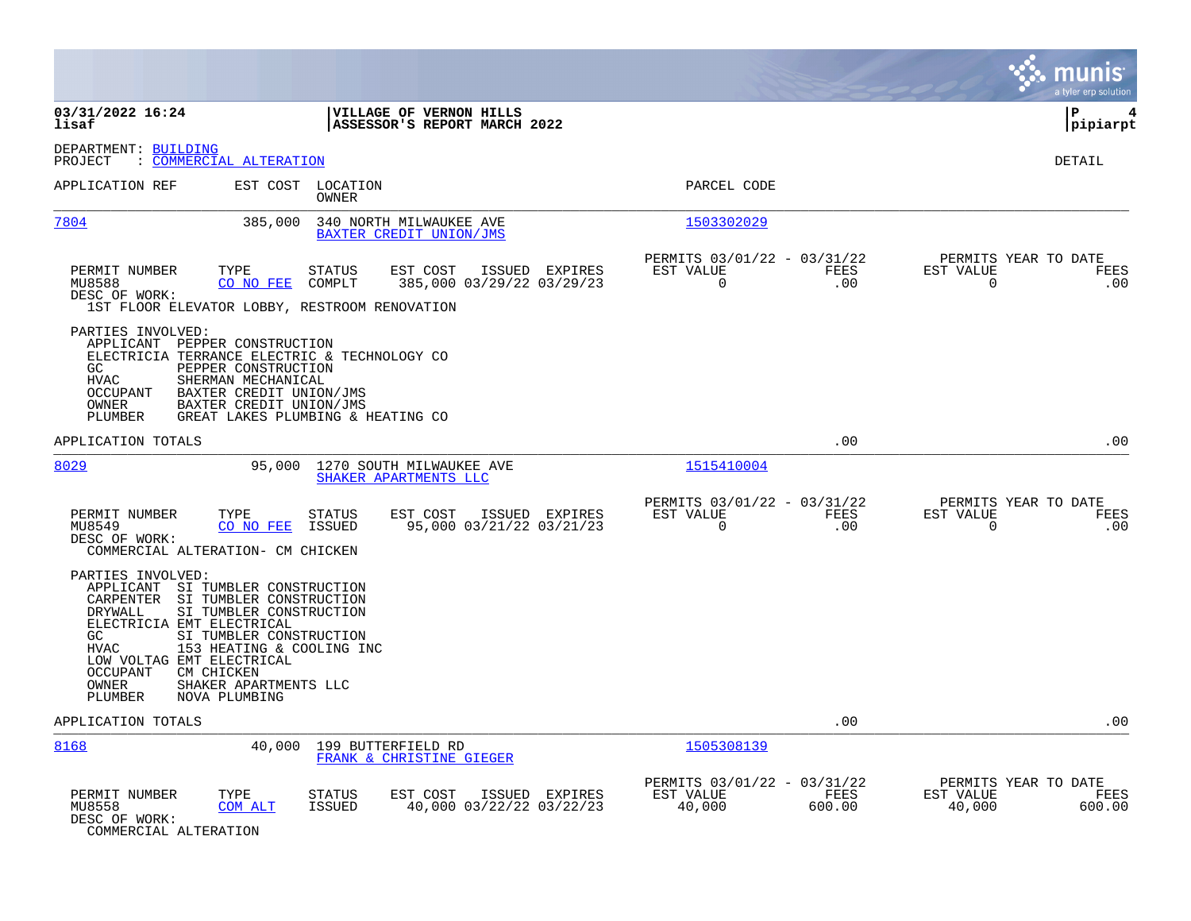**03/31/2022 16:24** | **VILLAGE OF VERNON HILLS** | **P 4**
**lisaf** | **ASSESSOR'S REPORT MARCH 2022** | **pipiarpt**

DEPARTMENT: BUILDING
PROJECT : COMMERCIAL ALTERATION

DETAIL

| APPLICATION REF | EST COST | LOCATION / OWNER | PARCEL CODE |
|---|---|---|---|
| 7804 | 385,000 | 340 NORTH MILWAUKEE AVE / BAXTER CREDIT UNION/JMS | 1503302029 |

| PERMIT NUMBER | TYPE | STATUS | EST COST | ISSUED | EXPIRES | PERMITS 03/01/22 - 03/31/22 EST VALUE | FEES | PERMITS YEAR TO DATE EST VALUE | FEES |
|---|---|---|---|---|---|---|---|---|---|
| MU8588 | CO NO FEE | COMPLT | 385,000 | 03/29/22 | 03/29/23 | 0 | .00 | 0 | .00 |

DESC OF WORK:
1ST FLOOR ELEVATOR LOBBY, RESTROOM RENOVATION

PARTIES INVOLVED:
- APPLICANT PEPPER CONSTRUCTION
- ELECTRICIA TERRANCE ELECTRIC & TECHNOLOGY CO
- GC PEPPER CONSTRUCTION
- HVAC SHERMAN MECHANICAL
- OCCUPANT BAXTER CREDIT UNION/JMS
- OWNER BAXTER CREDIT UNION/JMS
- PLUMBER GREAT LAKES PLUMBING & HEATING CO

APPLICATION TOTALS .00 .00

| APPLICATION REF | EST COST | LOCATION / OWNER | PARCEL CODE |
|---|---|---|---|
| 8029 | 95,000 | 1270 SOUTH MILWAUKEE AVE / SHAKER APARTMENTS LLC | 1515410004 |

| PERMIT NUMBER | TYPE | STATUS | EST COST | ISSUED | EXPIRES | PERMITS 03/01/22 - 03/31/22 EST VALUE | FEES | PERMITS YEAR TO DATE EST VALUE | FEES |
|---|---|---|---|---|---|---|---|---|---|
| MU8549 | CO NO FEE | ISSUED | 95,000 | 03/21/22 | 03/21/23 | 0 | .00 | 0 | .00 |

DESC OF WORK:
COMMERCIAL ALTERATION- CM CHICKEN

PARTIES INVOLVED:
- APPLICANT SI TUMBLER CONSTRUCTION
- CARPENTER SI TUMBLER CONSTRUCTION
- DRYWALL SI TUMBLER CONSTRUCTION
- ELECTRICIA EMT ELECTRICAL
- GC SI TUMBLER CONSTRUCTION
- HVAC 153 HEATING & COOLING INC
- LOW VOLTAG EMT ELECTRICAL
- OCCUPANT CM CHICKEN
- OWNER SHAKER APARTMENTS LLC
- PLUMBER NOVA PLUMBING

APPLICATION TOTALS .00 .00

| APPLICATION REF | EST COST | LOCATION / OWNER | PARCEL CODE |
|---|---|---|---|
| 8168 | 40,000 | 199 BUTTERFIELD RD / FRANK & CHRISTINE GIEGER | 1505308139 |

| PERMIT NUMBER | TYPE | STATUS | EST COST | ISSUED | EXPIRES | PERMITS 03/01/22 - 03/31/22 EST VALUE | FEES | PERMITS YEAR TO DATE EST VALUE | FEES |
|---|---|---|---|---|---|---|---|---|---|
| MU8558 | COM ALT | ISSUED | 40,000 | 03/22/22 | 03/22/23 | 40,000 | 600.00 | 40,000 | 600.00 |

DESC OF WORK:
COMMERCIAL ALTERATION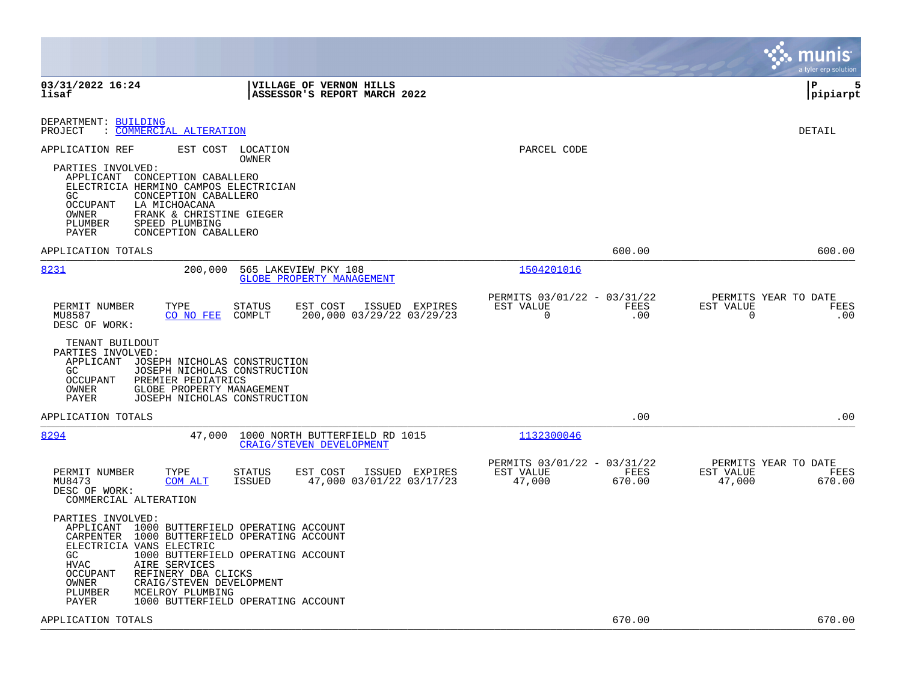03/31/2022 16:24
lisaf

VILLAGE OF VERNON HILLS
ASSESSOR'S REPORT MARCH 2022

pipiarpt

DEPARTMENT: BUILDING
PROJECT : COMMERCIAL ALTERATION

DETAIL

APPLICATION REF | EST COST | LOCATION / OWNER | PARCEL CODE

PARTIES INVOLVED:
- APPLICANT CONCEPTION CABALLERO
- ELECTRICIA HERMINO CAMPOS ELECTRICIAN
- GC CONCEPTION CABALLERO
- OCCUPANT LA MICHOACANA
- OWNER FRANK & CHRISTINE GIEGER
- PLUMBER SPEED PLUMBING
- PAYER CONCEPTION CABALLERO

APPLICATION TOTALS 600.00 600.00

---

**8231** | 200,000 | 565 LAKEVIEW PKY 108 / GLOBE PROPERTY MANAGEMENT | 1504201016

| PERMIT NUMBER | TYPE | STATUS | EST COST | ISSUED | EXPIRES | PERMITS 03/01/22 - 03/31/22 EST VALUE | FEES | PERMITS YEAR TO DATE EST VALUE | FEES |
|---|---|---|---|---|---|---|---|---|---|
| MU8587 | CO NO FEE | COMPLT | 200,000 | 03/29/22 | 03/29/23 | 0 | .00 | 0 | .00 |

DESC OF WORK:
TENANT BUILDOUT

PARTIES INVOLVED:
- APPLICANT JOSEPH NICHOLAS CONSTRUCTION
- GC JOSEPH NICHOLAS CONSTRUCTION
- OCCUPANT PREMIER PEDIATRICS
- OWNER GLOBE PROPERTY MANAGEMENT
- PAYER JOSEPH NICHOLAS CONSTRUCTION

APPLICATION TOTALS .00 .00

---

**8294** | 47,000 | 1000 NORTH BUTTERFIELD RD 1015 / CRAIG/STEVEN DEVELOPMENT | 1132300046

| PERMIT NUMBER | TYPE | STATUS | EST COST | ISSUED | EXPIRES | PERMITS 03/01/22 - 03/31/22 EST VALUE | FEES | PERMITS YEAR TO DATE EST VALUE | FEES |
|---|---|---|---|---|---|---|---|---|---|
| MU8473 | COM ALT | ISSUED | 47,000 | 03/01/22 | 03/17/23 | 47,000 | 670.00 | 47,000 | 670.00 |

DESC OF WORK:
COMMERCIAL ALTERATION

PARTIES INVOLVED:
- APPLICANT 1000 BUTTERFIELD OPERATING ACCOUNT
- CARPENTER 1000 BUTTERFIELD OPERATING ACCOUNT
- ELECTRICIA VANS ELECTRIC
- GC 1000 BUTTERFIELD OPERATING ACCOUNT
- HVAC AIRE SERVICES
- OCCUPANT REFINERY DBA CLICKS
- OWNER CRAIG/STEVEN DEVELOPMENT
- PLUMBER MCELROY PLUMBING
- PAYER 1000 BUTTERFIELD OPERATING ACCOUNT

APPLICATION TOTALS 670.00 670.00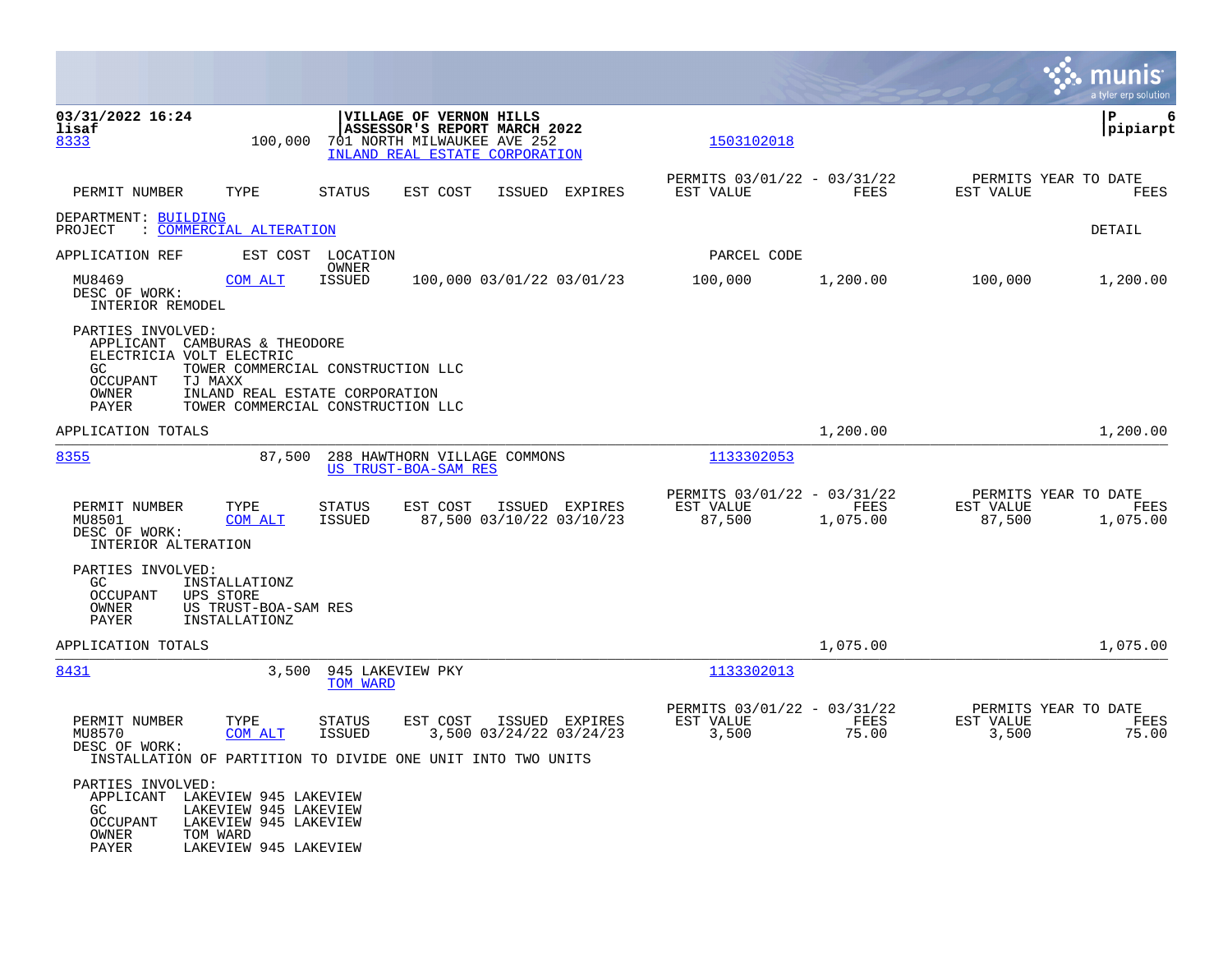03/31/2022 16:24
lisaf

**VILLAGE OF VERNON HILLS**
**ASSESSOR'S REPORT MARCH 2022**

pipiarpt

8333 | 100,000 | 701 NORTH MILWAUKEE AVE 252 | INLAND REAL ESTATE CORPORATION | 1503102018

| PERMIT NUMBER | TYPE | STATUS | EST COST | ISSUED | EXPIRES | PERMITS 03/01/22 - 03/31/22 EST VALUE | FEES | PERMITS YEAR TO DATE EST VALUE | FEES |
|---|---|---|---|---|---|---|---|---|---|

DEPARTMENT: BUILDING
PROJECT : COMMERCIAL ALTERATION

DETAIL

| APPLICATION REF | EST COST | LOCATION / OWNER | | | | PARCEL CODE | | | |
|---|---|---|---|---|---|---|---|---|---|
| MU8469 | COM ALT | ISSUED | 100,000 | 03/01/22 | 03/01/23 | 100,000 | 1,200.00 | 100,000 | 1,200.00 |

DESC OF WORK:
INTERIOR REMODEL

PARTIES INVOLVED:
- APPLICANT CAMBURAS & THEODORE
- ELECTRICIA VOLT ELECTRIC
- GC TOWER COMMERCIAL CONSTRUCTION LLC
- OCCUPANT TJ MAXX
- OWNER INLAND REAL ESTATE CORPORATION
- PAYER TOWER COMMERCIAL CONSTRUCTION LLC

APPLICATION TOTALS: 1,200.00 | 1,200.00

---

8355 | 87,500 | 288 HAWTHORN VILLAGE COMMONS | US TRUST-BOA-SAM RES | 1133302053

| PERMIT NUMBER | TYPE | STATUS | EST COST | ISSUED | EXPIRES | PERMITS 03/01/22 - 03/31/22 EST VALUE | FEES | PERMITS YEAR TO DATE EST VALUE | FEES |
|---|---|---|---|---|---|---|---|---|---|
| MU8501 | COM ALT | ISSUED | 87,500 | 03/10/22 | 03/10/23 | 87,500 | 1,075.00 | 87,500 | 1,075.00 |

DESC OF WORK:
INTERIOR ALTERATION

PARTIES INVOLVED:
- GC INSTALLATIONZ
- OCCUPANT UPS STORE
- OWNER US TRUST-BOA-SAM RES
- PAYER INSTALLATIONZ

APPLICATION TOTALS: 1,075.00 | 1,075.00

---

8431 | 3,500 | 945 LAKEVIEW PKY | TOM WARD | 1133302013

| PERMIT NUMBER | TYPE | STATUS | EST COST | ISSUED | EXPIRES | PERMITS 03/01/22 - 03/31/22 EST VALUE | FEES | PERMITS YEAR TO DATE EST VALUE | FEES |
|---|---|---|---|---|---|---|---|---|---|
| MU8570 | COM ALT | ISSUED | 3,500 | 03/24/22 | 03/24/23 | 3,500 | 75.00 | 3,500 | 75.00 |

DESC OF WORK:
INSTALLATION OF PARTITION TO DIVIDE ONE UNIT INTO TWO UNITS

PARTIES INVOLVED:
- APPLICANT LAKEVIEW 945 LAKEVIEW
- GC LAKEVIEW 945 LAKEVIEW
- OCCUPANT LAKEVIEW 945 LAKEVIEW
- OWNER TOM WARD
- PAYER LAKEVIEW 945 LAKEVIEW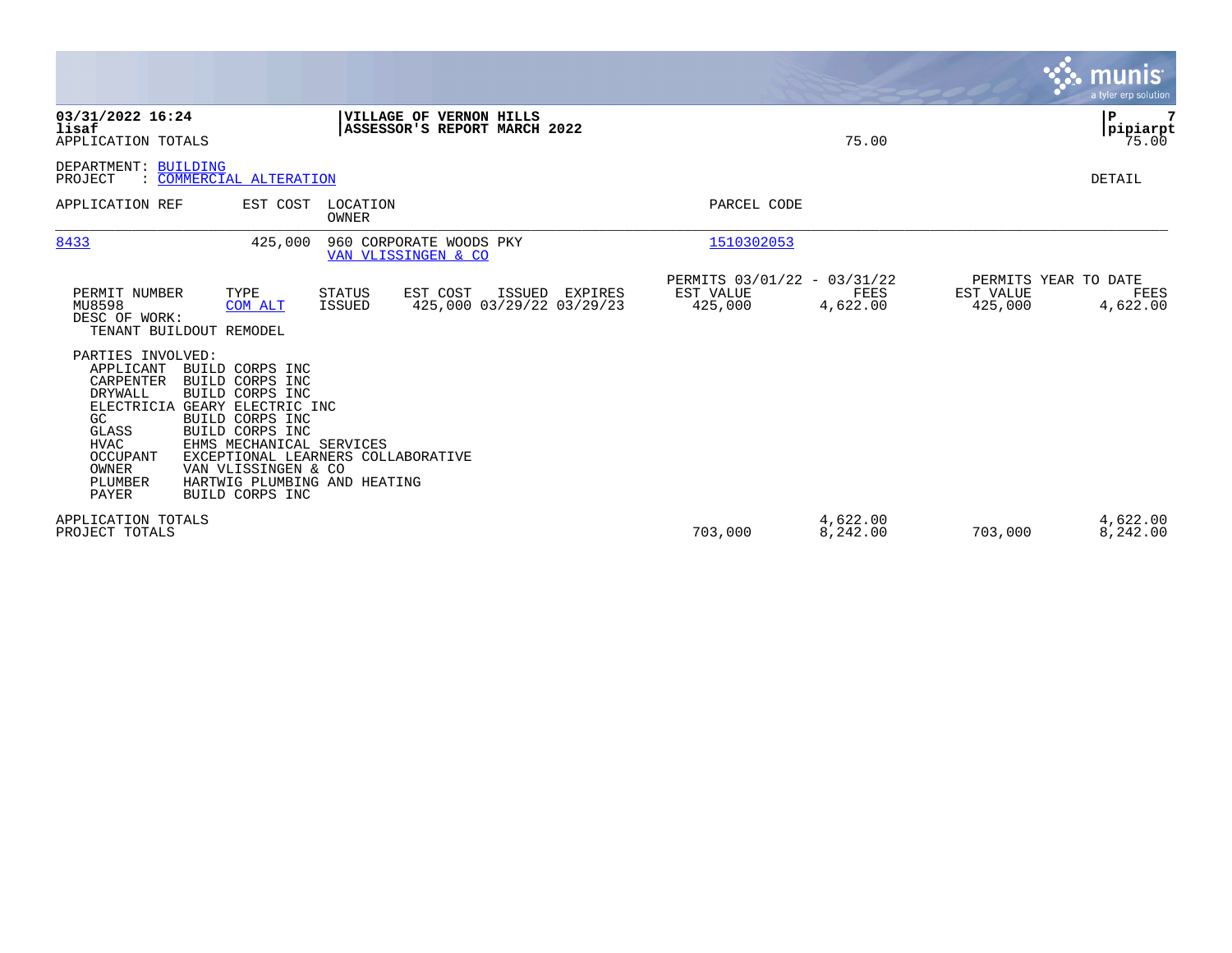03/31/2022 16:24 | VILLAGE OF VERNON HILLS | P 7
lisaf | ASSESSOR'S REPORT MARCH 2022 | pipiarpt
APPLICATION TOTALS 75.00 75.00

DEPARTMENT: BUILDING
PROJECT : COMMERCIAL ALTERATION

DETAIL

| APPLICATION REF | EST COST | LOCATION / OWNER | PARCEL CODE |
|---|---|---|---|
| 8433 | 425,000 | 960 CORPORATE WOODS PKY / VAN VLISSINGEN & CO | 1510302053 |

| PERMIT NUMBER | TYPE | STATUS | EST COST | ISSUED | EXPIRES | PERMITS 03/01/22 - 03/31/22 EST VALUE | FEES | PERMITS YEAR TO DATE EST VALUE | FEES |
|---|---|---|---|---|---|---|---|---|---|
| MU8598 | COM ALT | ISSUED | 425,000 | 03/29/22 | 03/29/23 | 425,000 | 4,622.00 | 425,000 | 4,622.00 |

DESC OF WORK:
TENANT BUILDOUT REMODEL

PARTIES INVOLVED:

| | |
|---|---|
| APPLICANT | BUILD CORPS INC |
| CARPENTER | BUILD CORPS INC |
| DRYWALL | BUILD CORPS INC |
| ELECTRICIA | GEARY ELECTRIC INC |
| GC | BUILD CORPS INC |
| GLASS | BUILD CORPS INC |
| HVAC | EHMS MECHANICAL SERVICES |
| OCCUPANT | EXCEPTIONAL LEARNERS COLLABORATIVE |
| OWNER | VAN VLISSINGEN & CO |
| PLUMBER | HARTWIG PLUMBING AND HEATING |
| PAYER | BUILD CORPS INC |

| | EST VALUE | FEES | EST VALUE (YTD) | FEES (YTD) |
|---|---|---|---|---|
| APPLICATION TOTALS | | 4,622.00 | | 4,622.00 |
| PROJECT TOTALS | 703,000 | 8,242.00 | 703,000 | 8,242.00 |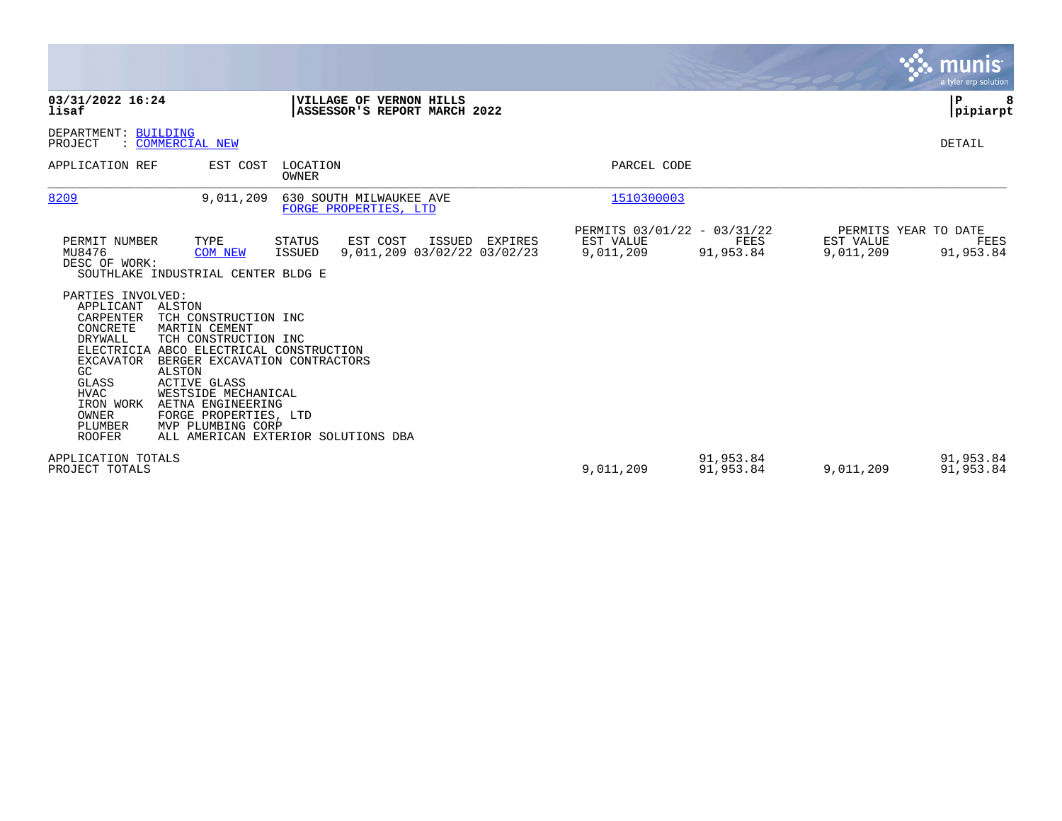**03/31/2022 16:24**
**lisaf**

**VILLAGE OF VERNON HILLS**
**ASSESSOR'S REPORT MARCH 2022**

**P 8**
**pipiarpt**

DEPARTMENT: BUILDING
PROJECT : COMMERCIAL NEW

DETAIL

| APPLICATION REF | EST COST | LOCATION / OWNER | PARCEL CODE |
|---|---|---|---|
| 8209 | 9,011,209 | 630 SOUTH MILWAUKEE AVE / FORGE PROPERTIES, LTD | 1510300003 |

| PERMIT NUMBER | TYPE | STATUS | EST COST | ISSUED | EXPIRES | PERMITS 03/01/22 - 03/31/22 EST VALUE | FEES | PERMITS YEAR TO DATE EST VALUE | FEES |
|---|---|---|---|---|---|---|---|---|---|
| MU8476 | COM NEW | ISSUED | 9,011,209 | 03/02/22 | 03/02/23 | 9,011,209 | 91,953.84 | 9,011,209 | 91,953.84 |

DESC OF WORK:
SOUTHLAKE INDUSTRIAL CENTER BLDG E

PARTIES INVOLVED:

| Role | Party |
|---|---|
| APPLICANT | ALSTON |
| CARPENTER | TCH CONSTRUCTION INC |
| CONCRETE | MARTIN CEMENT |
| DRYWALL | TCH CONSTRUCTION INC |
| ELECTRICIA | ABCO ELECTRICAL CONSTRUCTION |
| EXCAVATOR | BERGER EXCAVATION CONTRACTORS |
| GC | ALSTON |
| GLASS | ACTIVE GLASS |
| HVAC | WESTSIDE MECHANICAL |
| IRON WORK | AETNA ENGINEERING |
| OWNER | FORGE PROPERTIES, LTD |
| PLUMBER | MVP PLUMBING CORP |
| ROOFER | ALL AMERICAN EXTERIOR SOLUTIONS DBA |

| | EST VALUE | FEES | YTD EST VALUE | YTD FEES |
|---|---|---|---|---|
| APPLICATION TOTALS | | 91,953.84 | | 91,953.84 |
| PROJECT TOTALS | 9,011,209 | 91,953.84 | 9,011,209 | 91,953.84 |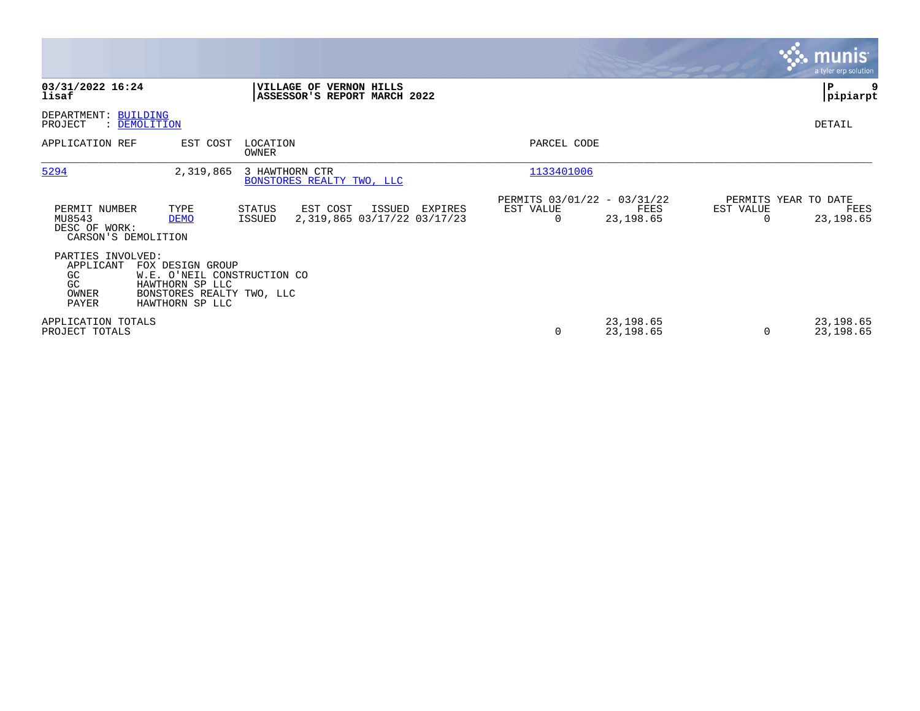**03/31/2022 16:24**
**lisaf**

**VILLAGE OF VERNON HILLS**
**ASSESSOR'S REPORT MARCH 2022**

**pipiarpt**

DEPARTMENT: BUILDING
PROJECT : DEMOLITION

DETAIL

| APPLICATION REF | EST COST | LOCATION / OWNER | PARCEL CODE |
|---|---|---|---|
| 5294 | 2,319,865 | 3 HAWTHORN CTR / BONSTORES REALTY TWO, LLC | 1133401006 |

| PERMIT NUMBER | TYPE | STATUS | EST COST | ISSUED | EXPIRES | PERMITS 03/01/22 - 03/31/22 EST VALUE | PERMITS 03/01/22 - 03/31/22 FEES | PERMITS YEAR TO DATE EST VALUE | PERMITS YEAR TO DATE FEES |
|---|---|---|---|---|---|---|---|---|---|
| MU8543 | DEMO | ISSUED | 2,319,865 | 03/17/22 | 03/17/23 | 0 | 23,198.65 | 0 | 23,198.65 |

DESC OF WORK:
CARSON'S DEMOLITION

PARTIES INVOLVED:

| | |
|---|---|
| APPLICANT | FOX DESIGN GROUP |
| GC | W.E. O'NEIL CONSTRUCTION CO |
| GC | HAWTHORN SP LLC |
| OWNER | BONSTORES REALTY TWO, LLC |
| PAYER | HAWTHORN SP LLC |

| | EST VALUE | FEES | YTD EST VALUE | YTD FEES |
|---|---|---|---|---|
| APPLICATION TOTALS | | 23,198.65 | | 23,198.65 |
| PROJECT TOTALS | 0 | 23,198.65 | 0 | 23,198.65 |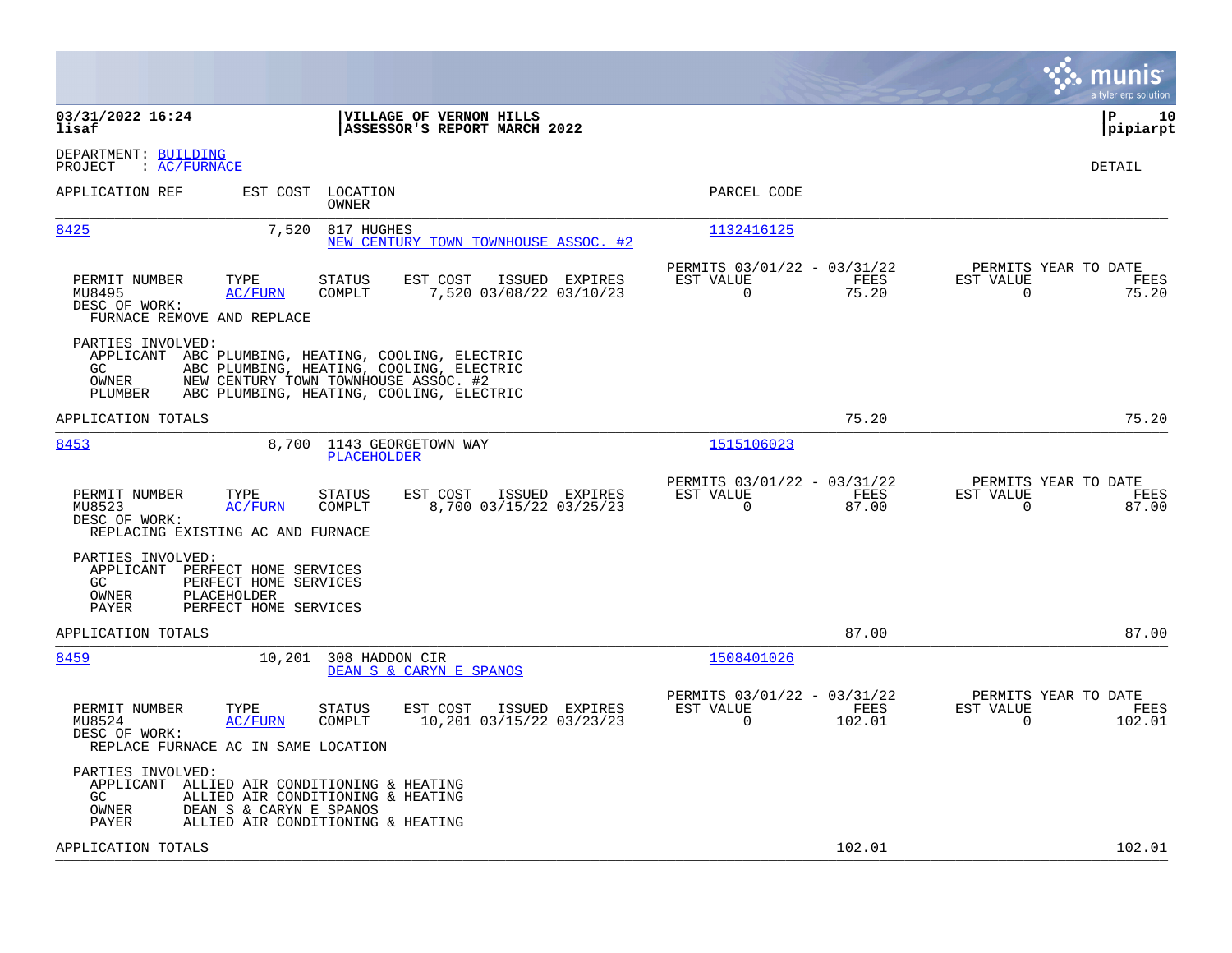03/31/2022 16:24
lisaf

**VILLAGE OF VERNON HILLS**
**ASSESSOR'S REPORT MARCH 2022**

pipiarpt

DEPARTMENT: BUILDING
PROJECT : AC/FURNACE

DETAIL

| APPLICATION REF | EST COST | LOCATION / OWNER | PARCEL CODE |
|---|---|---|---|
| 8425 | 7,520 | 817 HUGHES / NEW CENTURY TOWN TOWNHOUSE ASSOC. #2 | 1132416125 |

| PERMIT NUMBER | TYPE | STATUS | EST COST | ISSUED | EXPIRES | PERMITS 03/01/22 - 03/31/22 EST VALUE | FEES | PERMITS YEAR TO DATE EST VALUE | FEES |
|---|---|---|---|---|---|---|---|---|---|
| MU8495 | AC/FURN | COMPLT | 7,520 | 03/08/22 | 03/10/23 | 0 | 75.20 | 0 | 75.20 |

DESC OF WORK:
FURNACE REMOVE AND REPLACE

PARTIES INVOLVED:
- APPLICANT ABC PLUMBING, HEATING, COOLING, ELECTRIC
- GC ABC PLUMBING, HEATING, COOLING, ELECTRIC
- OWNER NEW CENTURY TOWN TOWNHOUSE ASSOC. #2
- PLUMBER ABC PLUMBING, HEATING, COOLING, ELECTRIC

APPLICATION TOTALS 75.20 75.20

| APPLICATION REF | EST COST | LOCATION / OWNER | PARCEL CODE |
|---|---|---|---|
| 8453 | 8,700 | 1143 GEORGETOWN WAY / PLACEHOLDER | 1515106023 |

| PERMIT NUMBER | TYPE | STATUS | EST COST | ISSUED | EXPIRES | PERMITS 03/01/22 - 03/31/22 EST VALUE | FEES | PERMITS YEAR TO DATE EST VALUE | FEES |
|---|---|---|---|---|---|---|---|---|---|
| MU8523 | AC/FURN | COMPLT | 8,700 | 03/15/22 | 03/25/23 | 0 | 87.00 | 0 | 87.00 |

DESC OF WORK:
REPLACING EXISTING AC AND FURNACE

PARTIES INVOLVED:
- APPLICANT PERFECT HOME SERVICES
- GC PERFECT HOME SERVICES
- OWNER PLACEHOLDER
- PAYER PERFECT HOME SERVICES

APPLICATION TOTALS 87.00 87.00

| APPLICATION REF | EST COST | LOCATION / OWNER | PARCEL CODE |
|---|---|---|---|
| 8459 | 10,201 | 308 HADDON CIR / DEAN S & CARYN E SPANOS | 1508401026 |

| PERMIT NUMBER | TYPE | STATUS | EST COST | ISSUED | EXPIRES | PERMITS 03/01/22 - 03/31/22 EST VALUE | FEES | PERMITS YEAR TO DATE EST VALUE | FEES |
|---|---|---|---|---|---|---|---|---|---|
| MU8524 | AC/FURN | COMPLT | 10,201 | 03/15/22 | 03/23/23 | 0 | 102.01 | 0 | 102.01 |

DESC OF WORK:
REPLACE FURNACE AC IN SAME LOCATION

PARTIES INVOLVED:
- APPLICANT ALLIED AIR CONDITIONING & HEATING
- GC ALLIED AIR CONDITIONING & HEATING
- OWNER DEAN S & CARYN E SPANOS
- PAYER ALLIED AIR CONDITIONING & HEATING

APPLICATION TOTALS 102.01 102.01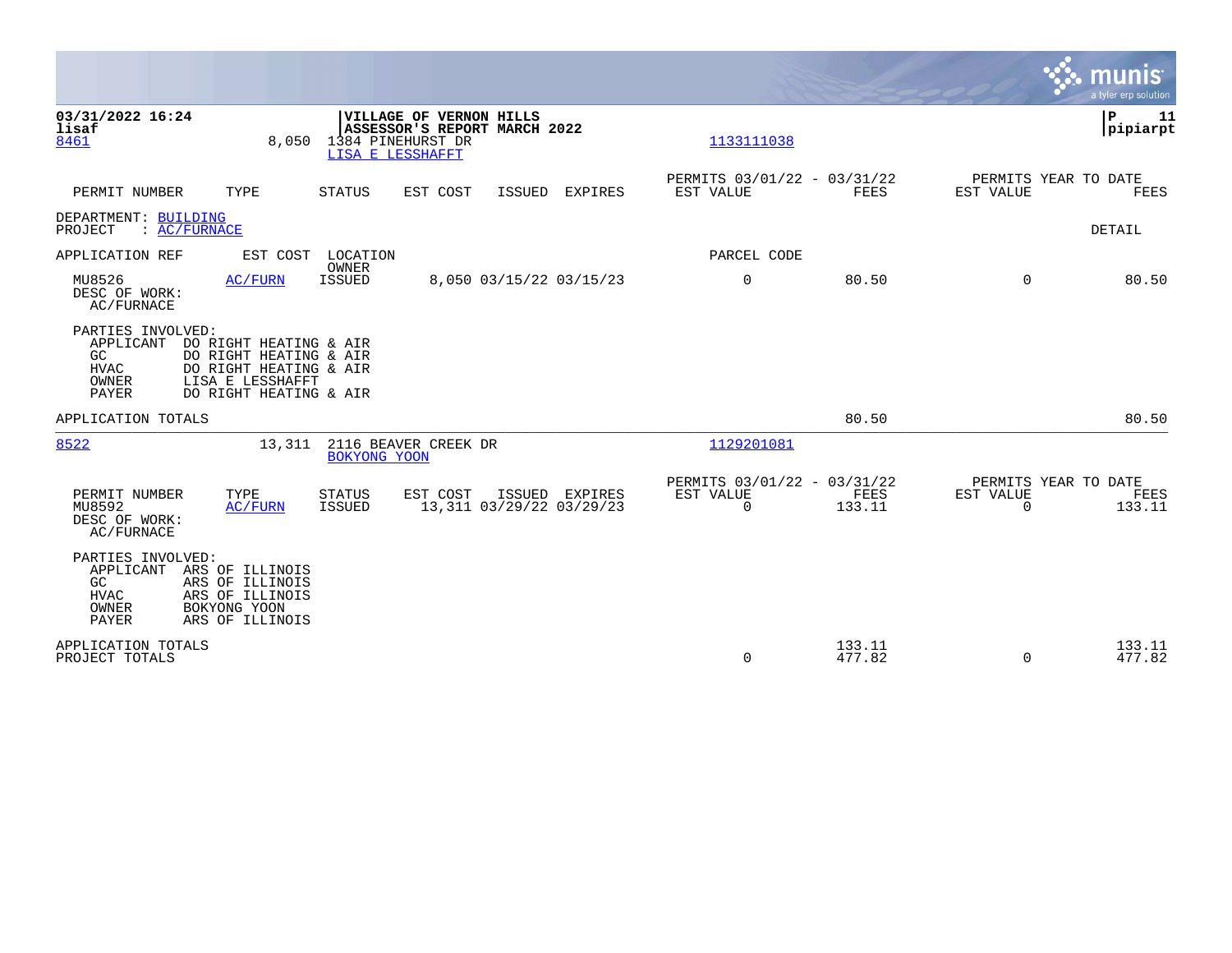03/31/2022 16:24 | VILLAGE OF VERNON HILLS | P 11
lisaf | ASSESSOR'S REPORT MARCH 2022 | pipiarpt

8461 &nbsp;&nbsp; 8,050 &nbsp;&nbsp; 1384 PINEHURST DR &nbsp;&nbsp; 1133111038
LISA E LESSHAFFT

| PERMIT NUMBER | TYPE | STATUS | EST COST | ISSUED | EXPIRES | PERMITS 03/01/22 - 03/31/22 EST VALUE | FEES | PERMITS YEAR TO DATE EST VALUE | FEES |
|---|---|---|---|---|---|---|---|---|---|

DEPARTMENT: BUILDING
PROJECT : AC/FURNACE

DETAIL

| APPLICATION REF | EST COST | LOCATION OWNER | | | | PARCEL CODE | | | |
|---|---|---|---|---|---|---|---|---|---|
| MU8526 | AC/FURN | ISSUED | 8,050 | 03/15/22 | 03/15/23 | 0 | 80.50 | 0 | 80.50 |

DESC OF WORK:
AC/FURNACE

PARTIES INVOLVED:
- APPLICANT DO RIGHT HEATING & AIR
- GC DO RIGHT HEATING & AIR
- HVAC DO RIGHT HEATING & AIR
- OWNER LISA E LESSHAFFT
- PAYER DO RIGHT HEATING & AIR

APPLICATION TOTALS &nbsp;&nbsp; 80.50 &nbsp;&nbsp; 80.50

8522 &nbsp;&nbsp; 13,311 &nbsp;&nbsp; 2116 BEAVER CREEK DR &nbsp;&nbsp; 1129201081
BOKYONG YOON

| PERMIT NUMBER | TYPE | STATUS | EST COST | ISSUED | EXPIRES | PERMITS 03/01/22 - 03/31/22 EST VALUE | FEES | PERMITS YEAR TO DATE EST VALUE | FEES |
|---|---|---|---|---|---|---|---|---|---|
| MU8592 | AC/FURN | ISSUED | 13,311 | 03/29/22 | 03/29/23 | 0 | 133.11 | 0 | 133.11 |

DESC OF WORK:
AC/FURNACE

PARTIES INVOLVED:
- APPLICANT ARS OF ILLINOIS
- GC ARS OF ILLINOIS
- HVAC ARS OF ILLINOIS
- OWNER BOKYONG YOON
- PAYER ARS OF ILLINOIS

| | EST VALUE | FEES | YTD EST VALUE | YTD FEES |
|---|---|---|---|---|
| APPLICATION TOTALS | | 133.11 | | 133.11 |
| PROJECT TOTALS | 0 | 477.82 | 0 | 477.82 |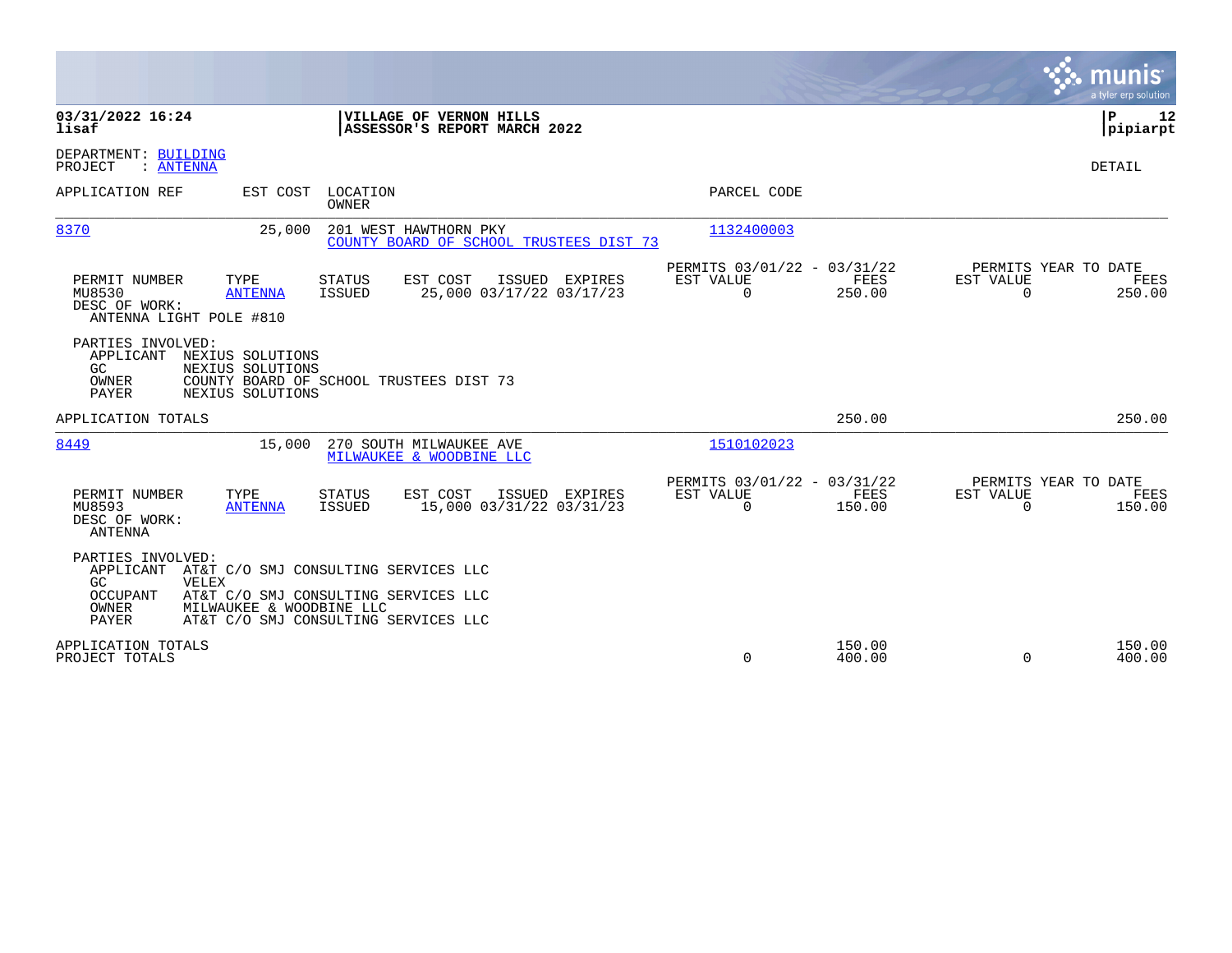**03/31/2022 16:24**
**lisaf**

**VILLAGE OF VERNON HILLS**
**ASSESSOR'S REPORT MARCH 2022**

**P 12**
**pipiarpt**

DEPARTMENT: BUILDING
PROJECT : ANTENNA

DETAIL

| APPLICATION REF | EST COST | LOCATION / OWNER | PARCEL CODE |
|---|---|---|---|
| 8370 | 25,000 | 201 WEST HAWTHORN PKY / COUNTY BOARD OF SCHOOL TRUSTEES DIST 73 | 1132400003 |

| PERMIT NUMBER | TYPE | STATUS | EST COST | ISSUED | EXPIRES | PERMITS 03/01/22 - 03/31/22 EST VALUE | FEES | PERMITS YEAR TO DATE EST VALUE | FEES |
|---|---|---|---|---|---|---|---|---|---|
| MU8530 | ANTENNA | ISSUED | 25,000 | 03/17/22 | 03/17/23 | 0 | 250.00 | 0 | 250.00 |

DESC OF WORK:
ANTENNA LIGHT POLE #810

PARTIES INVOLVED:
- APPLICANT NEXIUS SOLUTIONS
- GC NEXIUS SOLUTIONS
- OWNER COUNTY BOARD OF SCHOOL TRUSTEES DIST 73
- PAYER NEXIUS SOLUTIONS

APPLICATION TOTALS — 250.00 — 250.00

| APPLICATION REF | EST COST | LOCATION / OWNER | PARCEL CODE |
|---|---|---|---|
| 8449 | 15,000 | 270 SOUTH MILWAUKEE AVE / MILWAUKEE & WOODBINE LLC | 1510102023 |

| PERMIT NUMBER | TYPE | STATUS | EST COST | ISSUED | EXPIRES | PERMITS 03/01/22 - 03/31/22 EST VALUE | FEES | PERMITS YEAR TO DATE EST VALUE | FEES |
|---|---|---|---|---|---|---|---|---|---|
| MU8593 | ANTENNA | ISSUED | 15,000 | 03/31/22 | 03/31/23 | 0 | 150.00 | 0 | 150.00 |

DESC OF WORK:
ANTENNA

PARTIES INVOLVED:
- APPLICANT AT&T C/O SMJ CONSULTING SERVICES LLC
- GC VELEX
- OCCUPANT AT&T C/O SMJ CONSULTING SERVICES LLC
- OWNER MILWAUKEE & WOODBINE LLC
- PAYER AT&T C/O SMJ CONSULTING SERVICES LLC

| | EST VALUE | FEES | YTD EST VALUE | YTD FEES |
|---|---|---|---|---|
| APPLICATION TOTALS | | 150.00 | | 150.00 |
| PROJECT TOTALS | 0 | 400.00 | 0 | 400.00 |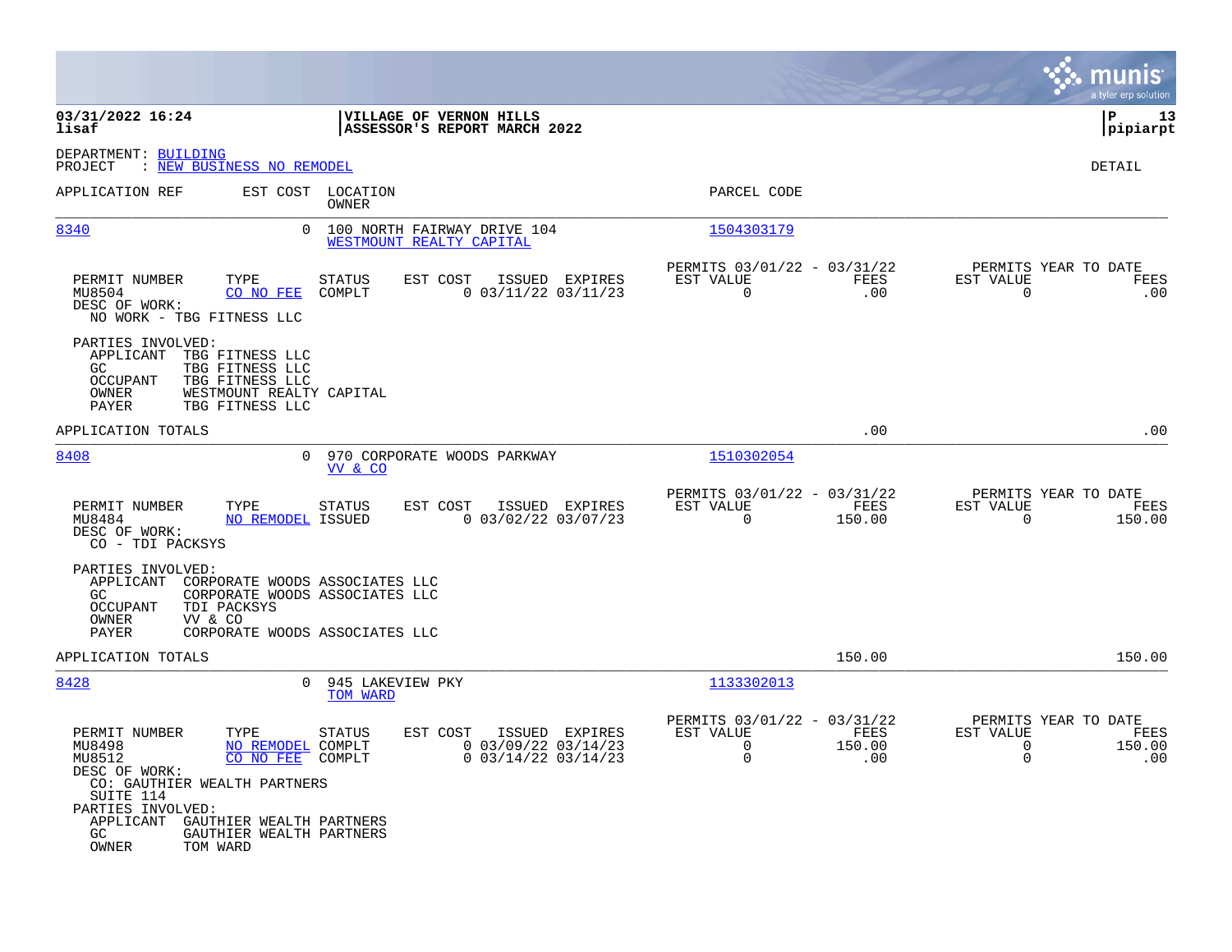**03/31/2022 16:24** | **VILLAGE OF VERNON HILLS**
**lisaf** | **ASSESSOR'S REPORT MARCH 2022** | **pipiarpt**

DEPARTMENT: BUILDING
PROJECT : NEW BUSINESS NO REMODEL

DETAIL

| APPLICATION REF | EST COST | LOCATION / OWNER | PARCEL CODE |
|---|---|---|---|
| 8340 | 0 | 100 NORTH FAIRWAY DRIVE 104 / WESTMOUNT REALTY CAPITAL | 1504303179 |

| PERMIT NUMBER | TYPE | STATUS | EST COST | ISSUED | EXPIRES | PERMITS 03/01/22 - 03/31/22 EST VALUE | FEES | PERMITS YEAR TO DATE EST VALUE | FEES |
|---|---|---|---|---|---|---|---|---|---|
| MU8504 | CO NO FEE | COMPLT | 0 | 03/11/22 | 03/11/23 | 0 | .00 | 0 | .00 |

DESC OF WORK:
NO WORK - TBG FITNESS LLC

PARTIES INVOLVED:
- APPLICANT TBG FITNESS LLC
- GC TBG FITNESS LLC
- OCCUPANT TBG FITNESS LLC
- OWNER WESTMOUNT REALTY CAPITAL
- PAYER TBG FITNESS LLC

APPLICATION TOTALS: .00 | .00

| APPLICATION REF | EST COST | LOCATION / OWNER | PARCEL CODE |
|---|---|---|---|
| 8408 | 0 | 970 CORPORATE WOODS PARKWAY / VV & CO | 1510302054 |

| PERMIT NUMBER | TYPE | STATUS | EST COST | ISSUED | EXPIRES | PERMITS 03/01/22 - 03/31/22 EST VALUE | FEES | PERMITS YEAR TO DATE EST VALUE | FEES |
|---|---|---|---|---|---|---|---|---|---|
| MU8484 | NO REMODEL | ISSUED | 0 | 03/02/22 | 03/07/23 | 0 | 150.00 | 0 | 150.00 |

DESC OF WORK:
CO - TDI PACKSYS

PARTIES INVOLVED:
- APPLICANT CORPORATE WOODS ASSOCIATES LLC
- GC CORPORATE WOODS ASSOCIATES LLC
- OCCUPANT TDI PACKSYS
- OWNER VV & CO
- PAYER CORPORATE WOODS ASSOCIATES LLC

APPLICATION TOTALS: 150.00 | 150.00

| APPLICATION REF | EST COST | LOCATION / OWNER | PARCEL CODE |
|---|---|---|---|
| 8428 | 0 | 945 LAKEVIEW PKY / TOM WARD | 1133302013 |

| PERMIT NUMBER | TYPE | STATUS | EST COST | ISSUED | EXPIRES | PERMITS 03/01/22 - 03/31/22 EST VALUE | FEES | PERMITS YEAR TO DATE EST VALUE | FEES |
|---|---|---|---|---|---|---|---|---|---|
| MU8498 | NO REMODEL | COMPLT | 0 | 03/09/22 | 03/14/23 | 0 | 150.00 | 0 | 150.00 |
| MU8512 | CO NO FEE | COMPLT | 0 | 03/14/22 | 03/14/23 | 0 | .00 | 0 | .00 |

DESC OF WORK:
CO: GAUTHIER WEALTH PARTNERS
SUITE 114

PARTIES INVOLVED:
- APPLICANT GAUTHIER WEALTH PARTNERS
- GC GAUTHIER WEALTH PARTNERS
- OWNER TOM WARD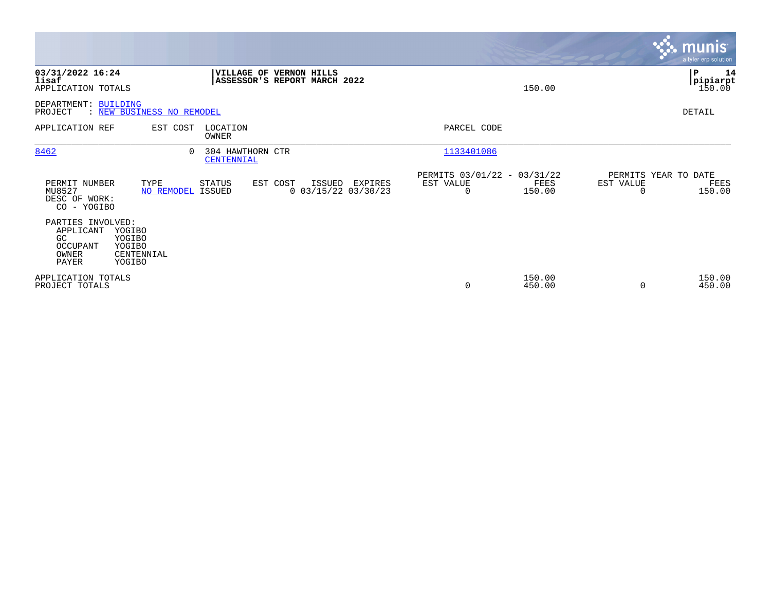**03/31/2022 16:24**
**lisaf**
APPLICATION TOTALS

**VILLAGE OF VERNON HILLS**
**ASSESSOR'S REPORT MARCH 2022**

150.00

**P 14**
**pipiarpt**
150.00

DEPARTMENT: BUILDING
PROJECT : NEW BUSINESS NO REMODEL

DETAIL

| APPLICATION REF | EST COST | LOCATION / OWNER | PARCEL CODE |
|---|---|---|---|
| 8462 | 0 | 304 HAWTHORN CTR / CENTENNIAL | 1133401086 |

| PERMIT NUMBER | TYPE | STATUS | EST COST | ISSUED | EXPIRES | PERMITS 03/01/22 - 03/31/22 EST VALUE | FEES | PERMITS YEAR TO DATE EST VALUE | FEES |
|---|---|---|---|---|---|---|---|---|---|
| MU8527 | NO REMODEL | ISSUED | 0 | 03/15/22 | 03/30/23 | 0 | 150.00 | 0 | 150.00 |

DESC OF WORK:
CO - YOGIBO

PARTIES INVOLVED:

| Role | Name |
|---|---|
| APPLICANT | YOGIBO |
| GC | YOGIBO |
| OCCUPANT | YOGIBO |
| OWNER | CENTENNIAL |
| PAYER | YOGIBO |

| | EST VALUE | FEES | YTD EST VALUE | YTD FEES |
|---|---|---|---|---|
| APPLICATION TOTALS | | 150.00 | | 150.00 |
| PROJECT TOTALS | 0 | 450.00 | 0 | 450.00 |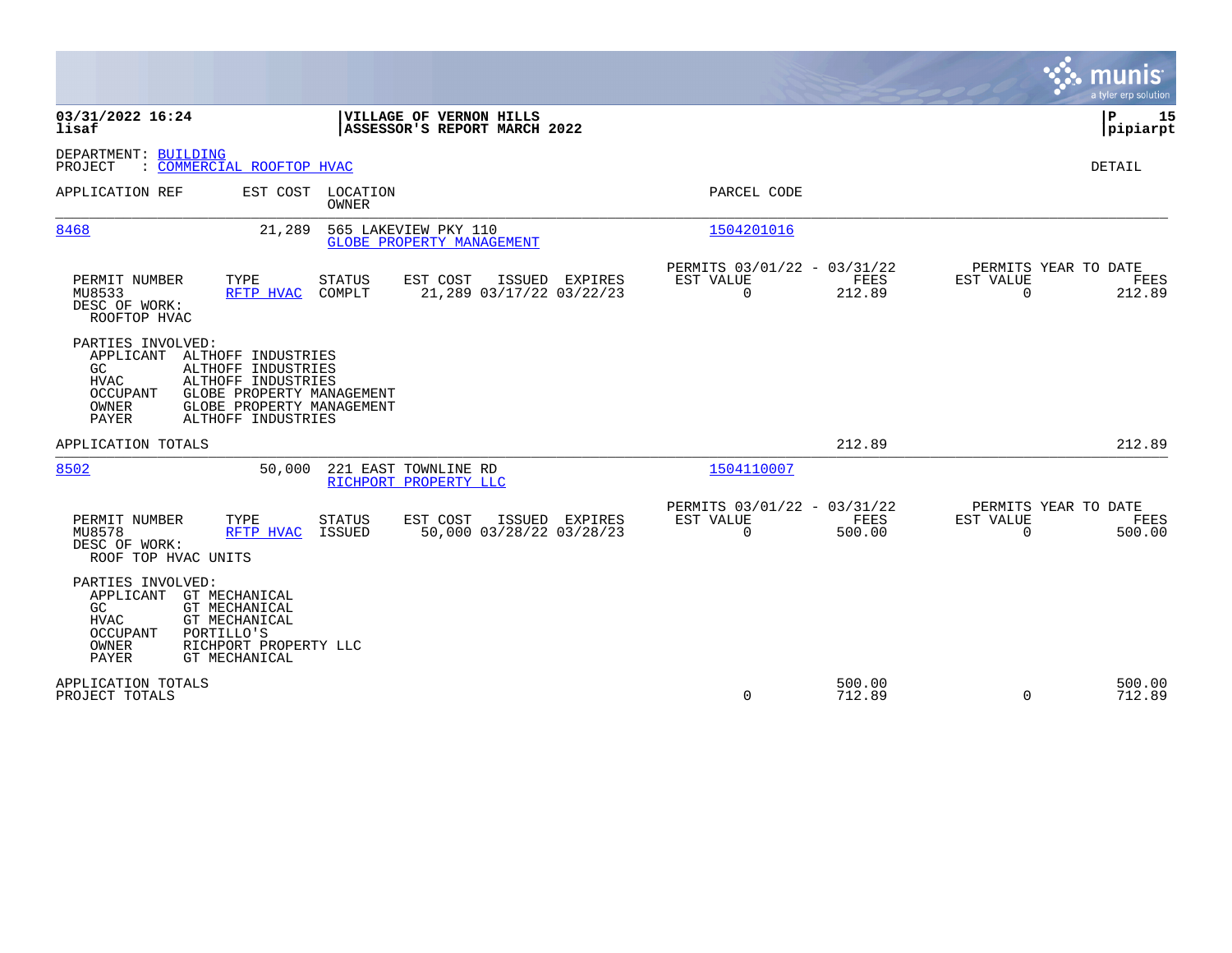**03/31/2022 16:24**
**lisaf**

**VILLAGE OF VERNON HILLS**
**ASSESSOR'S REPORT MARCH 2022**

**P 15**
**pipiarpt**

DEPARTMENT: BUILDING
PROJECT : COMMERCIAL ROOFTOP HVAC

DETAIL

| APPLICATION REF | EST COST | LOCATION / OWNER | PARCEL CODE |
|---|---|---|---|
| 8468 | 21,289 | 565 LAKEVIEW PKY 110 / GLOBE PROPERTY MANAGEMENT | 1504201016 |

| PERMIT NUMBER | TYPE | STATUS | EST COST | ISSUED | EXPIRES | PERMITS 03/01/22 - 03/31/22 EST VALUE | FEES | PERMITS YEAR TO DATE EST VALUE | FEES |
|---|---|---|---|---|---|---|---|---|---|
| MU8533 | RFTP HVAC | COMPLT | 21,289 | 03/17/22 | 03/22/23 | 0 | 212.89 | 0 | 212.89 |

DESC OF WORK:
ROOFTOP HVAC

PARTIES INVOLVED:

| Role | Name |
|---|---|
| APPLICANT | ALTHOFF INDUSTRIES |
| GC | ALTHOFF INDUSTRIES |
| HVAC | ALTHOFF INDUSTRIES |
| OCCUPANT | GLOBE PROPERTY MANAGEMENT |
| OWNER | GLOBE PROPERTY MANAGEMENT |
| PAYER | ALTHOFF INDUSTRIES |

APPLICATION TOTALS — FEES: 212.89 — YEAR TO DATE FEES: 212.89

| APPLICATION REF | EST COST | LOCATION / OWNER | PARCEL CODE |
|---|---|---|---|
| 8502 | 50,000 | 221 EAST TOWNLINE RD / RICHPORT PROPERTY LLC | 1504110007 |

| PERMIT NUMBER | TYPE | STATUS | EST COST | ISSUED | EXPIRES | PERMITS 03/01/22 - 03/31/22 EST VALUE | FEES | PERMITS YEAR TO DATE EST VALUE | FEES |
|---|---|---|---|---|---|---|---|---|---|
| MU8578 | RFTP HVAC | ISSUED | 50,000 | 03/28/22 | 03/28/23 | 0 | 500.00 | 0 | 500.00 |

DESC OF WORK:
ROOF TOP HVAC UNITS

PARTIES INVOLVED:

| Role | Name |
|---|---|
| APPLICANT | GT MECHANICAL |
| GC | GT MECHANICAL |
| HVAC | GT MECHANICAL |
| OCCUPANT | PORTILLO'S |
| OWNER | RICHPORT PROPERTY LLC |
| PAYER | GT MECHANICAL |

| | EST VALUE | FEES | YTD EST VALUE | YTD FEES |
|---|---|---|---|---|
| APPLICATION TOTALS | | 500.00 | | 500.00 |
| PROJECT TOTALS | 0 | 712.89 | 0 | 712.89 |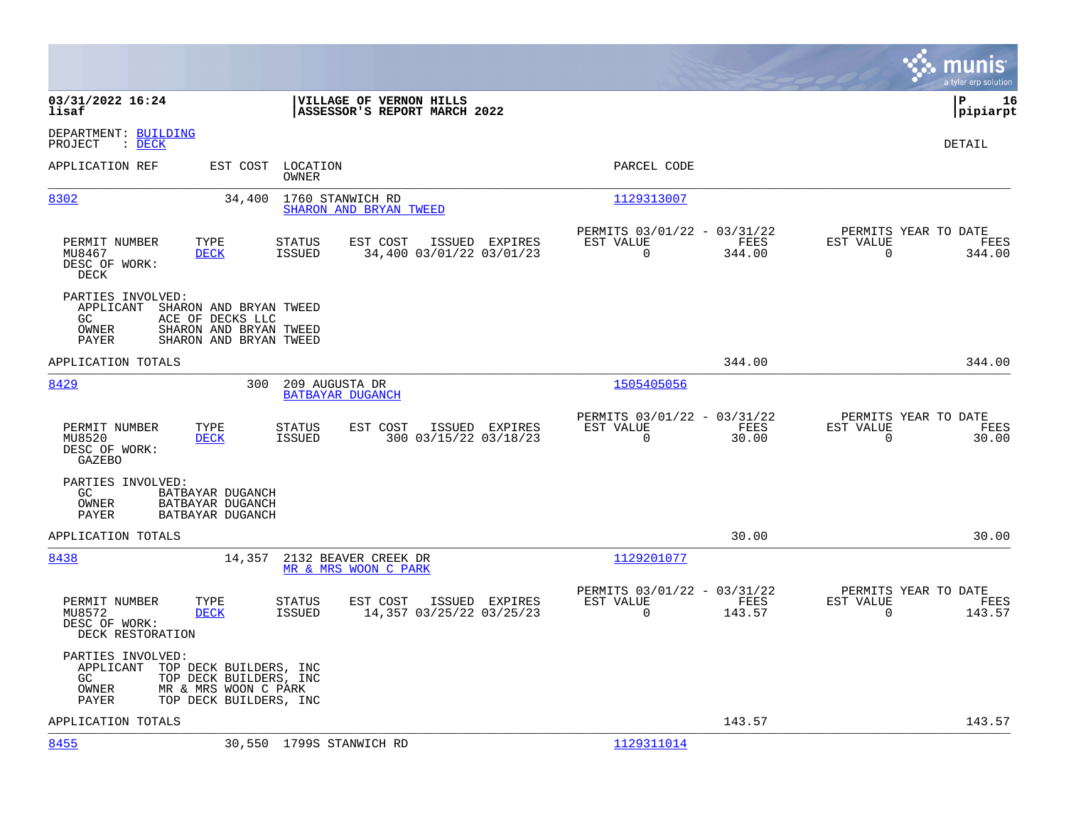03/31/2022 16:24
lisaf

VILLAGE OF VERNON HILLS
ASSESSOR'S REPORT MARCH 2022

P 16
pipiarpt

DEPARTMENT: BUILDING
PROJECT : DECK

DETAIL

| APPLICATION REF | EST COST | LOCATION / OWNER | PARCEL CODE |
|---|---|---|---|
| 8302 | 34,400 | 1760 STANWICH RD / SHARON AND BRYAN TWEED | 1129313007 |

| PERMIT NUMBER | TYPE | STATUS | EST COST | ISSUED | EXPIRES | PERMITS 03/01/22 - 03/31/22 EST VALUE | FEES | PERMITS YEAR TO DATE EST VALUE | FEES |
|---|---|---|---|---|---|---|---|---|---|
| MU8467 | DECK | ISSUED | 34,400 | 03/01/22 | 03/01/23 | 0 | 344.00 | 0 | 344.00 |

DESC OF WORK:
DECK

PARTIES INVOLVED:
- APPLICANT SHARON AND BRYAN TWEED
- GC ACE OF DECKS LLC
- OWNER SHARON AND BRYAN TWEED
- PAYER SHARON AND BRYAN TWEED

APPLICATION TOTALS 344.00 344.00

| APPLICATION REF | EST COST | LOCATION / OWNER | PARCEL CODE |
|---|---|---|---|
| 8429 | 300 | 209 AUGUSTA DR / BATBAYAR DUGANCH | 1505405056 |

| PERMIT NUMBER | TYPE | STATUS | EST COST | ISSUED | EXPIRES | PERMITS 03/01/22 - 03/31/22 EST VALUE | FEES | PERMITS YEAR TO DATE EST VALUE | FEES |
|---|---|---|---|---|---|---|---|---|---|
| MU8520 | DECK | ISSUED | 300 | 03/15/22 | 03/18/23 | 0 | 30.00 | 0 | 30.00 |

DESC OF WORK:
GAZEBO

PARTIES INVOLVED:
- GC BATBAYAR DUGANCH
- OWNER BATBAYAR DUGANCH
- PAYER BATBAYAR DUGANCH

APPLICATION TOTALS 30.00 30.00

| APPLICATION REF | EST COST | LOCATION / OWNER | PARCEL CODE |
|---|---|---|---|
| 8438 | 14,357 | 2132 BEAVER CREEK DR / MR & MRS WOON C PARK | 1129201077 |

| PERMIT NUMBER | TYPE | STATUS | EST COST | ISSUED | EXPIRES | PERMITS 03/01/22 - 03/31/22 EST VALUE | FEES | PERMITS YEAR TO DATE EST VALUE | FEES |
|---|---|---|---|---|---|---|---|---|---|
| MU8572 | DECK | ISSUED | 14,357 | 03/25/22 | 03/25/23 | 0 | 143.57 | 0 | 143.57 |

DESC OF WORK:
DECK RESTORATION

PARTIES INVOLVED:
- APPLICANT TOP DECK BUILDERS, INC
- GC TOP DECK BUILDERS, INC
- OWNER MR & MRS WOON C PARK
- PAYER TOP DECK BUILDERS, INC

APPLICATION TOTALS 143.57 143.57

| APPLICATION REF | EST COST | LOCATION / OWNER | PARCEL CODE |
|---|---|---|---|
| 8455 | 30,550 | 1799S STANWICH RD | 1129311014 |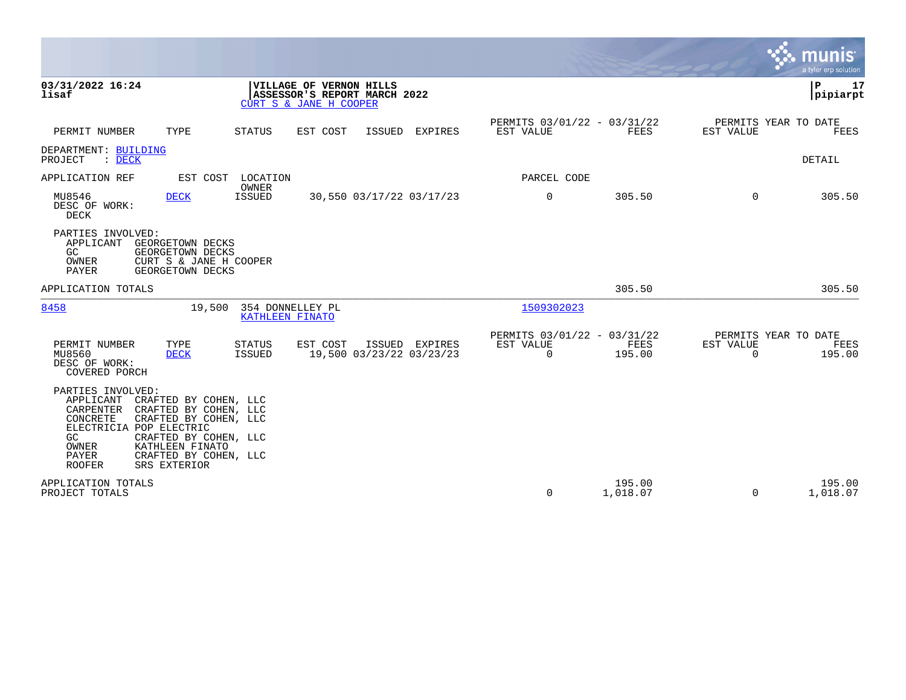**03/31/2022 16:24**
**lisaf**

**VILLAGE OF VERNON HILLS**
**ASSESSOR'S REPORT MARCH 2022**
CURT S & JANE H COOPER

**P 17**
**pipiarpt**

| PERMIT NUMBER | TYPE | STATUS | EST COST | ISSUED | EXPIRES | PERMITS 03/01/22 - 03/31/22 EST VALUE | FEES | PERMITS YEAR TO DATE EST VALUE | FEES |
|---|---|---|---|---|---|---|---|---|---|

DEPARTMENT: BUILDING
PROJECT : DECK

DETAIL

APPLICATION REF — EST COST — LOCATION / OWNER — PARCEL CODE

| PERMIT NUMBER | TYPE | STATUS | EST COST | ISSUED | EXPIRES | EST VALUE | FEES | EST VALUE (YTD) | FEES (YTD) |
|---|---|---|---|---|---|---|---|---|---|
| MU8546 | DECK | ISSUED | 30,550 | 03/17/22 | 03/17/23 | 0 | 305.50 | 0 | 305.50 |

DESC OF WORK:
DECK

PARTIES INVOLVED:
- APPLICANT GEORGETOWN DECKS
- GC GEORGETOWN DECKS
- OWNER CURT S & JANE H COOPER
- PAYER GEORGETOWN DECKS

APPLICATION TOTALS — 305.50 — 305.50

---

8458 — 19,500 — 354 DONNELLEY PL, KATHLEEN FINATO — 1509302023

| PERMIT NUMBER | TYPE | STATUS | EST COST | ISSUED | EXPIRES | EST VALUE | FEES | EST VALUE (YTD) | FEES (YTD) |
|---|---|---|---|---|---|---|---|---|---|
| MU8560 | DECK | ISSUED | 19,500 | 03/23/22 | 03/23/23 | 0 | 195.00 | 0 | 195.00 |

DESC OF WORK:
COVERED PORCH

PARTIES INVOLVED:
- APPLICANT CRAFTED BY COHEN, LLC
- CARPENTER CRAFTED BY COHEN, LLC
- CONCRETE CRAFTED BY COHEN, LLC
- ELECTRICIA POP ELECTRIC
- GC CRAFTED BY COHEN, LLC
- OWNER KATHLEEN FINATO
- PAYER CRAFTED BY COHEN, LLC
- ROOFER SRS EXTERIOR

| | EST VALUE | FEES | EST VALUE (YTD) | FEES (YTD) |
|---|---|---|---|---|
| APPLICATION TOTALS | | 195.00 | | 195.00 |
| PROJECT TOTALS | 0 | 1,018.07 | 0 | 1,018.07 |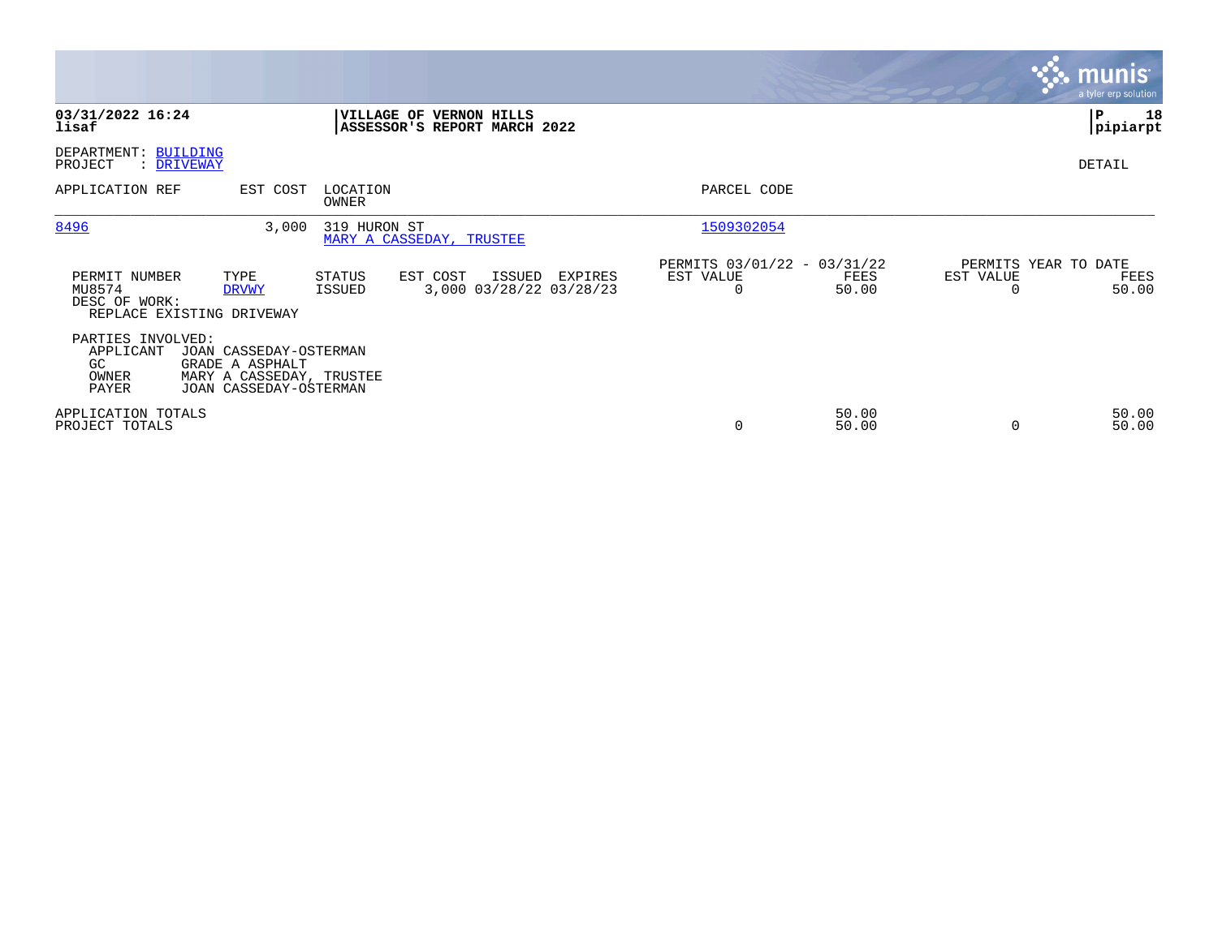**03/31/2022 16:24**
**lisaf**

**VILLAGE OF VERNON HILLS**
**ASSESSOR'S REPORT MARCH 2022**

**P 18**
**pipiarpt**

DEPARTMENT: BUILDING
PROJECT : DRIVEWAY

DETAIL

| APPLICATION REF | EST COST | LOCATION / OWNER | PARCEL CODE |
|---|---|---|---|
| 8496 | 3,000 | 319 HURON ST / MARY A CASSEDAY, TRUSTEE | 1509302054 |

| PERMIT NUMBER | TYPE | STATUS | EST COST | ISSUED | EXPIRES | PERMITS 03/01/22 - 03/31/22 EST VALUE | FEES | PERMITS YEAR TO DATE EST VALUE | FEES |
|---|---|---|---|---|---|---|---|---|---|
| MU8574 | DRVWY | ISSUED | 3,000 | 03/28/22 | 03/28/23 | 0 | 50.00 | 0 | 50.00 |

DESC OF WORK:
REPLACE EXISTING DRIVEWAY

PARTIES INVOLVED:

| Role | Name |
|---|---|
| APPLICANT | JOAN CASSEDAY-OSTERMAN |
| GC | GRADE A ASPHALT |
| OWNER | MARY A CASSEDAY, TRUSTEE |
| PAYER | JOAN CASSEDAY-OSTERMAN |

| | EST VALUE | FEES | EST VALUE | FEES |
|---|---|---|---|---|
| APPLICATION TOTALS | | 50.00 | | 50.00 |
| PROJECT TOTALS | 0 | 50.00 | 0 | 50.00 |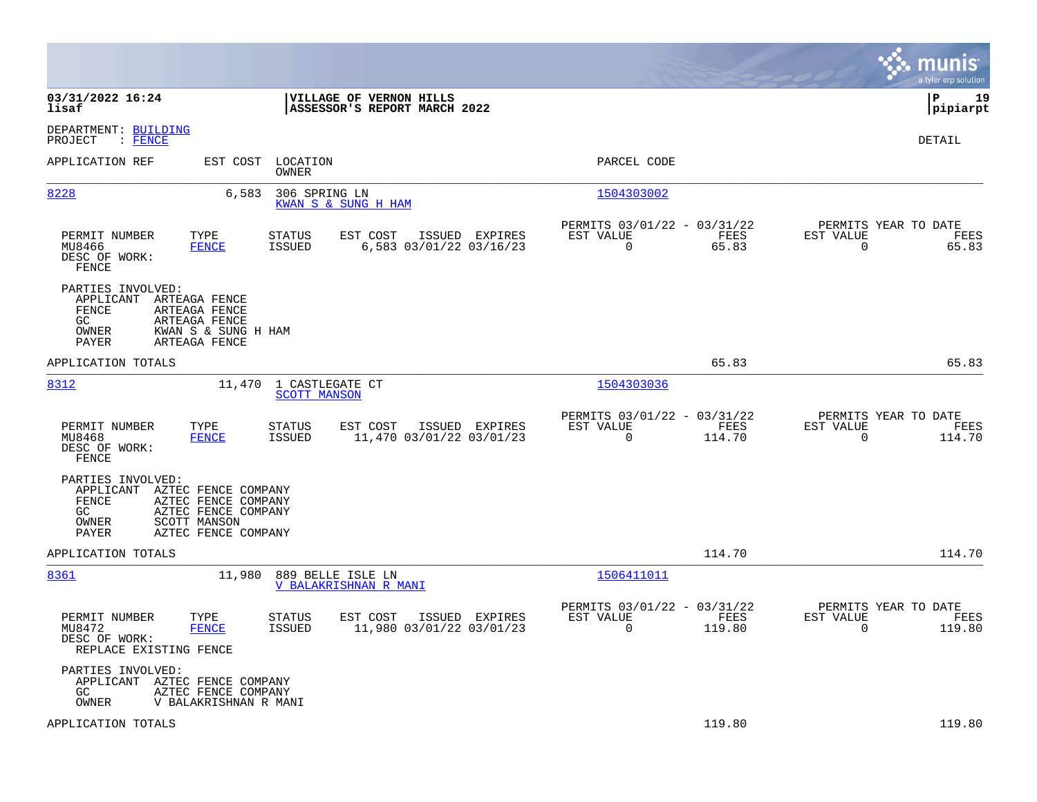**03/31/2022 16:24**
**lisaf**

**VILLAGE OF VERNON HILLS**
**ASSESSOR'S REPORT MARCH 2022**

**P 19**
**pipiarpt**

DEPARTMENT: BUILDING
PROJECT : FENCE

DETAIL

| APPLICATION REF | EST COST | LOCATION / OWNER | PARCEL CODE |
|---|---|---|---|
| 8228 | 6,583 | 306 SPRING LN / KWAN S & SUNG H HAM | 1504303002 |

| PERMIT NUMBER | TYPE | STATUS | EST COST | ISSUED | EXPIRES | PERMITS 03/01/22 - 03/31/22 EST VALUE | FEES | PERMITS YEAR TO DATE EST VALUE | FEES |
|---|---|---|---|---|---|---|---|---|---|
| MU8466 | FENCE | ISSUED | 6,583 | 03/01/22 | 03/16/23 | 0 | 65.83 | 0 | 65.83 |

DESC OF WORK:
FENCE

PARTIES INVOLVED:
- APPLICANT ARTEAGA FENCE
- FENCE ARTEAGA FENCE
- GC ARTEAGA FENCE
- OWNER KWAN S & SUNG H HAM
- PAYER ARTEAGA FENCE

APPLICATION TOTALS 65.83 65.83

| APPLICATION REF | EST COST | LOCATION / OWNER | PARCEL CODE |
|---|---|---|---|
| 8312 | 11,470 | 1 CASTLEGATE CT / SCOTT MANSON | 1504303036 |

| PERMIT NUMBER | TYPE | STATUS | EST COST | ISSUED | EXPIRES | PERMITS 03/01/22 - 03/31/22 EST VALUE | FEES | PERMITS YEAR TO DATE EST VALUE | FEES |
|---|---|---|---|---|---|---|---|---|---|
| MU8468 | FENCE | ISSUED | 11,470 | 03/01/22 | 03/01/23 | 0 | 114.70 | 0 | 114.70 |

DESC OF WORK:
FENCE

PARTIES INVOLVED:
- APPLICANT AZTEC FENCE COMPANY
- FENCE AZTEC FENCE COMPANY
- GC AZTEC FENCE COMPANY
- OWNER SCOTT MANSON
- PAYER AZTEC FENCE COMPANY

APPLICATION TOTALS 114.70 114.70

| APPLICATION REF | EST COST | LOCATION / OWNER | PARCEL CODE |
|---|---|---|---|
| 8361 | 11,980 | 889 BELLE ISLE LN / V BALAKRISHNAN R MANI | 1506411011 |

| PERMIT NUMBER | TYPE | STATUS | EST COST | ISSUED | EXPIRES | PERMITS 03/01/22 - 03/31/22 EST VALUE | FEES | PERMITS YEAR TO DATE EST VALUE | FEES |
|---|---|---|---|---|---|---|---|---|---|
| MU8472 | FENCE | ISSUED | 11,980 | 03/01/22 | 03/01/23 | 0 | 119.80 | 0 | 119.80 |

DESC OF WORK:
REPLACE EXISTING FENCE

PARTIES INVOLVED:
- APPLICANT AZTEC FENCE COMPANY
- GC AZTEC FENCE COMPANY
- OWNER V BALAKRISHNAN R MANI

APPLICATION TOTALS 119.80 119.80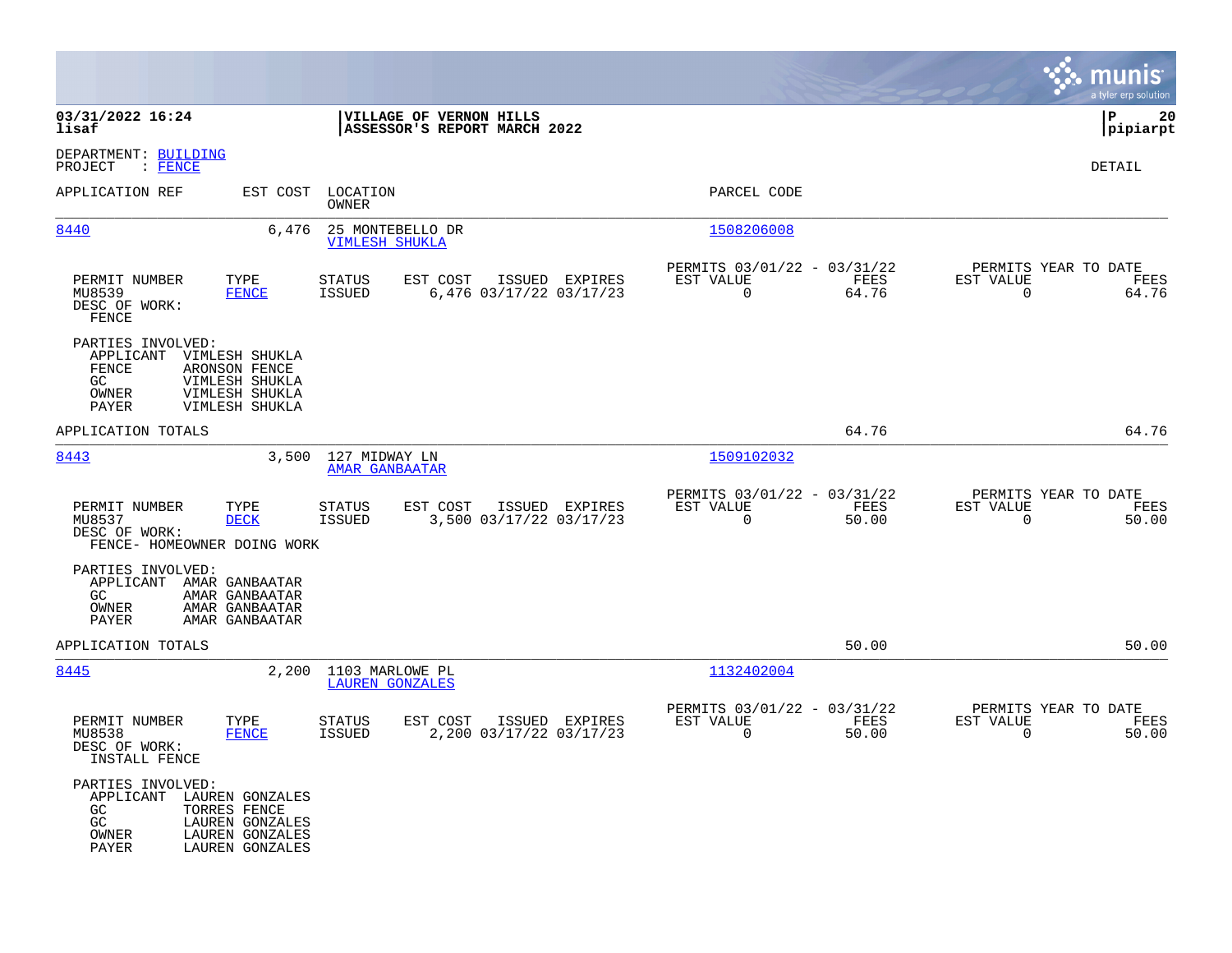**03/31/2022 16:24** | **VILLAGE OF VERNON HILLS**
**lisaf** | **ASSESSOR'S REPORT MARCH 2022** | **pipiarpt**

DEPARTMENT: BUILDING
PROJECT : FENCE

DETAIL

| APPLICATION REF | EST COST | LOCATION / OWNER | PARCEL CODE |
|---|---|---|---|
| 8440 | 6,476 | 25 MONTEBELLO DR / VIMLESH SHUKLA | 1508206008 |

| PERMIT NUMBER | TYPE | STATUS | EST COST | ISSUED | EXPIRES | PERMITS 03/01/22 - 03/31/22 EST VALUE | FEES | PERMITS YEAR TO DATE EST VALUE | FEES |
|---|---|---|---|---|---|---|---|---|---|
| MU8539 | FENCE | ISSUED | 6,476 | 03/17/22 | 03/17/23 | 0 | 64.76 | 0 | 64.76 |

DESC OF WORK:
FENCE

PARTIES INVOLVED:

| | |
|---|---|
| APPLICANT | VIMLESH SHUKLA |
| FENCE | ARONSON FENCE |
| GC | VIMLESH SHUKLA |
| OWNER | VIMLESH SHUKLA |
| PAYER | VIMLESH SHUKLA |

APPLICATION TOTALS 64.76 64.76

| APPLICATION REF | EST COST | LOCATION / OWNER | PARCEL CODE |
|---|---|---|---|
| 8443 | 3,500 | 127 MIDWAY LN / AMAR GANBAATAR | 1509102032 |

| PERMIT NUMBER | TYPE | STATUS | EST COST | ISSUED | EXPIRES | PERMITS 03/01/22 - 03/31/22 EST VALUE | FEES | PERMITS YEAR TO DATE EST VALUE | FEES |
|---|---|---|---|---|---|---|---|---|---|
| MU8537 | DECK | ISSUED | 3,500 | 03/17/22 | 03/17/23 | 0 | 50.00 | 0 | 50.00 |

DESC OF WORK:
FENCE- HOMEOWNER DOING WORK

PARTIES INVOLVED:

| | |
|---|---|
| APPLICANT | AMAR GANBAATAR |
| GC | AMAR GANBAATAR |
| OWNER | AMAR GANBAATAR |
| PAYER | AMAR GANBAATAR |

APPLICATION TOTALS 50.00 50.00

| APPLICATION REF | EST COST | LOCATION / OWNER | PARCEL CODE |
|---|---|---|---|
| 8445 | 2,200 | 1103 MARLOWE PL / LAUREN GONZALES | 1132402004 |

| PERMIT NUMBER | TYPE | STATUS | EST COST | ISSUED | EXPIRES | PERMITS 03/01/22 - 03/31/22 EST VALUE | FEES | PERMITS YEAR TO DATE EST VALUE | FEES |
|---|---|---|---|---|---|---|---|---|---|
| MU8538 | FENCE | ISSUED | 2,200 | 03/17/22 | 03/17/23 | 0 | 50.00 | 0 | 50.00 |

DESC OF WORK:
INSTALL FENCE

PARTIES INVOLVED:

| | |
|---|---|
| APPLICANT | LAUREN GONZALES |
| GC | TORRES FENCE |
| GC | LAUREN GONZALES |
| OWNER | LAUREN GONZALES |
| PAYER | LAUREN GONZALES |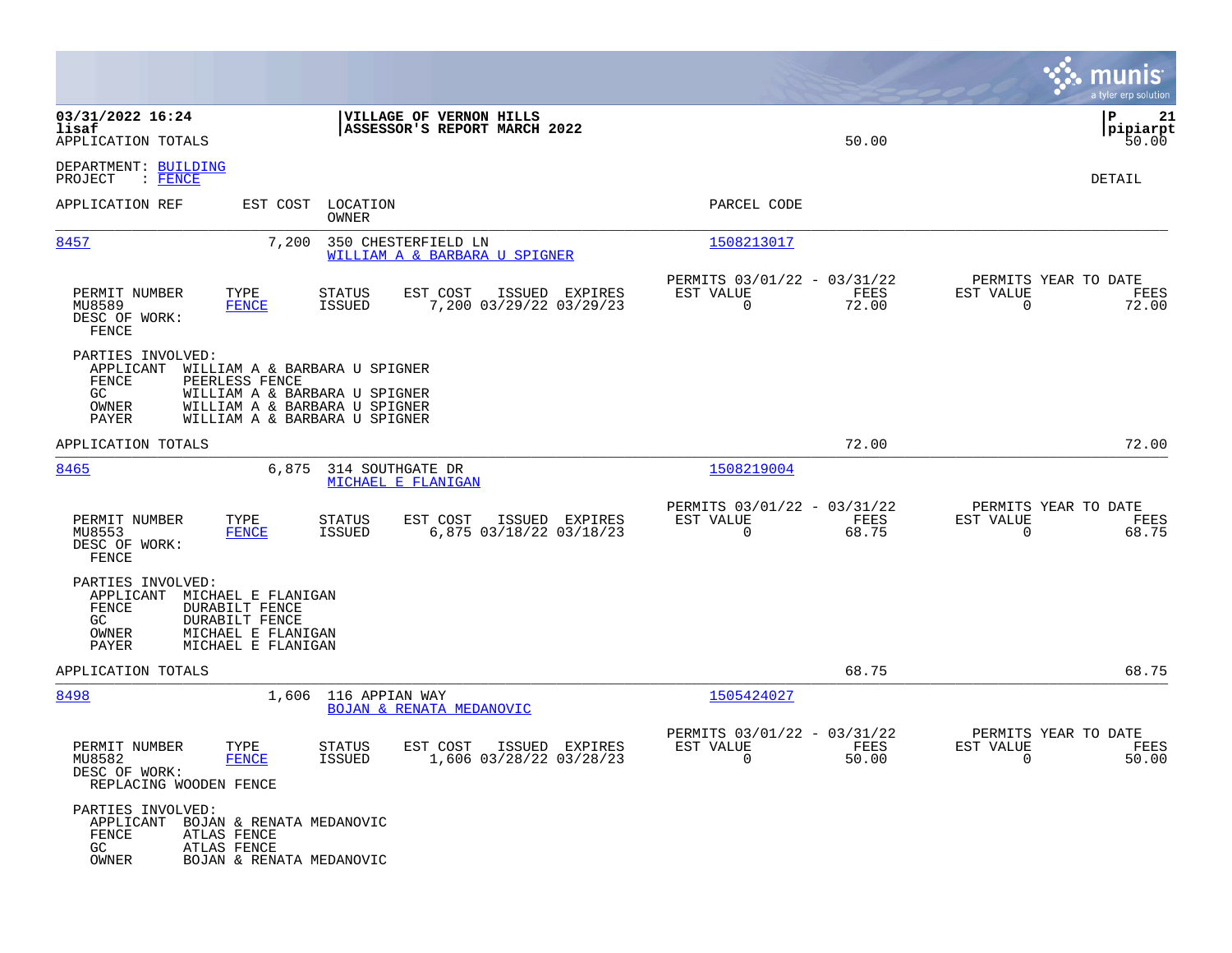03/31/2022 16:24 | VILLAGE OF VERNON HILLS
lisaf | ASSESSOR'S REPORT MARCH 2022
APPLICATION TOTALS 50.00 50.00

DEPARTMENT: BUILDING
PROJECT : FENCE

DETAIL

| APPLICATION REF | EST COST | LOCATION / OWNER | PARCEL CODE |
|---|---|---|---|
| 8457 | 7,200 | 350 CHESTERFIELD LN / WILLIAM A & BARBARA U SPIGNER | 1508213017 |

| PERMIT NUMBER | TYPE | STATUS | EST COST | ISSUED | EXPIRES | PERMITS 03/01/22 - 03/31/22 EST VALUE | FEES | PERMITS YEAR TO DATE EST VALUE | FEES |
|---|---|---|---|---|---|---|---|---|---|
| MU8589 | FENCE | ISSUED | 7,200 | 03/29/22 | 03/29/23 | 0 | 72.00 | 0 | 72.00 |

DESC OF WORK:
FENCE

PARTIES INVOLVED:
- APPLICANT WILLIAM A & BARBARA U SPIGNER
- FENCE PEERLESS FENCE
- GC WILLIAM A & BARBARA U SPIGNER
- OWNER WILLIAM A & BARBARA U SPIGNER
- PAYER WILLIAM A & BARBARA U SPIGNER

APPLICATION TOTALS 72.00 72.00

| APPLICATION REF | EST COST | LOCATION / OWNER | PARCEL CODE |
|---|---|---|---|
| 8465 | 6,875 | 314 SOUTHGATE DR / MICHAEL E FLANIGAN | 1508219004 |

| PERMIT NUMBER | TYPE | STATUS | EST COST | ISSUED | EXPIRES | PERMITS 03/01/22 - 03/31/22 EST VALUE | FEES | PERMITS YEAR TO DATE EST VALUE | FEES |
|---|---|---|---|---|---|---|---|---|---|
| MU8553 | FENCE | ISSUED | 6,875 | 03/18/22 | 03/18/23 | 0 | 68.75 | 0 | 68.75 |

DESC OF WORK:
FENCE

PARTIES INVOLVED:
- APPLICANT MICHAEL E FLANIGAN
- FENCE DURABILT FENCE
- GC DURABILT FENCE
- OWNER MICHAEL E FLANIGAN
- PAYER MICHAEL E FLANIGAN

APPLICATION TOTALS 68.75 68.75

| APPLICATION REF | EST COST | LOCATION / OWNER | PARCEL CODE |
|---|---|---|---|
| 8498 | 1,606 | 116 APPIAN WAY / BOJAN & RENATA MEDANOVIC | 1505424027 |

| PERMIT NUMBER | TYPE | STATUS | EST COST | ISSUED | EXPIRES | PERMITS 03/01/22 - 03/31/22 EST VALUE | FEES | PERMITS YEAR TO DATE EST VALUE | FEES |
|---|---|---|---|---|---|---|---|---|---|
| MU8582 | FENCE | ISSUED | 1,606 | 03/28/22 | 03/28/23 | 0 | 50.00 | 0 | 50.00 |

DESC OF WORK:
REPLACING WOODEN FENCE

PARTIES INVOLVED:
- APPLICANT BOJAN & RENATA MEDANOVIC
- FENCE ATLAS FENCE
- GC ATLAS FENCE
- OWNER BOJAN & RENATA MEDANOVIC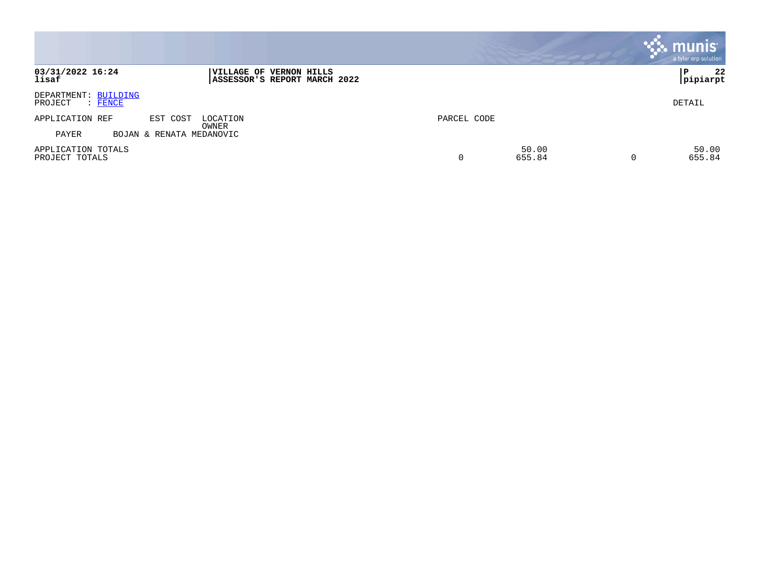**VILLAGE OF VERNON HILLS**
**ASSESSOR'S REPORT MARCH 2022**

**03/31/2022 16:24**
**lisaf**

**P 22**
**pipiarpt**

DEPARTMENT: BUILDING
PROJECT : FENCE

DETAIL

| APPLICATION REF | EST COST | LOCATION / OWNER | PARCEL CODE | | | | |
|---|---|---|---|---|---|---|---|
| PAYER | BOJAN & RENATA MEDANOVIC | | | | | | |
| APPLICATION TOTALS | | | | | 50.00 | | 50.00 |
| PROJECT TOTALS | | | | 0 | 655.84 | 0 | 655.84 |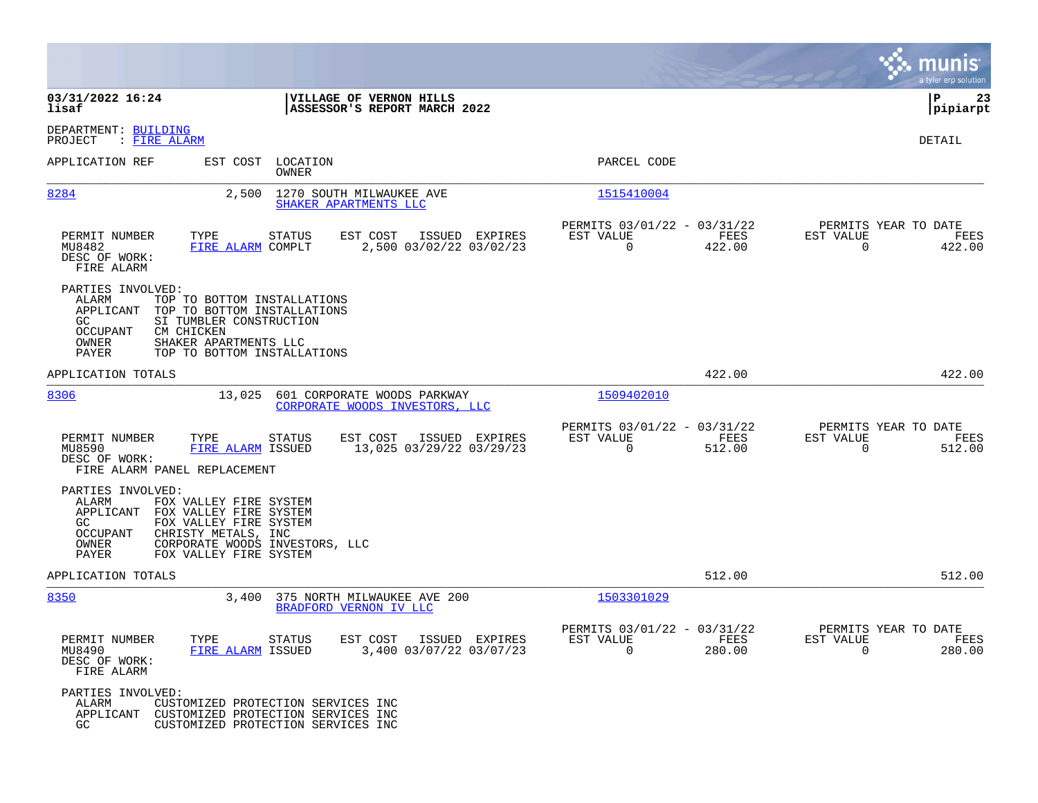**03/31/2022 16:24**
**lisaf**

**VILLAGE OF VERNON HILLS**
**ASSESSOR'S REPORT MARCH 2022**

**P 23**
**pipiarpt**

DEPARTMENT: BUILDING
PROJECT : FIRE ALARM

DETAIL

| APPLICATION REF | EST COST | LOCATION / OWNER | PARCEL CODE |
|---|---|---|---|
| 8284 | 2,500 | 1270 SOUTH MILWAUKEE AVE / SHAKER APARTMENTS LLC | 1515410004 |

| PERMIT NUMBER | TYPE | STATUS | EST COST | ISSUED | EXPIRES | PERMITS 03/01/22 - 03/31/22 EST VALUE | FEES | PERMITS YEAR TO DATE EST VALUE | FEES |
|---|---|---|---|---|---|---|---|---|---|
| MU8482 | FIRE ALARM | COMPLT | 2,500 | 03/02/22 | 03/02/23 | 0 | 422.00 | 0 | 422.00 |

DESC OF WORK:
FIRE ALARM

PARTIES INVOLVED:
- ALARM: TOP TO BOTTOM INSTALLATIONS
- APPLICANT: TOP TO BOTTOM INSTALLATIONS
- GC: SI TUMBLER CONSTRUCTION
- OCCUPANT: CM CHICKEN
- OWNER: SHAKER APARTMENTS LLC
- PAYER: TOP TO BOTTOM INSTALLATIONS

APPLICATION TOTALS: 422.00 | 422.00

| APPLICATION REF | EST COST | LOCATION / OWNER | PARCEL CODE |
|---|---|---|---|
| 8306 | 13,025 | 601 CORPORATE WOODS PARKWAY / CORPORATE WOODS INVESTORS, LLC | 1509402010 |

| PERMIT NUMBER | TYPE | STATUS | EST COST | ISSUED | EXPIRES | PERMITS 03/01/22 - 03/31/22 EST VALUE | FEES | PERMITS YEAR TO DATE EST VALUE | FEES |
|---|---|---|---|---|---|---|---|---|---|
| MU8590 | FIRE ALARM | ISSUED | 13,025 | 03/29/22 | 03/29/23 | 0 | 512.00 | 0 | 512.00 |

DESC OF WORK:
FIRE ALARM PANEL REPLACEMENT

PARTIES INVOLVED:
- ALARM: FOX VALLEY FIRE SYSTEM
- APPLICANT: FOX VALLEY FIRE SYSTEM
- GC: FOX VALLEY FIRE SYSTEM
- OCCUPANT: CHRISTY METALS, INC
- OWNER: CORPORATE WOODS INVESTORS, LLC
- PAYER: FOX VALLEY FIRE SYSTEM

APPLICATION TOTALS: 512.00 | 512.00

| APPLICATION REF | EST COST | LOCATION / OWNER | PARCEL CODE |
|---|---|---|---|
| 8350 | 3,400 | 375 NORTH MILWAUKEE AVE 200 / BRADFORD VERNON IV LLC | 1503301029 |

| PERMIT NUMBER | TYPE | STATUS | EST COST | ISSUED | EXPIRES | PERMITS 03/01/22 - 03/31/22 EST VALUE | FEES | PERMITS YEAR TO DATE EST VALUE | FEES |
|---|---|---|---|---|---|---|---|---|---|
| MU8490 | FIRE ALARM | ISSUED | 3,400 | 03/07/22 | 03/07/23 | 0 | 280.00 | 0 | 280.00 |

DESC OF WORK:
FIRE ALARM

PARTIES INVOLVED:
- ALARM: CUSTOMIZED PROTECTION SERVICES INC
- APPLICANT: CUSTOMIZED PROTECTION SERVICES INC
- GC: CUSTOMIZED PROTECTION SERVICES INC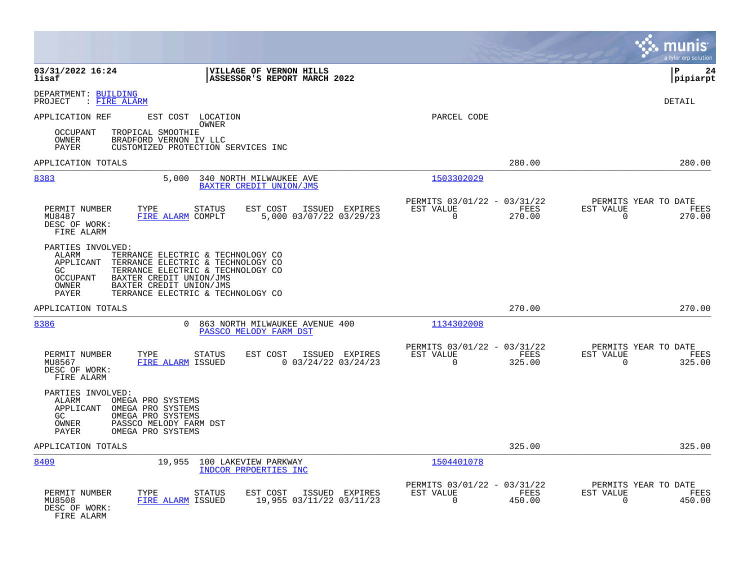**03/31/2022 16:24** | **VILLAGE OF VERNON HILLS** | **P 24**
**lisaf** | **ASSESSOR'S REPORT MARCH 2022** | **pipiarpt**

DEPARTMENT: BUILDING
PROJECT : FIRE ALARM

DETAIL

APPLICATION REF    EST COST  LOCATION / OWNER    PARCEL CODE

OCCUPANT  TROPICAL SMOOTHIE
OWNER  BRADFORD VERNON IV LLC
PAYER  CUSTOMIZED PROTECTION SERVICES INC

APPLICATION TOTALS    280.00    280.00

---

**8383**    5,000    340 NORTH MILWAUKEE AVE
BAXTER CREDIT UNION/JMS    1503302029

| PERMIT NUMBER | TYPE | STATUS | EST COST | ISSUED | EXPIRES | PERMITS 03/01/22 - 03/31/22 EST VALUE | FEES | PERMITS YEAR TO DATE EST VALUE | FEES |
|---|---|---|---|---|---|---|---|---|---|
| MU8487 | FIRE ALARM | COMPLT | 5,000 | 03/07/22 | 03/29/23 | 0 | 270.00 | 0 | 270.00 |

DESC OF WORK:
FIRE ALARM

PARTIES INVOLVED:
ALARM  TERRANCE ELECTRIC & TECHNOLOGY CO
APPLICANT  TERRANCE ELECTRIC & TECHNOLOGY CO
GC  TERRANCE ELECTRIC & TECHNOLOGY CO
OCCUPANT  BAXTER CREDIT UNION/JMS
OWNER  BAXTER CREDIT UNION/JMS
PAYER  TERRANCE ELECTRIC & TECHNOLOGY CO

APPLICATION TOTALS    270.00    270.00

---

**8386**    0    863 NORTH MILWAUKEE AVENUE 400
PASSCO MELODY FARM DST    1134302008

| PERMIT NUMBER | TYPE | STATUS | EST COST | ISSUED | EXPIRES | PERMITS 03/01/22 - 03/31/22 EST VALUE | FEES | PERMITS YEAR TO DATE EST VALUE | FEES |
|---|---|---|---|---|---|---|---|---|---|
| MU8567 | FIRE ALARM | ISSUED | 0 | 03/24/22 | 03/24/23 | 0 | 325.00 | 0 | 325.00 |

DESC OF WORK:
FIRE ALARM

PARTIES INVOLVED:
ALARM  OMEGA PRO SYSTEMS
APPLICANT  OMEGA PRO SYSTEMS
GC  OMEGA PRO SYSTEMS
OWNER  PASSCO MELODY FARM DST
PAYER  OMEGA PRO SYSTEMS

APPLICATION TOTALS    325.00    325.00

---

**8409**    19,955    100 LAKEVIEW PARKWAY
INDCOR PRPOERTIES INC    1504401078

| PERMIT NUMBER | TYPE | STATUS | EST COST | ISSUED | EXPIRES | PERMITS 03/01/22 - 03/31/22 EST VALUE | FEES | PERMITS YEAR TO DATE EST VALUE | FEES |
|---|---|---|---|---|---|---|---|---|---|
| MU8508 | FIRE ALARM | ISSUED | 19,955 | 03/11/22 | 03/11/23 | 0 | 450.00 | 0 | 450.00 |

DESC OF WORK:
FIRE ALARM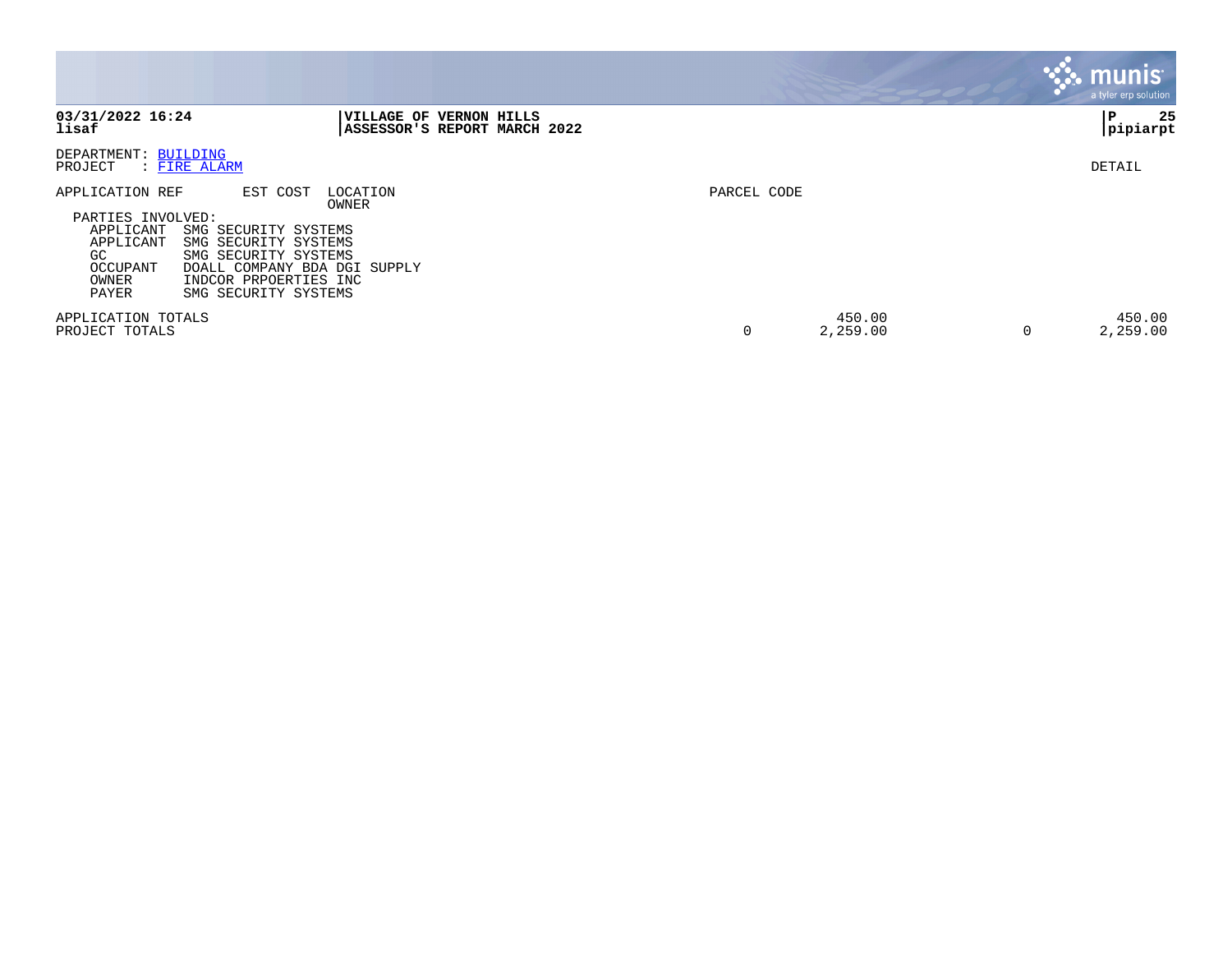**03/31/2022 16:24** | **VILLAGE OF VERNON HILLS** | **P 25**
**lisaf** | **ASSESSOR'S REPORT MARCH 2022** | **pipiarpt**

DEPARTMENT: BUILDING
PROJECT : FIRE ALARM

DETAIL

| APPLICATION REF | EST COST | LOCATION / OWNER | PARCEL CODE | | | |
|---|---|---|---|---|---|---|

PARTIES INVOLVED:

| Role | Party |
|---|---|
| APPLICANT | SMG SECURITY SYSTEMS |
| APPLICANT | SMG SECURITY SYSTEMS |
| GC | SMG SECURITY SYSTEMS |
| OCCUPANT | DOALL COMPANY BDA DGI SUPPLY |
| OWNER | INDCOR PRPOERTIES INC |
| PAYER | SMG SECURITY SYSTEMS |

| | | | | |
|---|---|---|---|---|
| APPLICATION TOTALS | | 450.00 | | 450.00 |
| PROJECT TOTALS | 0 | 2,259.00 | 0 | 2,259.00 |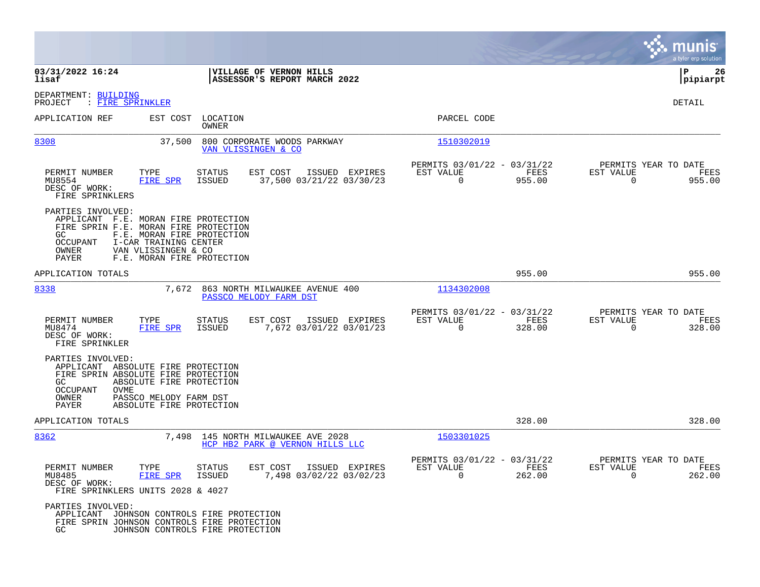**03/31/2022 16:24**
**lisaf**

**VILLAGE OF VERNON HILLS**
**ASSESSOR'S REPORT MARCH 2022**

**P 26**
**pipiarpt**

DEPARTMENT: BUILDING
PROJECT : FIRE SPRINKLER

DETAIL

| APPLICATION REF | EST COST | LOCATION / OWNER | PARCEL CODE |
|---|---|---|---|
| 8308 | 37,500 | 800 CORPORATE WOODS PARKWAY / VAN VLISSINGEN & CO | 1510302019 |

| PERMIT NUMBER | TYPE | STATUS | EST COST | ISSUED | EXPIRES | PERMITS 03/01/22 - 03/31/22 EST VALUE | FEES | PERMITS YEAR TO DATE EST VALUE | FEES |
|---|---|---|---|---|---|---|---|---|---|
| MU8554 | FIRE SPR | ISSUED | 37,500 | 03/21/22 | 03/30/23 | 0 | 955.00 | 0 | 955.00 |

DESC OF WORK:
FIRE SPRINKLERS

PARTIES INVOLVED:
- APPLICANT F.E. MORAN FIRE PROTECTION
- FIRE SPRIN F.E. MORAN FIRE PROTECTION
- GC F.E. MORAN FIRE PROTECTION
- OCCUPANT I-CAR TRAINING CENTER
- OWNER VAN VLISSINGEN & CO
- PAYER F.E. MORAN FIRE PROTECTION

APPLICATION TOTALS 955.00 955.00

| APPLICATION REF | EST COST | LOCATION / OWNER | PARCEL CODE |
|---|---|---|---|
| 8338 | 7,672 | 863 NORTH MILWAUKEE AVENUE 400 / PASSCO MELODY FARM DST | 1134302008 |

| PERMIT NUMBER | TYPE | STATUS | EST COST | ISSUED | EXPIRES | PERMITS 03/01/22 - 03/31/22 EST VALUE | FEES | PERMITS YEAR TO DATE EST VALUE | FEES |
|---|---|---|---|---|---|---|---|---|---|
| MU8474 | FIRE SPR | ISSUED | 7,672 | 03/01/22 | 03/01/23 | 0 | 328.00 | 0 | 328.00 |

DESC OF WORK:
FIRE SPRINKLER

PARTIES INVOLVED:
- APPLICANT ABSOLUTE FIRE PROTECTION
- FIRE SPRIN ABSOLUTE FIRE PROTECTION
- GC ABSOLUTE FIRE PROTECTION
- OCCUPANT OVME
- OWNER PASSCO MELODY FARM DST
- PAYER ABSOLUTE FIRE PROTECTION

APPLICATION TOTALS 328.00 328.00

| APPLICATION REF | EST COST | LOCATION / OWNER | PARCEL CODE |
|---|---|---|---|
| 8362 | 7,498 | 145 NORTH MILWAUKEE AVE 2028 / HCP HB2 PARK @ VERNON HILLS LLC | 1503301025 |

| PERMIT NUMBER | TYPE | STATUS | EST COST | ISSUED | EXPIRES | PERMITS 03/01/22 - 03/31/22 EST VALUE | FEES | PERMITS YEAR TO DATE EST VALUE | FEES |
|---|---|---|---|---|---|---|---|---|---|
| MU8485 | FIRE SPR | ISSUED | 7,498 | 03/02/22 | 03/02/23 | 0 | 262.00 | 0 | 262.00 |

DESC OF WORK:
FIRE SPRINKLERS UNITS 2028 & 4027

PARTIES INVOLVED:
- APPLICANT JOHNSON CONTROLS FIRE PROTECTION
- FIRE SPRIN JOHNSON CONTROLS FIRE PROTECTION
- GC JOHNSON CONTROLS FIRE PROTECTION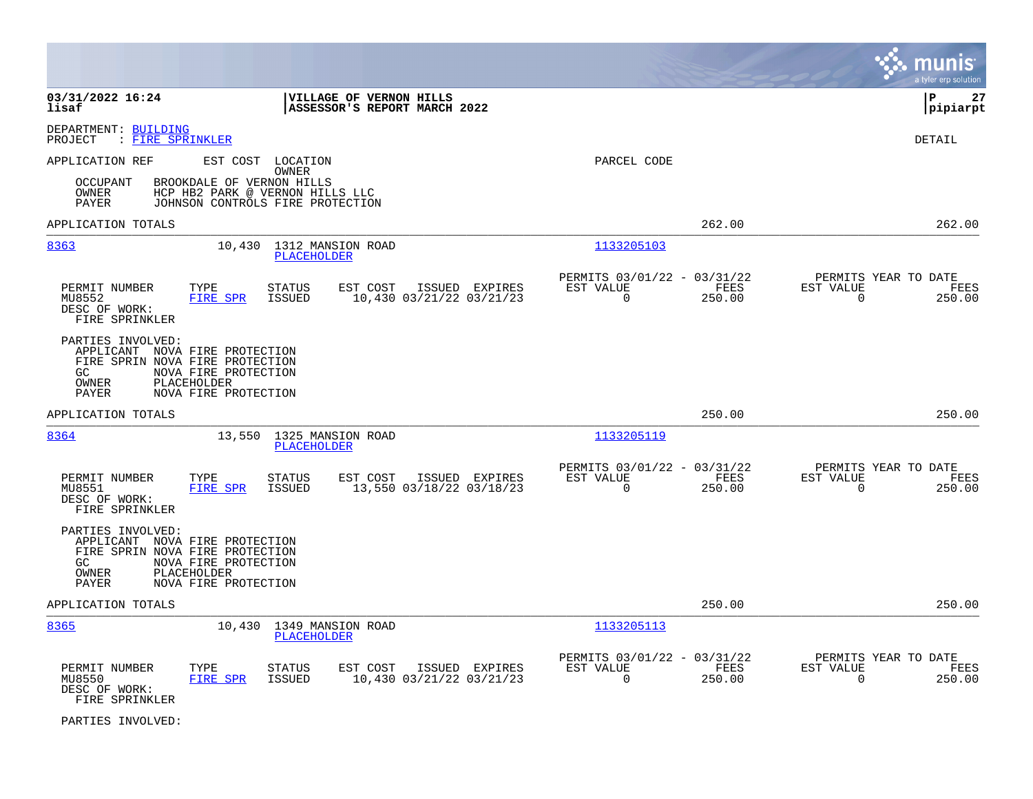DEPARTMENT: BUILDING
PROJECT : FIRE SPRINKLER

DETAIL

APPLICATION REF    EST COST   LOCATION
OWNER
PARCEL CODE

OCCUPANT   BROOKDALE OF VERNON HILLS
OWNER      HCP HB2 PARK @ VERNON HILLS LLC
PAYER      JOHNSON CONTROLS FIRE PROTECTION

APPLICATION TOTALS    262.00    262.00

---

**8363**    10,430    1312 MANSION ROAD
PLACEHOLDER
1133205103

| PERMIT NUMBER | TYPE | STATUS | EST COST | ISSUED | EXPIRES | PERMITS 03/01/22 - 03/31/22 EST VALUE | FEES | PERMITS YEAR TO DATE EST VALUE | FEES |
|---|---|---|---|---|---|---|---|---|---|
| MU8552 | FIRE SPR | ISSUED | 10,430 | 03/21/22 | 03/21/23 | 0 | 250.00 | 0 | 250.00 |

DESC OF WORK:
FIRE SPRINKLER

PARTIES INVOLVED:
APPLICANT  NOVA FIRE PROTECTION
FIRE SPRIN NOVA FIRE PROTECTION
GC         NOVA FIRE PROTECTION
OWNER      PLACEHOLDER
PAYER      NOVA FIRE PROTECTION

APPLICATION TOTALS    250.00    250.00

---

**8364**    13,550    1325 MANSION ROAD
PLACEHOLDER
1133205119

| PERMIT NUMBER | TYPE | STATUS | EST COST | ISSUED | EXPIRES | PERMITS 03/01/22 - 03/31/22 EST VALUE | FEES | PERMITS YEAR TO DATE EST VALUE | FEES |
|---|---|---|---|---|---|---|---|---|---|
| MU8551 | FIRE SPR | ISSUED | 13,550 | 03/18/22 | 03/18/23 | 0 | 250.00 | 0 | 250.00 |

DESC OF WORK:
FIRE SPRINKLER

PARTIES INVOLVED:
APPLICANT  NOVA FIRE PROTECTION
FIRE SPRIN NOVA FIRE PROTECTION
GC         NOVA FIRE PROTECTION
OWNER      PLACEHOLDER
PAYER      NOVA FIRE PROTECTION

APPLICATION TOTALS    250.00    250.00

---

**8365**    10,430    1349 MANSION ROAD
PLACEHOLDER
1133205113

| PERMIT NUMBER | TYPE | STATUS | EST COST | ISSUED | EXPIRES | PERMITS 03/01/22 - 03/31/22 EST VALUE | FEES | PERMITS YEAR TO DATE EST VALUE | FEES |
|---|---|---|---|---|---|---|---|---|---|
| MU8550 | FIRE SPR | ISSUED | 10,430 | 03/21/22 | 03/21/23 | 0 | 250.00 | 0 | 250.00 |

DESC OF WORK:
FIRE SPRINKLER

PARTIES INVOLVED: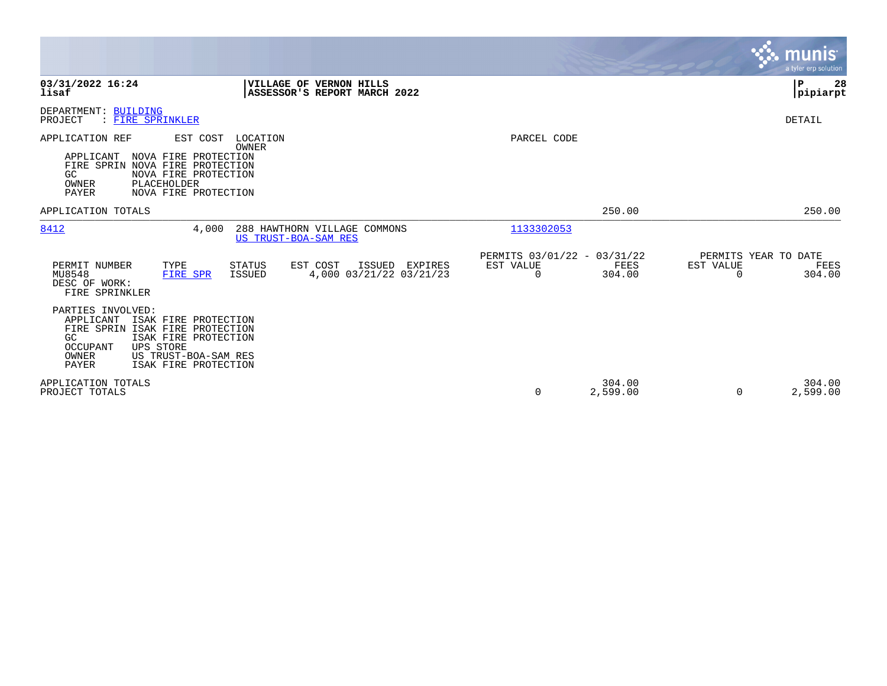DEPARTMENT: BUILDING
PROJECT : FIRE SPRINKLER

DETAIL

APPLICATION REF    EST COST    LOCATION
                               OWNER    PARCEL CODE

APPLICANT  NOVA FIRE PROTECTION
FIRE SPRIN NOVA FIRE PROTECTION
GC         NOVA FIRE PROTECTION
OWNER      PLACEHOLDER
PAYER      NOVA FIRE PROTECTION

APPLICATION TOTALS | | | 250.00 | | 250.00
---|---|---|---|---|---

| APPLICATION REF | EST COST | LOCATION / OWNER | PARCEL CODE |
|---|---|---|---|
| 8412 | 4,000 | 288 HAWTHORN VILLAGE COMMONS<br>US TRUST-BOA-SAM RES | 1133302053 |

| PERMIT NUMBER | TYPE | STATUS | EST COST | ISSUED | EXPIRES | PERMITS 03/01/22 - 03/31/22 EST VALUE | FEES | PERMITS YEAR TO DATE EST VALUE | FEES |
|---|---|---|---|---|---|---|---|---|---|
| MU8548 | FIRE SPR | ISSUED | 4,000 | 03/21/22 | 03/21/23 | 0 | 304.00 | 0 | 304.00 |

DESC OF WORK:
FIRE SPRINKLER

PARTIES INVOLVED:
APPLICANT  ISAK FIRE PROTECTION
FIRE SPRIN ISAK FIRE PROTECTION
GC         ISAK FIRE PROTECTION
OCCUPANT   UPS STORE
OWNER      US TRUST-BOA-SAM RES
PAYER      ISAK FIRE PROTECTION

| | EST VALUE | FEES | EST VALUE | FEES |
|---|---|---|---|---|
| APPLICATION TOTALS | | 304.00 | | 304.00 |
| PROJECT TOTALS | 0 | 2,599.00 | 0 | 2,599.00 |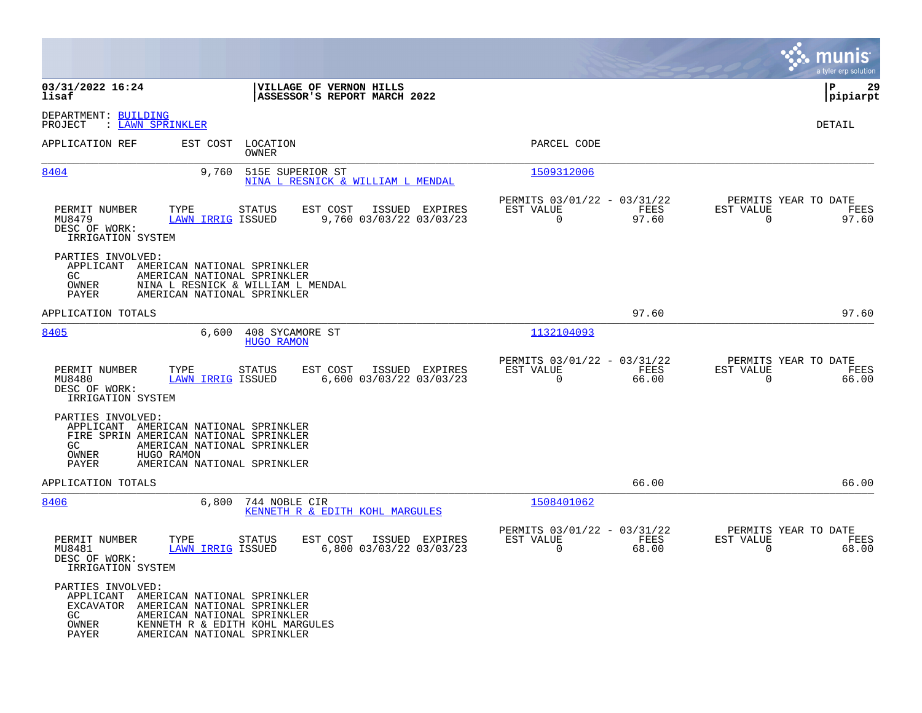**VILLAGE OF VERNON HILLS**
**ASSESSOR'S REPORT MARCH 2022**

03/31/2022 16:24
lisaf

pipiarpt

DEPARTMENT: BUILDING
PROJECT : LAWN SPRINKLER

DETAIL

| APPLICATION REF | EST COST | LOCATION / OWNER | PARCEL CODE |
|---|---|---|---|
| 8404 | 9,760 | 515E SUPERIOR ST / NINA L RESNICK & WILLIAM L MENDAL | 1509312006 |

| PERMIT NUMBER | TYPE | STATUS | EST COST | ISSUED | EXPIRES | PERMITS 03/01/22 - 03/31/22 EST VALUE | FEES | PERMITS YEAR TO DATE EST VALUE | FEES |
|---|---|---|---|---|---|---|---|---|---|
| MU8479 | LAWN IRRIG | ISSUED | 9,760 | 03/03/22 | 03/03/23 | 0 | 97.60 | 0 | 97.60 |

DESC OF WORK:
IRRIGATION SYSTEM

PARTIES INVOLVED:
- APPLICANT AMERICAN NATIONAL SPRINKLER
- GC AMERICAN NATIONAL SPRINKLER
- OWNER NINA L RESNICK & WILLIAM L MENDAL
- PAYER AMERICAN NATIONAL SPRINKLER

APPLICATION TOTALS: 97.60 | 97.60

| APPLICATION REF | EST COST | LOCATION / OWNER | PARCEL CODE |
|---|---|---|---|
| 8405 | 6,600 | 408 SYCAMORE ST / HUGO RAMON | 1132104093 |

| PERMIT NUMBER | TYPE | STATUS | EST COST | ISSUED | EXPIRES | PERMITS 03/01/22 - 03/31/22 EST VALUE | FEES | PERMITS YEAR TO DATE EST VALUE | FEES |
|---|---|---|---|---|---|---|---|---|---|
| MU8480 | LAWN IRRIG | ISSUED | 6,600 | 03/03/22 | 03/03/23 | 0 | 66.00 | 0 | 66.00 |

DESC OF WORK:
IRRIGATION SYSTEM

PARTIES INVOLVED:
- APPLICANT AMERICAN NATIONAL SPRINKLER
- FIRE SPRIN AMERICAN NATIONAL SPRINKLER
- GC AMERICAN NATIONAL SPRINKLER
- OWNER HUGO RAMON
- PAYER AMERICAN NATIONAL SPRINKLER

APPLICATION TOTALS: 66.00 | 66.00

| APPLICATION REF | EST COST | LOCATION / OWNER | PARCEL CODE |
|---|---|---|---|
| 8406 | 6,800 | 744 NOBLE CIR / KENNETH R & EDITH KOHL MARGULES | 1508401062 |

| PERMIT NUMBER | TYPE | STATUS | EST COST | ISSUED | EXPIRES | PERMITS 03/01/22 - 03/31/22 EST VALUE | FEES | PERMITS YEAR TO DATE EST VALUE | FEES |
|---|---|---|---|---|---|---|---|---|---|
| MU8481 | LAWN IRRIG | ISSUED | 6,800 | 03/03/22 | 03/03/23 | 0 | 68.00 | 0 | 68.00 |

DESC OF WORK:
IRRIGATION SYSTEM

PARTIES INVOLVED:
- APPLICANT AMERICAN NATIONAL SPRINKLER
- EXCAVATOR AMERICAN NATIONAL SPRINKLER
- GC AMERICAN NATIONAL SPRINKLER
- OWNER KENNETH R & EDITH KOHL MARGULES
- PAYER AMERICAN NATIONAL SPRINKLER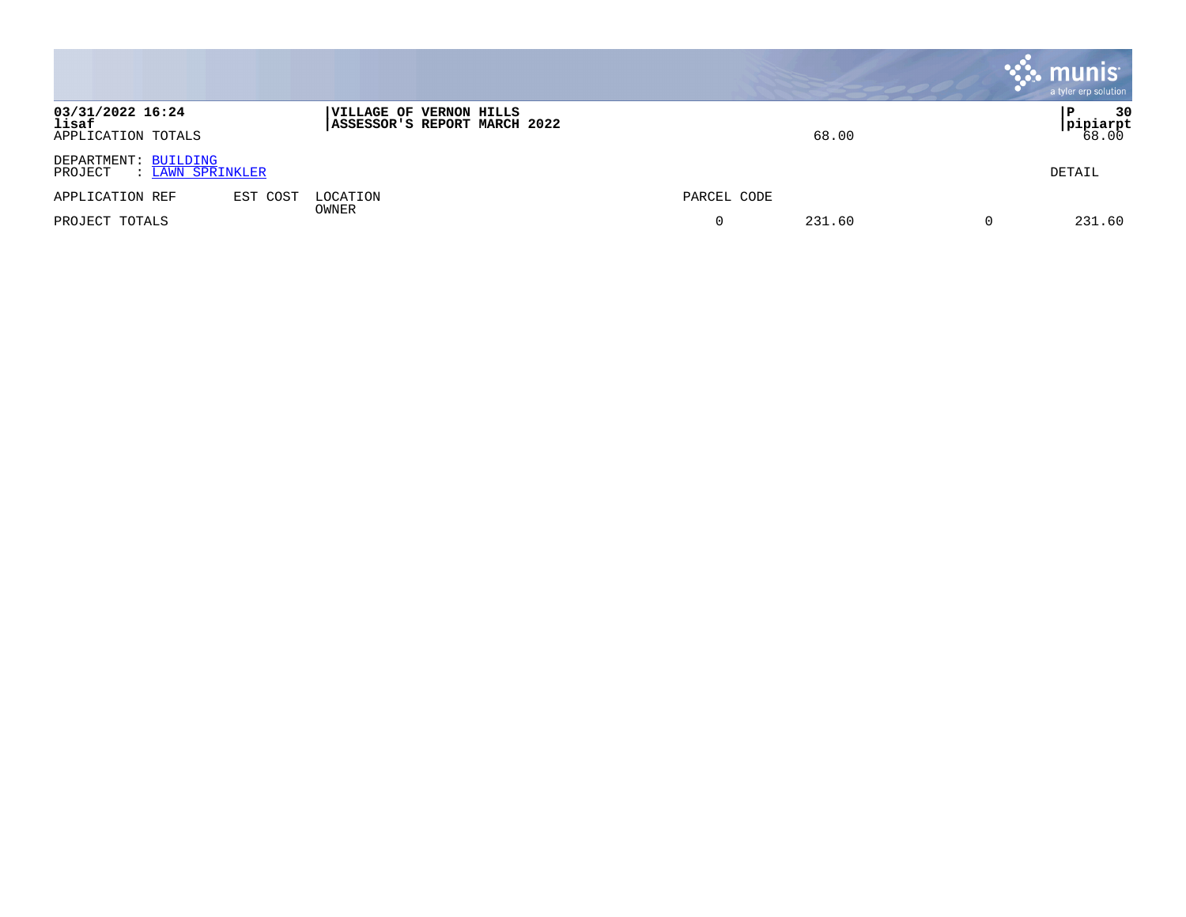**03/31/2022 16:24** | **VILLAGE OF VERNON HILLS** | **P 30**
**lisaf** | **ASSESSOR'S REPORT MARCH 2022** | **pipiarpt**

APPLICATION TOTALS 68.00 68.00

DEPARTMENT: BUILDING
PROJECT : LAWN SPRINKLER

DETAIL

| APPLICATION REF | EST COST | LOCATION OWNER | PARCEL CODE | | | |
|---|---|---|---|---|---|---|
| PROJECT TOTALS | | | 0 | 231.60 | 0 | 231.60 |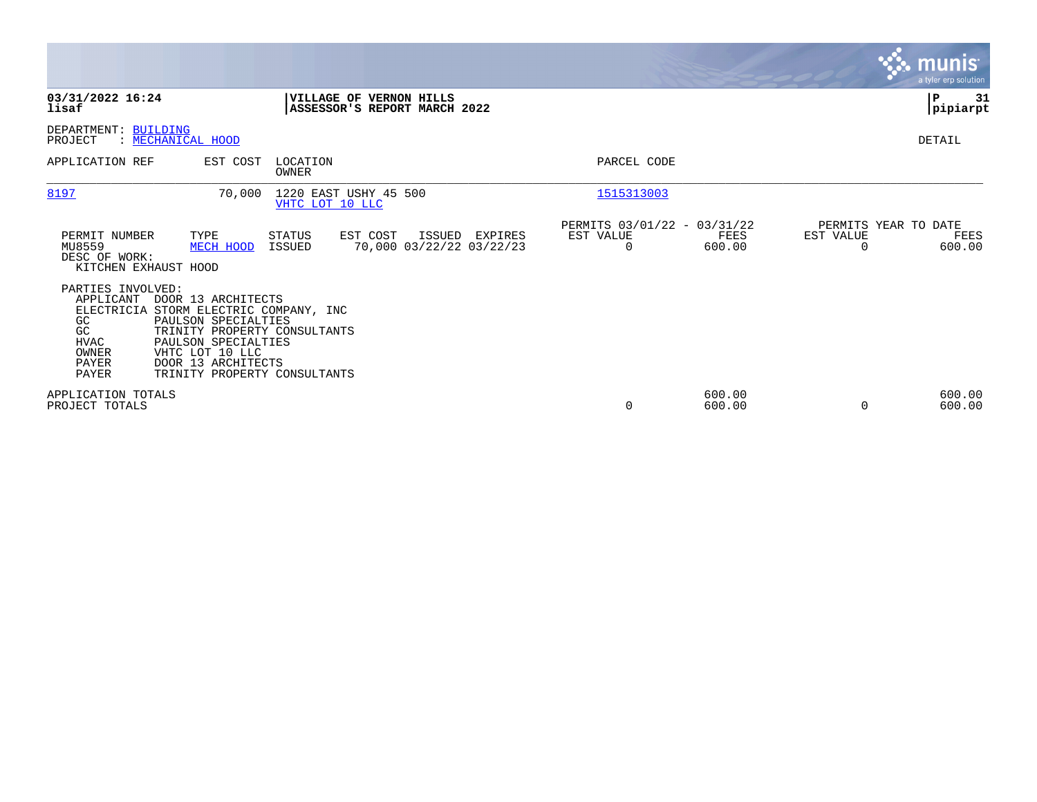**03/31/2022 16:24**
**lisaf**

**VILLAGE OF VERNON HILLS**
**ASSESSOR'S REPORT MARCH 2022**

**P 31**
**pipiarpt**

DEPARTMENT: BUILDING
PROJECT : MECHANICAL HOOD

DETAIL

| APPLICATION REF | EST COST | LOCATION / OWNER | PARCEL CODE |
|---|---|---|---|
| 8197 | 70,000 | 1220 EAST USHY 45 500 / VHTC LOT 10 LLC | 1515313003 |

| PERMIT NUMBER | TYPE | STATUS | EST COST | ISSUED | EXPIRES | PERMITS 03/01/22 - 03/31/22 EST VALUE | FEES | PERMITS YEAR TO DATE EST VALUE | FEES |
|---|---|---|---|---|---|---|---|---|---|
| MU8559 | MECH HOOD | ISSUED | 70,000 | 03/22/22 | 03/22/23 | 0 | 600.00 | 0 | 600.00 |

DESC OF WORK:
KITCHEN EXHAUST HOOD

PARTIES INVOLVED:

| | |
|---|---|
| APPLICANT | DOOR 13 ARCHITECTS |
| ELECTRICIA | STORM ELECTRIC COMPANY, INC |
| GC | PAULSON SPECIALTIES |
| GC | TRINITY PROPERTY CONSULTANTS |
| HVAC | PAULSON SPECIALTIES |
| OWNER | VHTC LOT 10 LLC |
| PAYER | DOOR 13 ARCHITECTS |
| PAYER | TRINITY PROPERTY CONSULTANTS |

| | EST VALUE | FEES | YTD EST VALUE | YTD FEES |
|---|---|---|---|---|
| APPLICATION TOTALS | | 600.00 | | 600.00 |
| PROJECT TOTALS | 0 | 600.00 | 0 | 600.00 |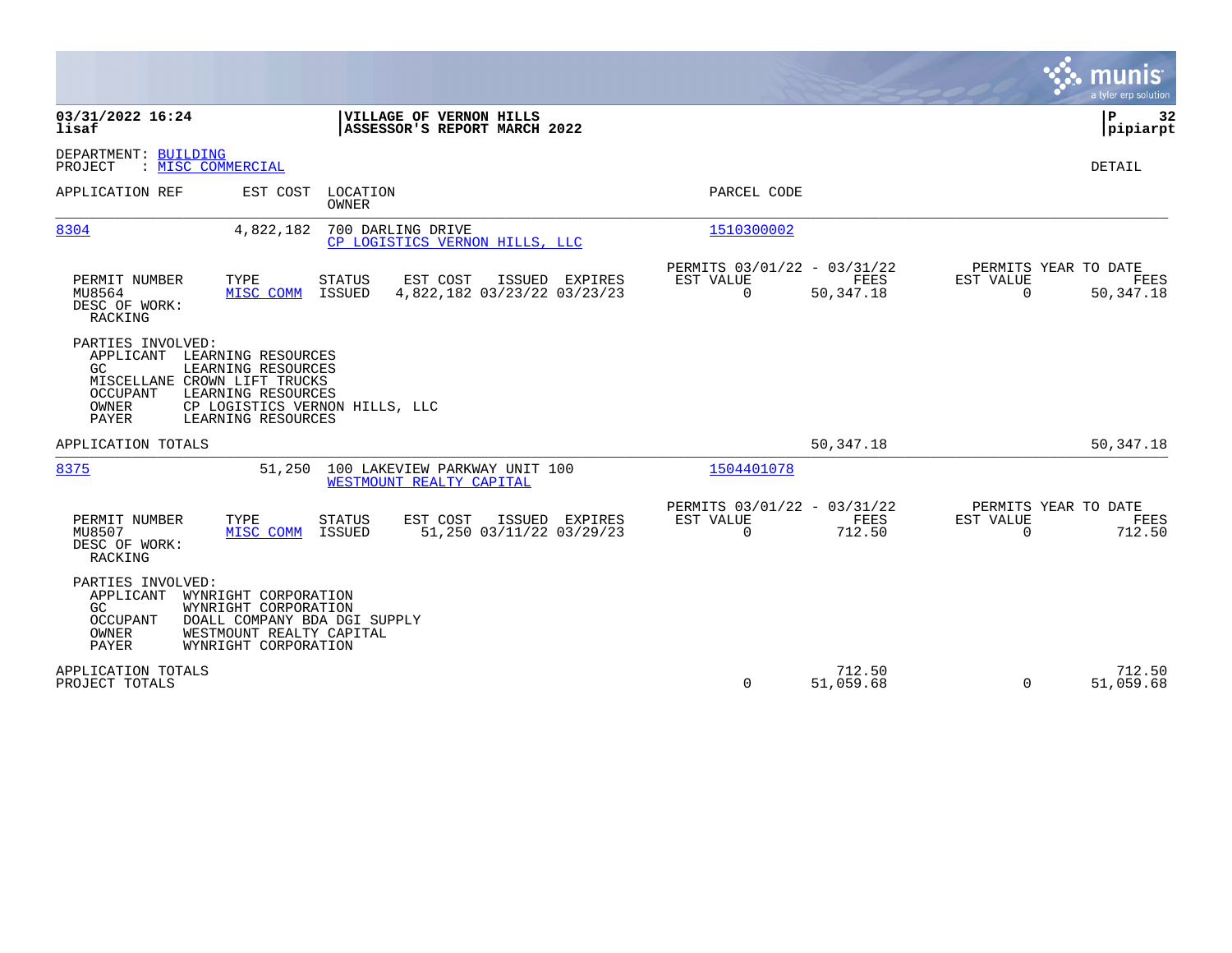03/31/2022 16:24
lisaf

**VILLAGE OF VERNON HILLS**
**ASSESSOR'S REPORT MARCH 2022**

P 32
pipiarpt

DEPARTMENT: BUILDING
PROJECT : MISC COMMERCIAL

DETAIL

| APPLICATION REF | EST COST | LOCATION / OWNER | PARCEL CODE |
|---|---|---|---|
| 8304 | 4,822,182 | 700 DARLING DRIVE / CP LOGISTICS VERNON HILLS, LLC | 1510300002 |

| PERMIT NUMBER | TYPE | STATUS | EST COST | ISSUED | EXPIRES | PERMITS 03/01/22 - 03/31/22 EST VALUE | PERMITS 03/01/22 - 03/31/22 FEES | PERMITS YEAR TO DATE EST VALUE | PERMITS YEAR TO DATE FEES |
|---|---|---|---|---|---|---|---|---|---|
| MU8564 | MISC COMM | ISSUED | 4,822,182 | 03/23/22 | 03/23/23 | 0 | 50,347.18 | 0 | 50,347.18 |

DESC OF WORK:
RACKING

PARTIES INVOLVED:
- APPLICANT LEARNING RESOURCES
- GC LEARNING RESOURCES
- MISCELLANE CROWN LIFT TRUCKS
- OCCUPANT LEARNING RESOURCES
- OWNER CP LOGISTICS VERNON HILLS, LLC
- PAYER LEARNING RESOURCES

APPLICATION TOTALS: 50,347.18 | 50,347.18

| APPLICATION REF | EST COST | LOCATION / OWNER | PARCEL CODE |
|---|---|---|---|
| 8375 | 51,250 | 100 LAKEVIEW PARKWAY UNIT 100 / WESTMOUNT REALTY CAPITAL | 1504401078 |

| PERMIT NUMBER | TYPE | STATUS | EST COST | ISSUED | EXPIRES | PERMITS 03/01/22 - 03/31/22 EST VALUE | PERMITS 03/01/22 - 03/31/22 FEES | PERMITS YEAR TO DATE EST VALUE | PERMITS YEAR TO DATE FEES |
|---|---|---|---|---|---|---|---|---|---|
| MU8507 | MISC COMM | ISSUED | 51,250 | 03/11/22 | 03/29/23 | 0 | 712.50 | 0 | 712.50 |

DESC OF WORK:
RACKING

PARTIES INVOLVED:
- APPLICANT WYNRIGHT CORPORATION
- GC WYNRIGHT CORPORATION
- OCCUPANT DOALL COMPANY BDA DGI SUPPLY
- OWNER WESTMOUNT REALTY CAPITAL
- PAYER WYNRIGHT CORPORATION

| | EST VALUE | FEES | YTD EST VALUE | YTD FEES |
|---|---|---|---|---|
| APPLICATION TOTALS | | 712.50 | | 712.50 |
| PROJECT TOTALS | 0 | 51,059.68 | 0 | 51,059.68 |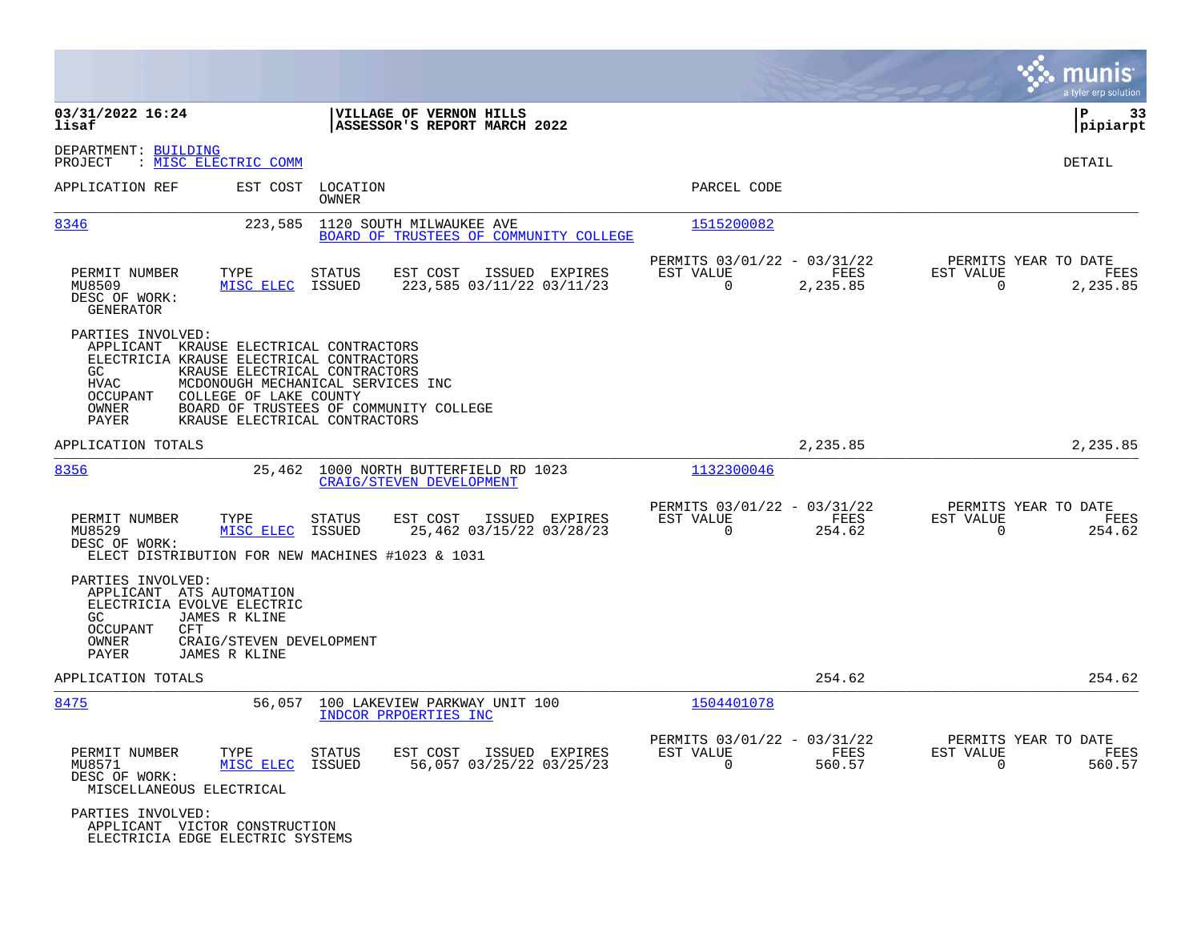**03/31/2022 16:24**
**lisaf**

**VILLAGE OF VERNON HILLS**
**ASSESSOR'S REPORT MARCH 2022**

**P 33**
**pipiarpt**

DEPARTMENT: BUILDING
PROJECT : MISC ELECTRIC COMM

DETAIL

| APPLICATION REF | EST COST | LOCATION / OWNER | PARCEL CODE |
|---|---|---|---|
| 8346 | 223,585 | 1120 SOUTH MILWAUKEE AVE / BOARD OF TRUSTEES OF COMMUNITY COLLEGE | 1515200082 |

| PERMIT NUMBER | TYPE | STATUS | EST COST | ISSUED | EXPIRES | PERMITS 03/01/22 - 03/31/22 EST VALUE | FEES | PERMITS YEAR TO DATE EST VALUE | FEES |
|---|---|---|---|---|---|---|---|---|---|
| MU8509 | MISC ELEC | ISSUED | 223,585 | 03/11/22 | 03/11/23 | 0 | 2,235.85 | 0 | 2,235.85 |

DESC OF WORK:
GENERATOR

PARTIES INVOLVED:
- APPLICANT KRAUSE ELECTRICAL CONTRACTORS
- ELECTRICIA KRAUSE ELECTRICAL CONTRACTORS
- GC KRAUSE ELECTRICAL CONTRACTORS
- HVAC MCDONOUGH MECHANICAL SERVICES INC
- OCCUPANT COLLEGE OF LAKE COUNTY
- OWNER BOARD OF TRUSTEES OF COMMUNITY COLLEGE
- PAYER KRAUSE ELECTRICAL CONTRACTORS

APPLICATION TOTALS: 2,235.85 | 2,235.85

| APPLICATION REF | EST COST | LOCATION / OWNER | PARCEL CODE |
|---|---|---|---|
| 8356 | 25,462 | 1000 NORTH BUTTERFIELD RD 1023 / CRAIG/STEVEN DEVELOPMENT | 1132300046 |

| PERMIT NUMBER | TYPE | STATUS | EST COST | ISSUED | EXPIRES | PERMITS 03/01/22 - 03/31/22 EST VALUE | FEES | PERMITS YEAR TO DATE EST VALUE | FEES |
|---|---|---|---|---|---|---|---|---|---|
| MU8529 | MISC ELEC | ISSUED | 25,462 | 03/15/22 | 03/28/23 | 0 | 254.62 | 0 | 254.62 |

DESC OF WORK:
ELECT DISTRIBUTION FOR NEW MACHINES #1023 & 1031

PARTIES INVOLVED:
- APPLICANT ATS AUTOMATION
- ELECTRICIA EVOLVE ELECTRIC
- GC JAMES R KLINE
- OCCUPANT CFT
- OWNER CRAIG/STEVEN DEVELOPMENT
- PAYER JAMES R KLINE

APPLICATION TOTALS: 254.62 | 254.62

| APPLICATION REF | EST COST | LOCATION / OWNER | PARCEL CODE |
|---|---|---|---|
| 8475 | 56,057 | 100 LAKEVIEW PARKWAY UNIT 100 / INDCOR PRPOERTIES INC | 1504401078 |

| PERMIT NUMBER | TYPE | STATUS | EST COST | ISSUED | EXPIRES | PERMITS 03/01/22 - 03/31/22 EST VALUE | FEES | PERMITS YEAR TO DATE EST VALUE | FEES |
|---|---|---|---|---|---|---|---|---|---|
| MU8571 | MISC ELEC | ISSUED | 56,057 | 03/25/22 | 03/25/23 | 0 | 560.57 | 0 | 560.57 |

DESC OF WORK:
MISCELLANEOUS ELECTRICAL

PARTIES INVOLVED:
- APPLICANT VICTOR CONSTRUCTION
- ELECTRICIA EDGE ELECTRIC SYSTEMS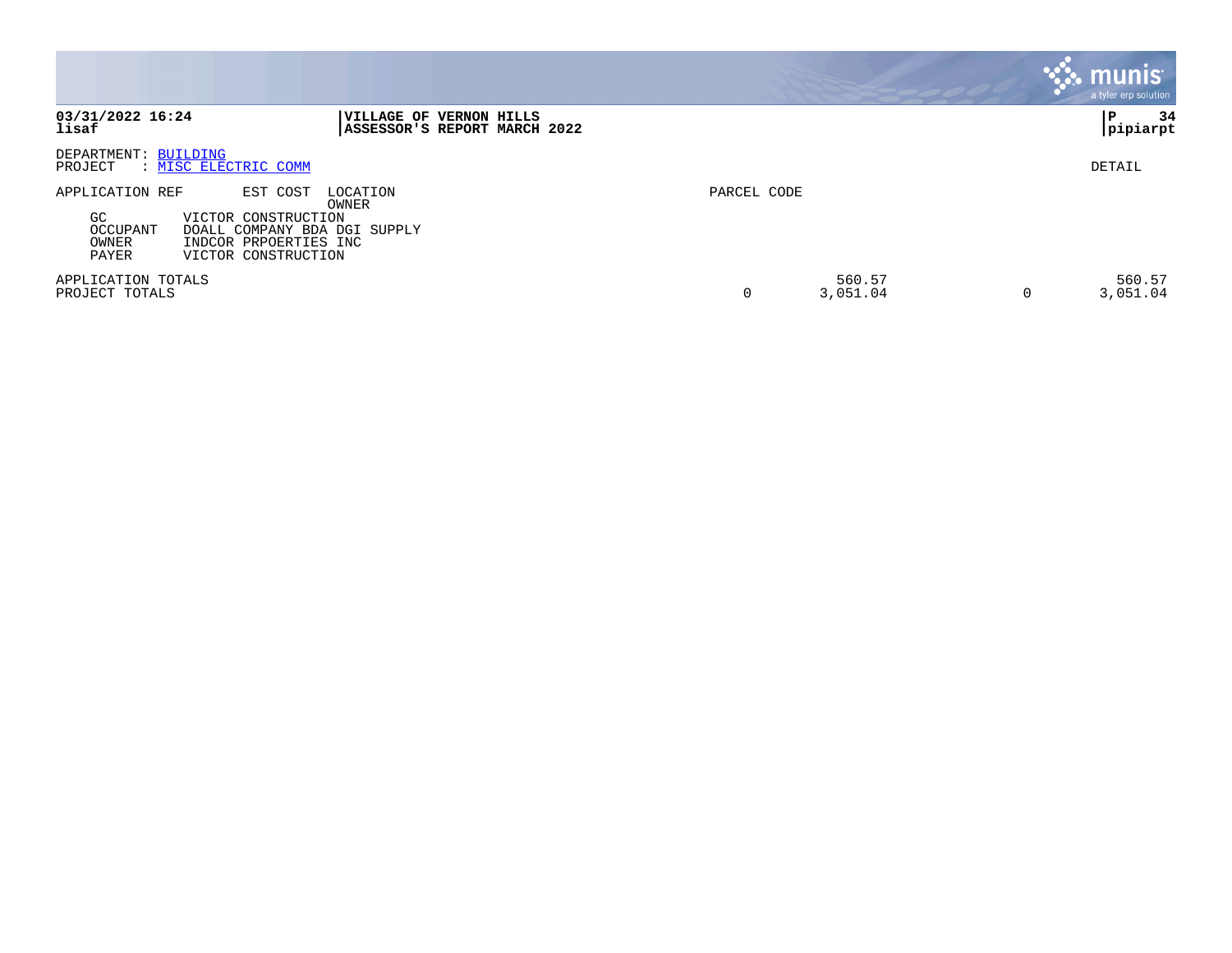**03/31/2022 16:24** | **VILLAGE OF VERNON HILLS** | **P 34**
**lisaf** | **ASSESSOR'S REPORT MARCH 2022** | **pipiarpt**

DEPARTMENT: BUILDING
PROJECT : MISC ELECTRIC COMM

DETAIL

| APPLICATION REF | EST COST | LOCATION OWNER | PARCEL CODE | | | | |
|---|---|---|---|---|---|---|---|
| GC | VICTOR CONSTRUCTION | | | | | | |
| OCCUPANT | DOALL COMPANY BDA DGI SUPPLY | | | | | | |
| OWNER | INDCOR PRPOERTIES INC | | | | | | |
| PAYER | VICTOR CONSTRUCTION | | | | | | |
| APPLICATION TOTALS | | | | | 560.57 | | 560.57 |
| PROJECT TOTALS | | | | 0 | 3,051.04 | 0 | 3,051.04 |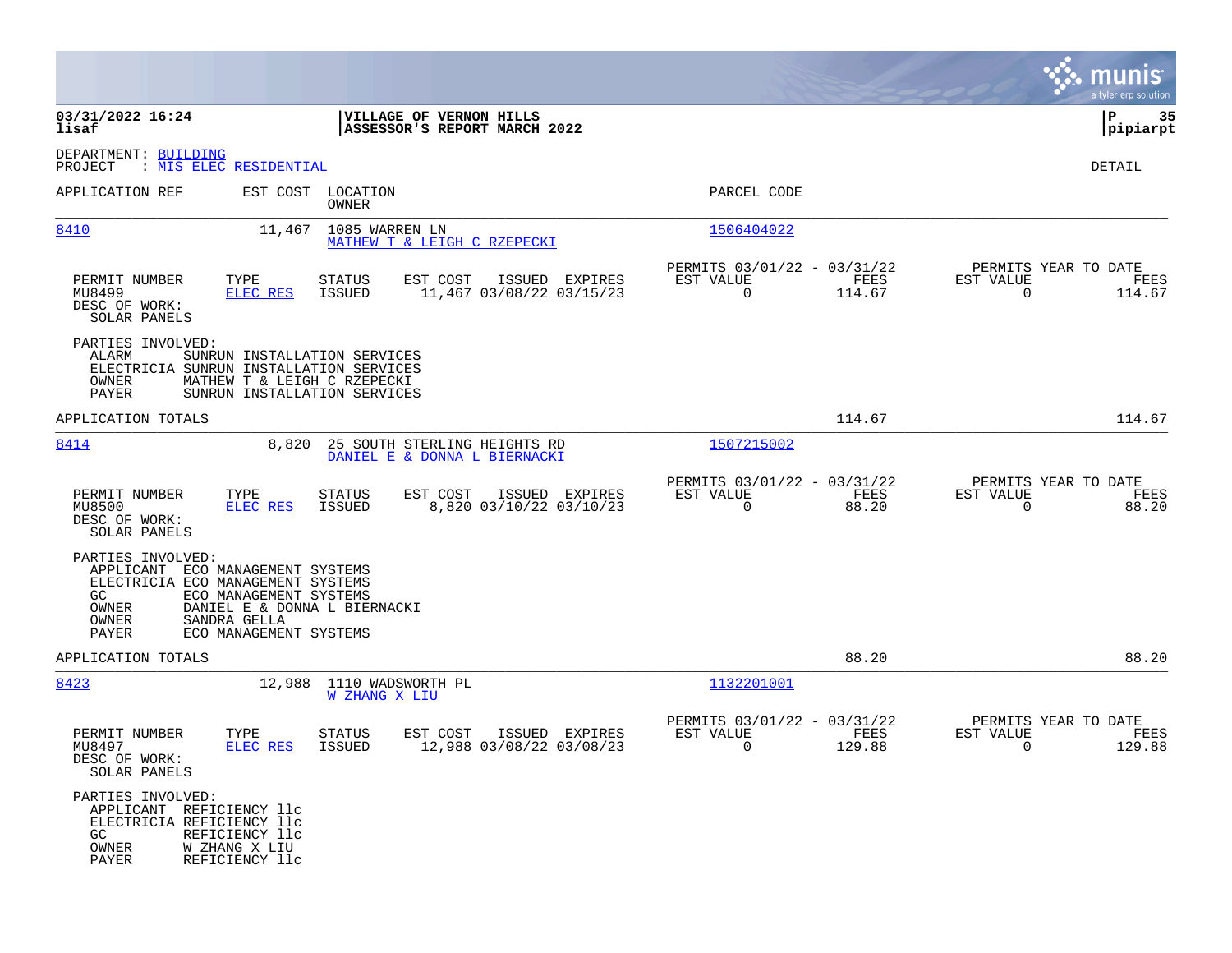**03/31/2022 16:24**
**lisaf**

**VILLAGE OF VERNON HILLS**
**ASSESSOR'S REPORT MARCH 2022**

**P 35**
**pipiarpt**

DEPARTMENT: BUILDING
PROJECT : MIS ELEC RESIDENTIAL

DETAIL

| APPLICATION REF | EST COST | LOCATION / OWNER | PARCEL CODE |
|---|---|---|---|
| 8410 | 11,467 | 1085 WARREN LN / MATHEW T & LEIGH C RZEPECKI | 1506404022 |

| PERMIT NUMBER | TYPE | STATUS | EST COST | ISSUED | EXPIRES | PERMITS 03/01/22 - 03/31/22 EST VALUE | FEES | PERMITS YEAR TO DATE EST VALUE | FEES |
|---|---|---|---|---|---|---|---|---|---|
| MU8499 | ELEC RES | ISSUED | 11,467 | 03/08/22 | 03/15/23 | 0 | 114.67 | 0 | 114.67 |

DESC OF WORK:
SOLAR PANELS

PARTIES INVOLVED:
- ALARM SUNRUN INSTALLATION SERVICES
- ELECTRICIA SUNRUN INSTALLATION SERVICES
- OWNER MATHEW T & LEIGH C RZEPECKI
- PAYER SUNRUN INSTALLATION SERVICES

APPLICATION TOTALS: 114.67 | 114.67

| APPLICATION REF | EST COST | LOCATION / OWNER | PARCEL CODE |
|---|---|---|---|
| 8414 | 8,820 | 25 SOUTH STERLING HEIGHTS RD / DANIEL E & DONNA L BIERNACKI | 1507215002 |

| PERMIT NUMBER | TYPE | STATUS | EST COST | ISSUED | EXPIRES | PERMITS 03/01/22 - 03/31/22 EST VALUE | FEES | PERMITS YEAR TO DATE EST VALUE | FEES |
|---|---|---|---|---|---|---|---|---|---|
| MU8500 | ELEC RES | ISSUED | 8,820 | 03/10/22 | 03/10/23 | 0 | 88.20 | 0 | 88.20 |

DESC OF WORK:
SOLAR PANELS

PARTIES INVOLVED:
- APPLICANT ECO MANAGEMENT SYSTEMS
- ELECTRICIA ECO MANAGEMENT SYSTEMS
- GC ECO MANAGEMENT SYSTEMS
- OWNER DANIEL E & DONNA L BIERNACKI
- OWNER SANDRA GELLA
- PAYER ECO MANAGEMENT SYSTEMS

APPLICATION TOTALS: 88.20 | 88.20

| APPLICATION REF | EST COST | LOCATION / OWNER | PARCEL CODE |
|---|---|---|---|
| 8423 | 12,988 | 1110 WADSWORTH PL / W ZHANG X LIU | 1132201001 |

| PERMIT NUMBER | TYPE | STATUS | EST COST | ISSUED | EXPIRES | PERMITS 03/01/22 - 03/31/22 EST VALUE | FEES | PERMITS YEAR TO DATE EST VALUE | FEES |
|---|---|---|---|---|---|---|---|---|---|
| MU8497 | ELEC RES | ISSUED | 12,988 | 03/08/22 | 03/08/23 | 0 | 129.88 | 0 | 129.88 |

DESC OF WORK:
SOLAR PANELS

PARTIES INVOLVED:
- APPLICANT REFICIENCY llc
- ELECTRICIA REFICIENCY llc
- GC REFICIENCY llc
- OWNER W ZHANG X LIU
- PAYER REFICIENCY llc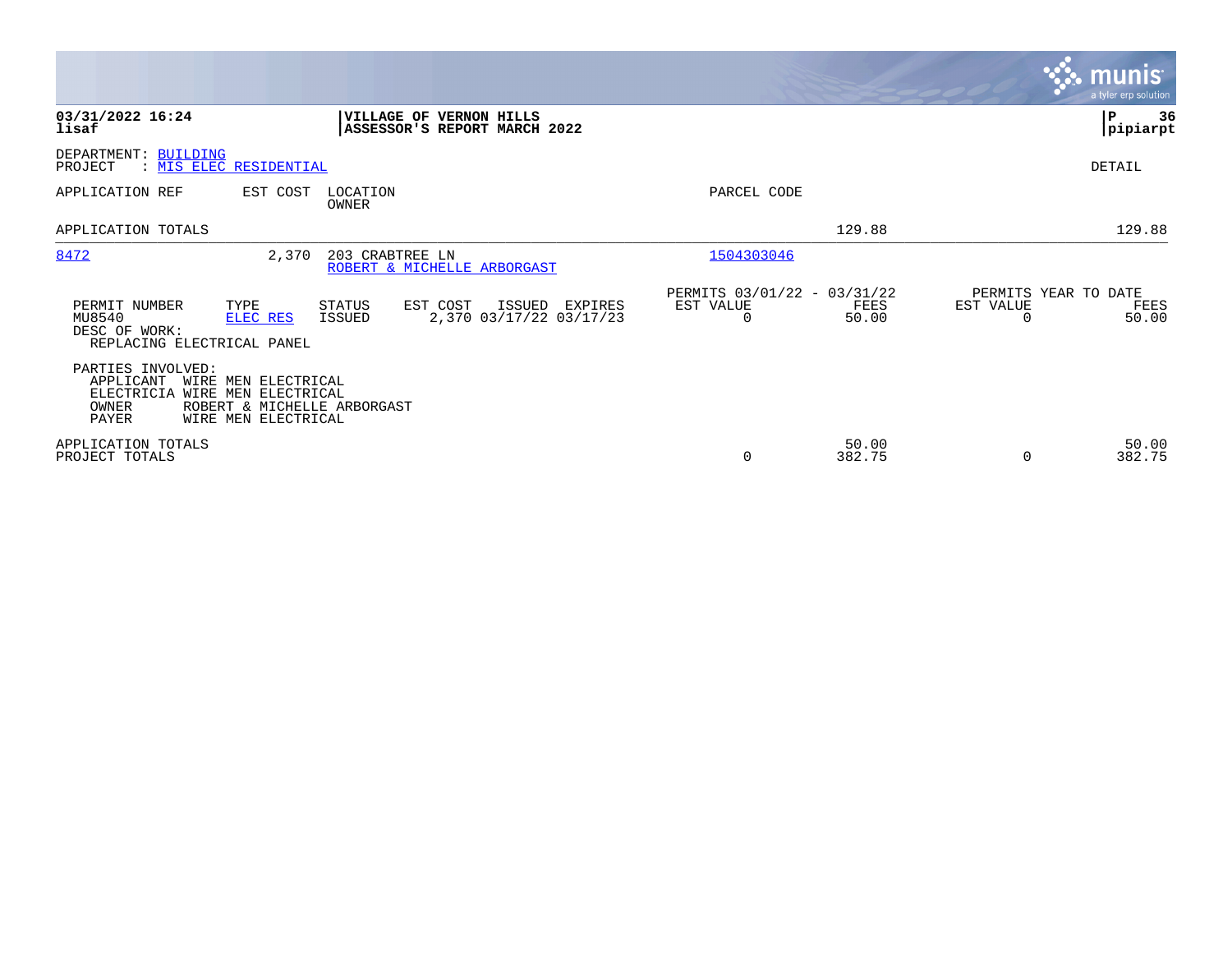**03/31/2022 16:24** | **VILLAGE OF VERNON HILLS** | **P 36**
**lisaf** | **ASSESSOR'S REPORT MARCH 2022** | **pipiarpt**

DEPARTMENT: BUILDING
PROJECT : MIS ELEC RESIDENTIAL

DETAIL

| APPLICATION REF | EST COST | LOCATION / OWNER | PARCEL CODE | | |
|---|---|---|---|---|---|
| APPLICATION TOTALS | | | | 129.88 | 129.88 |
| 8472 | 2,370 | 203 CRABTREE LN / ROBERT & MICHELLE ARBORGAST | 1504303046 | | |

| PERMIT NUMBER | TYPE | STATUS | EST COST | ISSUED | EXPIRES | PERMITS 03/01/22 - 03/31/22 EST VALUE | FEES | PERMITS YEAR TO DATE EST VALUE | FEES |
|---|---|---|---|---|---|---|---|---|---|
| MU8540 | ELEC RES | ISSUED | 2,370 | 03/17/22 | 03/17/23 | 0 | 50.00 | 0 | 50.00 |

DESC OF WORK:
REPLACING ELECTRICAL PANEL

PARTIES INVOLVED:
- APPLICANT WIRE MEN ELECTRICAL
- ELECTRICIA WIRE MEN ELECTRICAL
- OWNER ROBERT & MICHELLE ARBORGAST
- PAYER WIRE MEN ELECTRICAL

| | EST VALUE | FEES | EST VALUE | FEES |
|---|---|---|---|---|
| APPLICATION TOTALS | | 50.00 | | 50.00 |
| PROJECT TOTALS | 0 | 382.75 | 0 | 382.75 |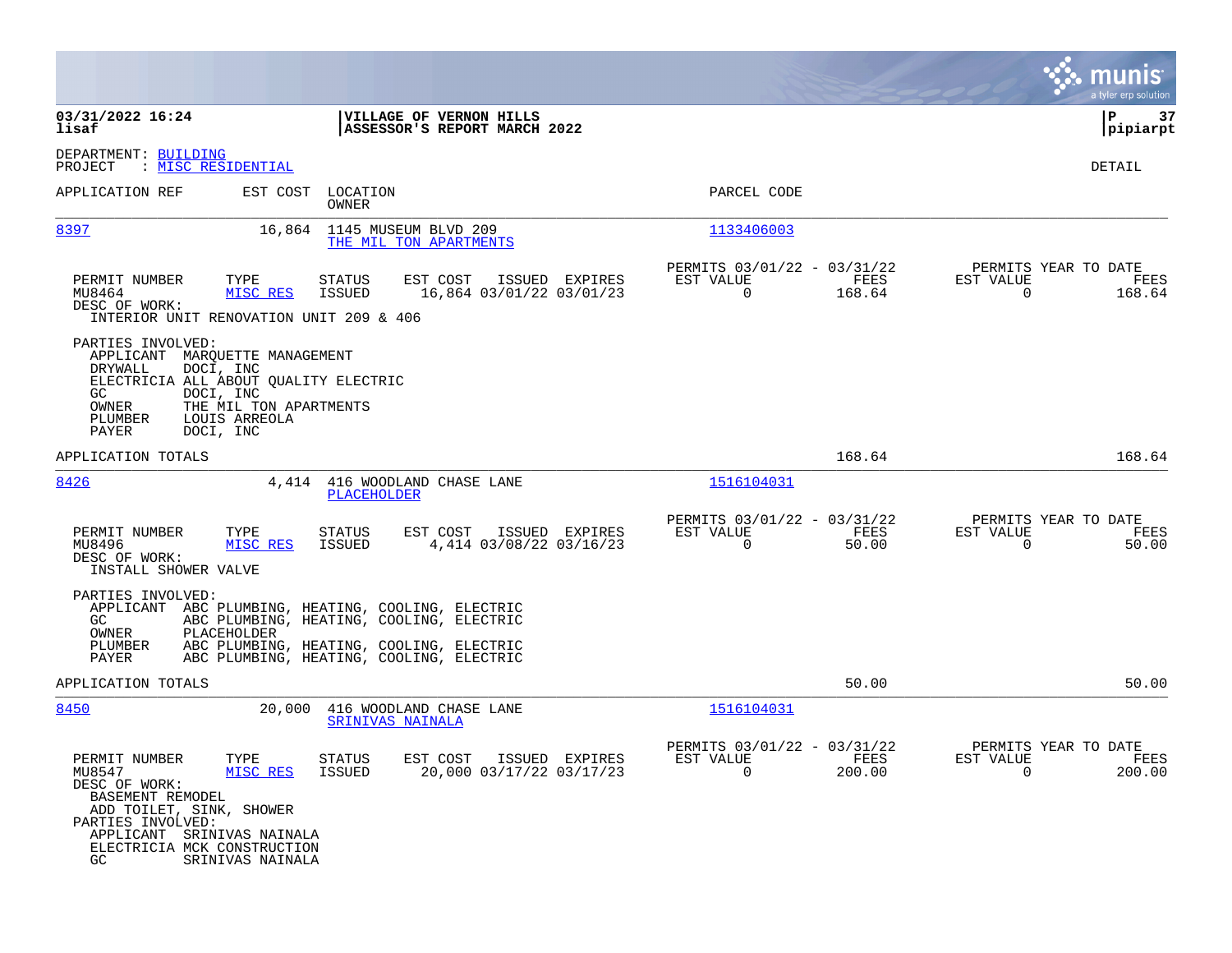**03/31/2022 16:24** | **VILLAGE OF VERNON HILLS** | **P 37**
**lisaf** | **ASSESSOR'S REPORT MARCH 2022** | **pipiarpt**

DEPARTMENT: BUILDING
PROJECT : MISC RESIDENTIAL

DETAIL

| APPLICATION REF | EST COST | LOCATION / OWNER | PARCEL CODE |
|---|---|---|---|
| 8397 | 16,864 | 1145 MUSEUM BLVD 209 / THE MIL TON APARTMENTS | 1133406003 |

| PERMIT NUMBER | TYPE | STATUS | EST COST | ISSUED | EXPIRES | PERMITS 03/01/22 - 03/31/22 EST VALUE | FEES | PERMITS YEAR TO DATE EST VALUE | FEES |
|---|---|---|---|---|---|---|---|---|---|
| MU8464 | MISC RES | ISSUED | 16,864 | 03/01/22 | 03/01/23 | 0 | 168.64 | 0 | 168.64 |

DESC OF WORK:
INTERIOR UNIT RENOVATION UNIT 209 & 406

PARTIES INVOLVED:
- APPLICANT MARQUETTE MANAGEMENT
- DRYWALL DOCI, INC
- ELECTRICIA ALL ABOUT QUALITY ELECTRIC
- GC DOCI, INC
- OWNER THE MIL TON APARTMENTS
- PLUMBER LOUIS ARREOLA
- PAYER DOCI, INC

APPLICATION TOTALS 168.64 168.64

---

| APPLICATION REF | EST COST | LOCATION / OWNER | PARCEL CODE |
|---|---|---|---|
| 8426 | 4,414 | 416 WOODLAND CHASE LANE / PLACEHOLDER | 1516104031 |

| PERMIT NUMBER | TYPE | STATUS | EST COST | ISSUED | EXPIRES | PERMITS 03/01/22 - 03/31/22 EST VALUE | FEES | PERMITS YEAR TO DATE EST VALUE | FEES |
|---|---|---|---|---|---|---|---|---|---|
| MU8496 | MISC RES | ISSUED | 4,414 | 03/08/22 | 03/16/23 | 0 | 50.00 | 0 | 50.00 |

DESC OF WORK:
INSTALL SHOWER VALVE

PARTIES INVOLVED:
- APPLICANT ABC PLUMBING, HEATING, COOLING, ELECTRIC
- GC ABC PLUMBING, HEATING, COOLING, ELECTRIC
- OWNER PLACEHOLDER
- PLUMBER ABC PLUMBING, HEATING, COOLING, ELECTRIC
- PAYER ABC PLUMBING, HEATING, COOLING, ELECTRIC

APPLICATION TOTALS 50.00 50.00

---

| APPLICATION REF | EST COST | LOCATION / OWNER | PARCEL CODE |
|---|---|---|---|
| 8450 | 20,000 | 416 WOODLAND CHASE LANE / SRINIVAS NAINALA | 1516104031 |

| PERMIT NUMBER | TYPE | STATUS | EST COST | ISSUED | EXPIRES | PERMITS 03/01/22 - 03/31/22 EST VALUE | FEES | PERMITS YEAR TO DATE EST VALUE | FEES |
|---|---|---|---|---|---|---|---|---|---|
| MU8547 | MISC RES | ISSUED | 20,000 | 03/17/22 | 03/17/23 | 0 | 200.00 | 0 | 200.00 |

DESC OF WORK:
BASEMENT REMODEL
ADD TOILET, SINK, SHOWER

PARTIES INVOLVED:
- APPLICANT SRINIVAS NAINALA
- ELECTRICIA MCK CONSTRUCTION
- GC SRINIVAS NAINALA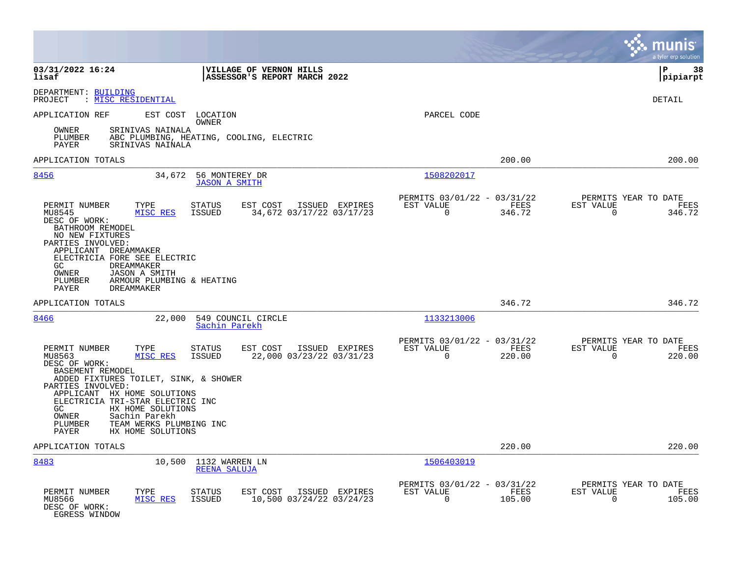03/31/2022 16:24
lisaf

**VILLAGE OF VERNON HILLS**
**ASSESSOR'S REPORT MARCH 2022**

P 38
pipiarpt

DEPARTMENT: BUILDING
PROJECT : MISC RESIDENTIAL

DETAIL

| APPLICATION REF | EST COST | LOCATION / OWNER | PARCEL CODE | | |
|---|---|---|---|---|---|

OWNER SRINIVAS NAINALA
PLUMBER ABC PLUMBING, HEATING, COOLING, ELECTRIC
PAYER SRINIVAS NAINALA

APPLICATION TOTALS — 200.00 — 200.00

---

**8456** — 34,672 — 56 MONTEREY DR — JASON A SMITH — 1508202017

| PERMIT NUMBER | TYPE | STATUS | EST COST | ISSUED | EXPIRES | PERMITS 03/01/22 - 03/31/22 EST VALUE | FEES | PERMITS YEAR TO DATE EST VALUE | FEES |
|---|---|---|---|---|---|---|---|---|---|
| MU8545 | MISC RES | ISSUED | 34,672 | 03/17/22 | 03/17/23 | 0 | 346.72 | 0 | 346.72 |

DESC OF WORK:
BATHROOM REMODEL
NO NEW FIXTURES
PARTIES INVOLVED:
APPLICANT DREAMMAKER
ELECTRICIA FORE SEE ELECTRIC
GC DREAMMAKER
OWNER JASON A SMITH
PLUMBER ARMOUR PLUMBING & HEATING
PAYER DREAMMAKER

APPLICATION TOTALS — 346.72 — 346.72

---

**8466** — 22,000 — 549 COUNCIL CIRCLE — Sachin Parekh — 1133213006

| PERMIT NUMBER | TYPE | STATUS | EST COST | ISSUED | EXPIRES | PERMITS 03/01/22 - 03/31/22 EST VALUE | FEES | PERMITS YEAR TO DATE EST VALUE | FEES |
|---|---|---|---|---|---|---|---|---|---|
| MU8563 | MISC RES | ISSUED | 22,000 | 03/23/22 | 03/31/23 | 0 | 220.00 | 0 | 220.00 |

DESC OF WORK:
BASEMENT REMODEL
ADDED FIXTURES TOILET, SINK, & SHOWER
PARTIES INVOLVED:
APPLICANT HX HOME SOLUTIONS
ELECTRICIA TRI-STAR ELECTRIC INC
GC HX HOME SOLUTIONS
OWNER Sachin Parekh
PLUMBER TEAM WERKS PLUMBING INC
PAYER HX HOME SOLUTIONS

APPLICATION TOTALS — 220.00 — 220.00

---

**8483** — 10,500 — 1132 WARREN LN — REENA SALUJA — 1506403019

| PERMIT NUMBER | TYPE | STATUS | EST COST | ISSUED | EXPIRES | PERMITS 03/01/22 - 03/31/22 EST VALUE | FEES | PERMITS YEAR TO DATE EST VALUE | FEES |
|---|---|---|---|---|---|---|---|---|---|
| MU8566 | MISC RES | ISSUED | 10,500 | 03/24/22 | 03/24/23 | 0 | 105.00 | 0 | 105.00 |

DESC OF WORK:
EGRESS WINDOW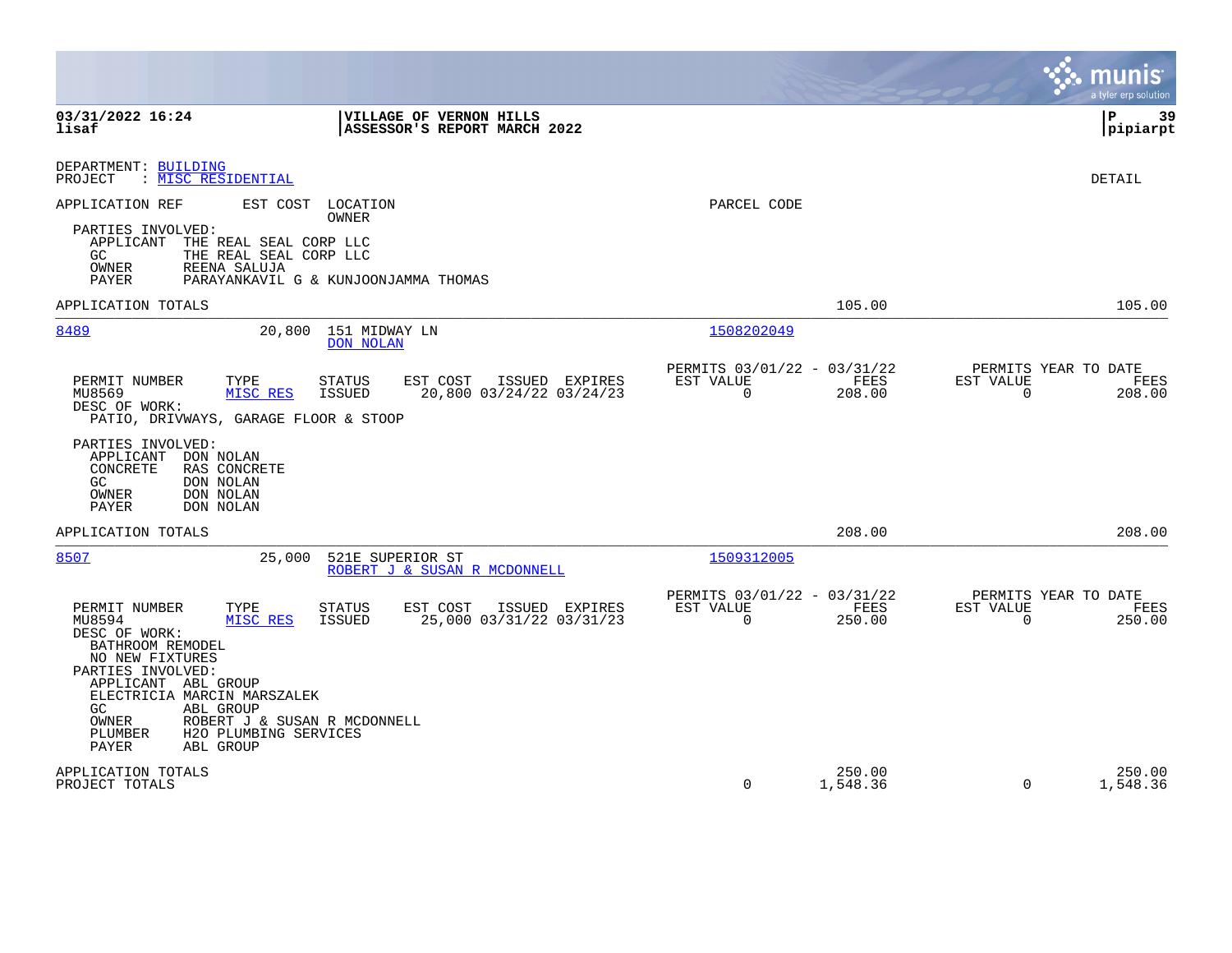DEPARTMENT: BUILDING
PROJECT : MISC RESIDENTIAL

DETAIL

APPLICATION REF    EST COST    LOCATION / OWNER    PARCEL CODE

PARTIES INVOLVED:
- APPLICANT THE REAL SEAL CORP LLC
- GC THE REAL SEAL CORP LLC
- OWNER REENA SALUJA
- PAYER PARAYANKAVIL G & KUNJOONJAMMA THOMAS

APPLICATION TOTALS — 105.00 — 105.00

---

**8489** — 20,800 — 151 MIDWAY LN — DON NOLAN — 1508202049

| PERMIT NUMBER | TYPE | STATUS | EST COST | ISSUED | EXPIRES | PERMITS 03/01/22 - 03/31/22 EST VALUE | FEES | PERMITS YEAR TO DATE EST VALUE | FEES |
|---|---|---|---|---|---|---|---|---|---|
| MU8569 | MISC RES | ISSUED | 20,800 | 03/24/22 | 03/24/23 | 0 | 208.00 | 0 | 208.00 |

DESC OF WORK:
PATIO, DRIVWAYS, GARAGE FLOOR & STOOP

PARTIES INVOLVED:
- APPLICANT DON NOLAN
- CONCRETE RAS CONCRETE
- GC DON NOLAN
- OWNER DON NOLAN
- PAYER DON NOLAN

APPLICATION TOTALS — 208.00 — 208.00

---

**8507** — 25,000 — 521E SUPERIOR ST — ROBERT J & SUSAN R MCDONNELL — 1509312005

| PERMIT NUMBER | TYPE | STATUS | EST COST | ISSUED | EXPIRES | PERMITS 03/01/22 - 03/31/22 EST VALUE | FEES | PERMITS YEAR TO DATE EST VALUE | FEES |
|---|---|---|---|---|---|---|---|---|---|
| MU8594 | MISC RES | ISSUED | 25,000 | 03/31/22 | 03/31/23 | 0 | 250.00 | 0 | 250.00 |

DESC OF WORK:
BATHROOM REMODEL
NO NEW FIXTURES

PARTIES INVOLVED:
- APPLICANT ABL GROUP
- ELECTRICIA MARCIN MARSZALEK
- GC ABL GROUP
- OWNER ROBERT J & SUSAN R MCDONNELL
- PLUMBER H2O PLUMBING SERVICES
- PAYER ABL GROUP

| | EST VALUE | FEES | EST VALUE | FEES |
|---|---|---|---|---|
| APPLICATION TOTALS | | 250.00 | | 250.00 |
| PROJECT TOTALS | 0 | 1,548.36 | 0 | 1,548.36 |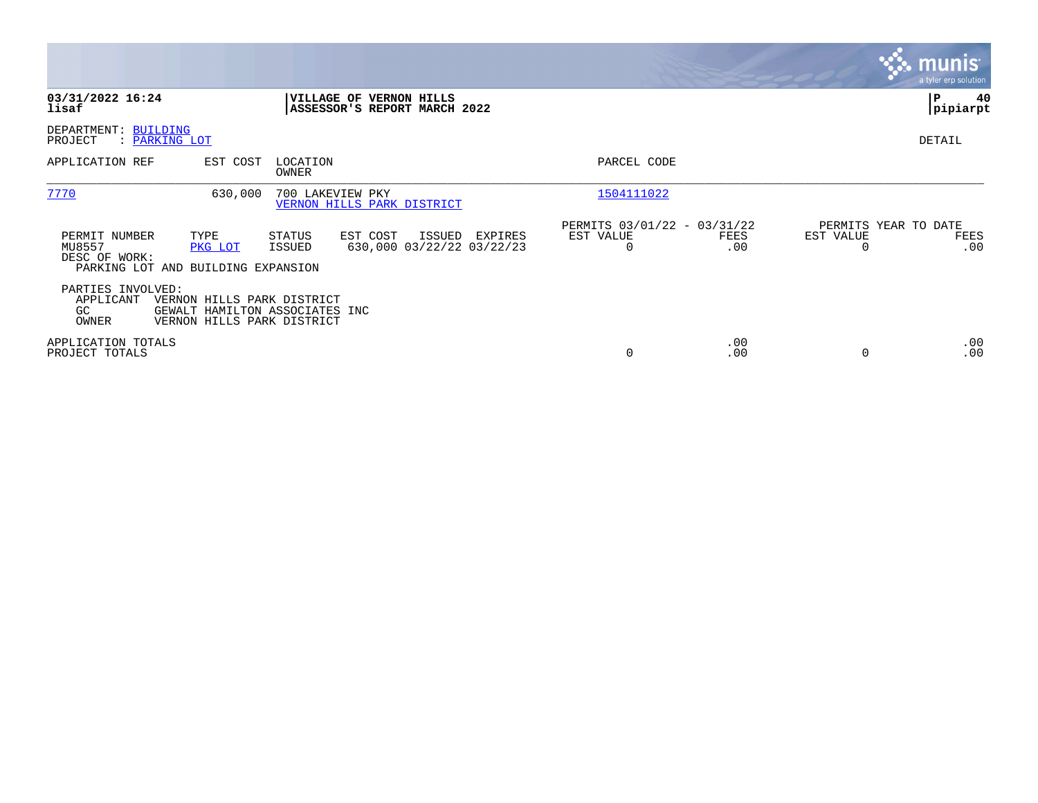**03/31/2022 16:24**
**lisaf**

**VILLAGE OF VERNON HILLS**
**ASSESSOR'S REPORT MARCH 2022**

**pipiarpt**

DEPARTMENT: BUILDING
PROJECT : PARKING LOT

DETAIL

| APPLICATION REF | EST COST | LOCATION / OWNER | PARCEL CODE |
|---|---|---|---|
| 7770 | 630,000 | 700 LAKEVIEW PKY / VERNON HILLS PARK DISTRICT | 1504111022 |

| PERMIT NUMBER | TYPE | STATUS | EST COST | ISSUED | EXPIRES | PERMITS 03/01/22 - 03/31/22 EST VALUE | FEES | PERMITS YEAR TO DATE EST VALUE | FEES |
|---|---|---|---|---|---|---|---|---|---|
| MU8557 | PKG LOT | ISSUED | 630,000 | 03/22/22 | 03/22/23 | 0 | .00 | 0 | .00 |

DESC OF WORK:
PARKING LOT AND BUILDING EXPANSION

PARTIES INVOLVED:

| | |
|---|---|
| APPLICANT | VERNON HILLS PARK DISTRICT |
| GC | GEWALT HAMILTON ASSOCIATES INC |
| OWNER | VERNON HILLS PARK DISTRICT |

| | EST VALUE | FEES | EST VALUE | FEES |
|---|---|---|---|---|
| APPLICATION TOTALS | | .00 | | .00 |
| PROJECT TOTALS | 0 | .00 | 0 | .00 |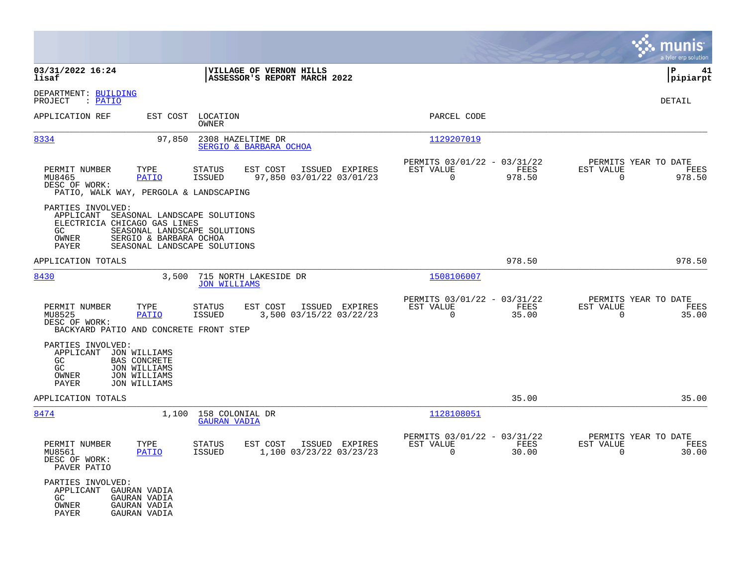**03/31/2022 16:24**
**lisaf**

**VILLAGE OF VERNON HILLS**
**ASSESSOR'S REPORT MARCH 2022**

**P 41**
**pipiarpt**

DEPARTMENT: BUILDING
PROJECT : PATIO

DETAIL

| APPLICATION REF | EST COST | LOCATION / OWNER | PARCEL CODE |
|---|---|---|---|
| 8334 | 97,850 | 2308 HAZELTIME DR / SERGIO & BARBARA OCHOA | 1129207019 |

| PERMIT NUMBER | TYPE | STATUS | EST COST | ISSUED | EXPIRES | PERMITS 03/01/22 - 03/31/22 EST VALUE | FEES | PERMITS YEAR TO DATE EST VALUE | FEES |
|---|---|---|---|---|---|---|---|---|---|
| MU8465 | PATIO | ISSUED | 97,850 | 03/01/22 | 03/01/23 | 0 | 978.50 | 0 | 978.50 |

DESC OF WORK:
PATIO, WALK WAY, PERGOLA & LANDSCAPING

PARTIES INVOLVED:
APPLICANT SEASONAL LANDSCAPE SOLUTIONS
ELECTRICIA CHICAGO GAS LINES
GC SEASONAL LANDSCAPE SOLUTIONS
OWNER SERGIO & BARBARA OCHOA
PAYER SEASONAL LANDSCAPE SOLUTIONS

APPLICATION TOTALS 978.50 978.50

| APPLICATION REF | EST COST | LOCATION / OWNER | PARCEL CODE |
|---|---|---|---|
| 8430 | 3,500 | 715 NORTH LAKESIDE DR / JON WILLIAMS | 1508106007 |

| PERMIT NUMBER | TYPE | STATUS | EST COST | ISSUED | EXPIRES | PERMITS 03/01/22 - 03/31/22 EST VALUE | FEES | PERMITS YEAR TO DATE EST VALUE | FEES |
|---|---|---|---|---|---|---|---|---|---|
| MU8525 | PATIO | ISSUED | 3,500 | 03/15/22 | 03/22/23 | 0 | 35.00 | 0 | 35.00 |

DESC OF WORK:
BACKYARD PATIO AND CONCRETE FRONT STEP

PARTIES INVOLVED:
APPLICANT JON WILLIAMS
GC BAS CONCRETE
GC JON WILLIAMS
OWNER JON WILLIAMS
PAYER JON WILLIAMS

APPLICATION TOTALS 35.00 35.00

| APPLICATION REF | EST COST | LOCATION / OWNER | PARCEL CODE |
|---|---|---|---|
| 8474 | 1,100 | 158 COLONIAL DR / GAURAN VADIA | 1128108051 |

| PERMIT NUMBER | TYPE | STATUS | EST COST | ISSUED | EXPIRES | PERMITS 03/01/22 - 03/31/22 EST VALUE | FEES | PERMITS YEAR TO DATE EST VALUE | FEES |
|---|---|---|---|---|---|---|---|---|---|
| MU8561 | PATIO | ISSUED | 1,100 | 03/23/22 | 03/23/23 | 0 | 30.00 | 0 | 30.00 |

DESC OF WORK:
PAVER PATIO

PARTIES INVOLVED:
APPLICANT GAURAN VADIA
GC GAURAN VADIA
OWNER GAURAN VADIA
PAYER GAURAN VADIA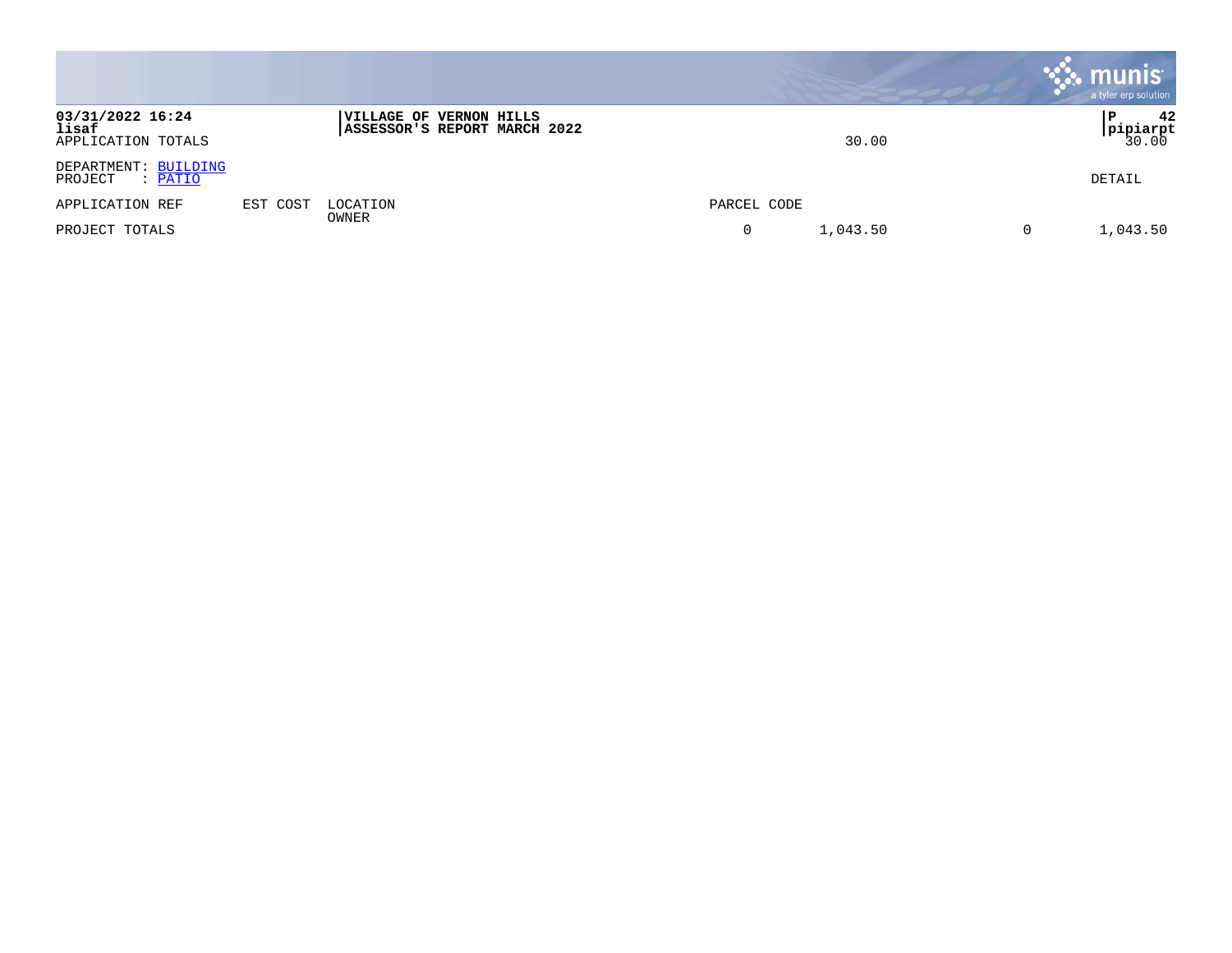03/31/2022 16:24
lisaf
APPLICATION TOTALS

**VILLAGE OF VERNON HILLS**
**ASSESSOR'S REPORT MARCH 2022**

30.00

P 42
pipiarpt
30.00

DEPARTMENT: BUILDING
PROJECT : PATIO

DETAIL

| APPLICATION REF | EST COST | LOCATION OWNER | PARCEL CODE | | | |
|---|---|---|---|---|---|---|
| PROJECT TOTALS | | | 0 | 1,043.50 | 0 | 1,043.50 |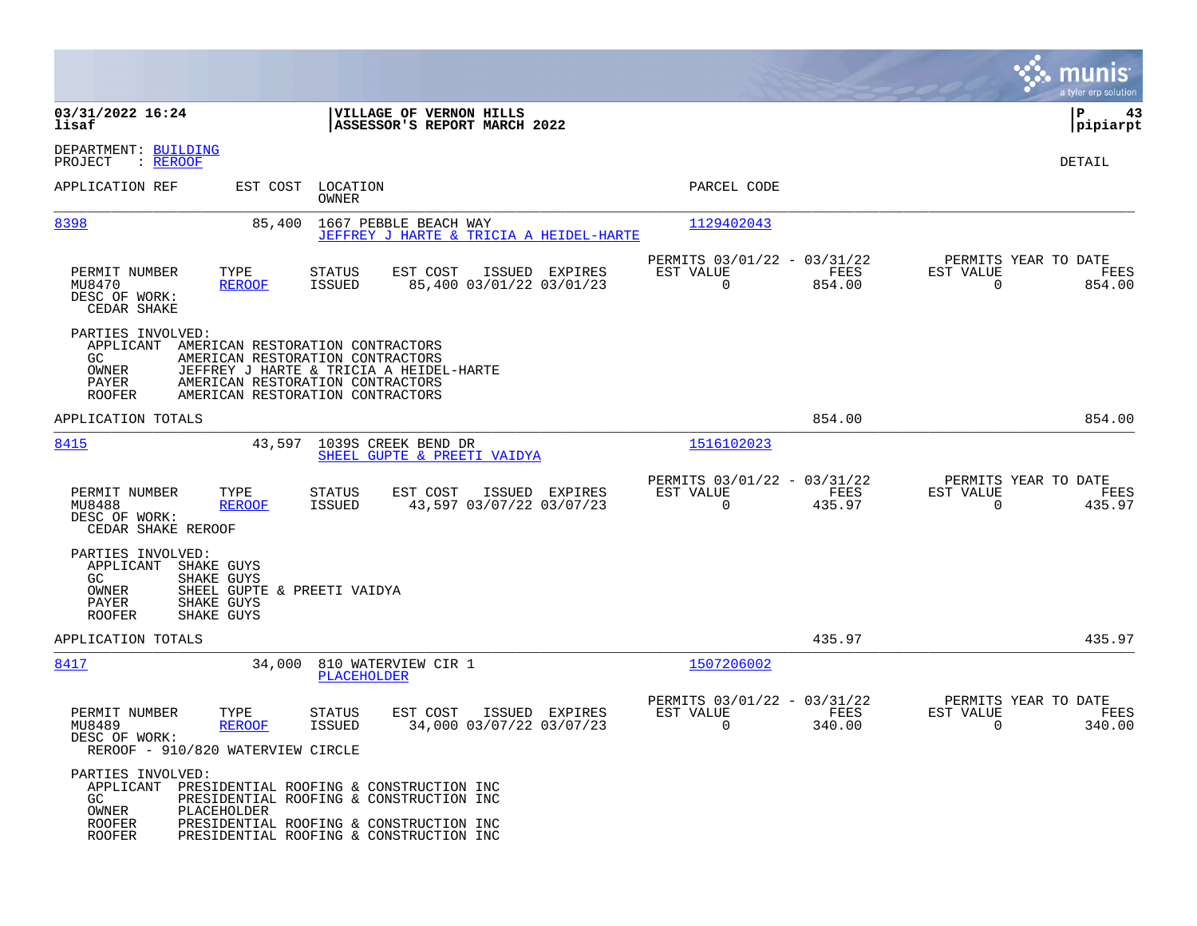**03/31/2022 16:24**
**lisaf**

**VILLAGE OF VERNON HILLS**
**ASSESSOR'S REPORT MARCH 2022**

**P 43**
**pipiarpt**

DEPARTMENT: BUILDING
PROJECT : REROOF

DETAIL

| APPLICATION REF | EST COST | LOCATION / OWNER | PARCEL CODE |
|---|---|---|---|
| 8398 | 85,400 | 1667 PEBBLE BEACH WAY / JEFFREY J HARTE & TRICIA A HEIDEL-HARTE | 1129402043 |

| PERMIT NUMBER | TYPE | STATUS | EST COST | ISSUED | EXPIRES | PERMITS 03/01/22 - 03/31/22 EST VALUE | FEES | PERMITS YEAR TO DATE EST VALUE | FEES |
|---|---|---|---|---|---|---|---|---|---|
| MU8470 | REROOF | ISSUED | 85,400 | 03/01/22 | 03/01/23 | 0 | 854.00 | 0 | 854.00 |

DESC OF WORK:
CEDAR SHAKE

PARTIES INVOLVED:
- APPLICANT AMERICAN RESTORATION CONTRACTORS
- GC AMERICAN RESTORATION CONTRACTORS
- OWNER JEFFREY J HARTE & TRICIA A HEIDEL-HARTE
- PAYER AMERICAN RESTORATION CONTRACTORS
- ROOFER AMERICAN RESTORATION CONTRACTORS

APPLICATION TOTALS: 854.00 | 854.00

| APPLICATION REF | EST COST | LOCATION / OWNER | PARCEL CODE |
|---|---|---|---|
| 8415 | 43,597 | 10395 CREEK BEND DR / SHEEL GUPTE & PREETI VAIDYA | 1516102023 |

| PERMIT NUMBER | TYPE | STATUS | EST COST | ISSUED | EXPIRES | PERMITS 03/01/22 - 03/31/22 EST VALUE | FEES | PERMITS YEAR TO DATE EST VALUE | FEES |
|---|---|---|---|---|---|---|---|---|---|
| MU8488 | REROOF | ISSUED | 43,597 | 03/07/22 | 03/07/23 | 0 | 435.97 | 0 | 435.97 |

DESC OF WORK:
CEDAR SHAKE REROOF

PARTIES INVOLVED:
- APPLICANT SHAKE GUYS
- GC SHAKE GUYS
- OWNER SHEEL GUPTE & PREETI VAIDYA
- PAYER SHAKE GUYS
- ROOFER SHAKE GUYS

APPLICATION TOTALS: 435.97 | 435.97

| APPLICATION REF | EST COST | LOCATION / OWNER | PARCEL CODE |
|---|---|---|---|
| 8417 | 34,000 | 810 WATERVIEW CIR 1 / PLACEHOLDER | 1507206002 |

| PERMIT NUMBER | TYPE | STATUS | EST COST | ISSUED | EXPIRES | PERMITS 03/01/22 - 03/31/22 EST VALUE | FEES | PERMITS YEAR TO DATE EST VALUE | FEES |
|---|---|---|---|---|---|---|---|---|---|
| MU8489 | REROOF | ISSUED | 34,000 | 03/07/22 | 03/07/23 | 0 | 340.00 | 0 | 340.00 |

DESC OF WORK:
REROOF - 910/820 WATERVIEW CIRCLE

PARTIES INVOLVED:
- APPLICANT PRESIDENTIAL ROOFING & CONSTRUCTION INC
- GC PRESIDENTIAL ROOFING & CONSTRUCTION INC
- OWNER PLACEHOLDER
- ROOFER PRESIDENTIAL ROOFING & CONSTRUCTION INC
- ROOFER PRESIDENTIAL ROOFING & CONSTRUCTION INC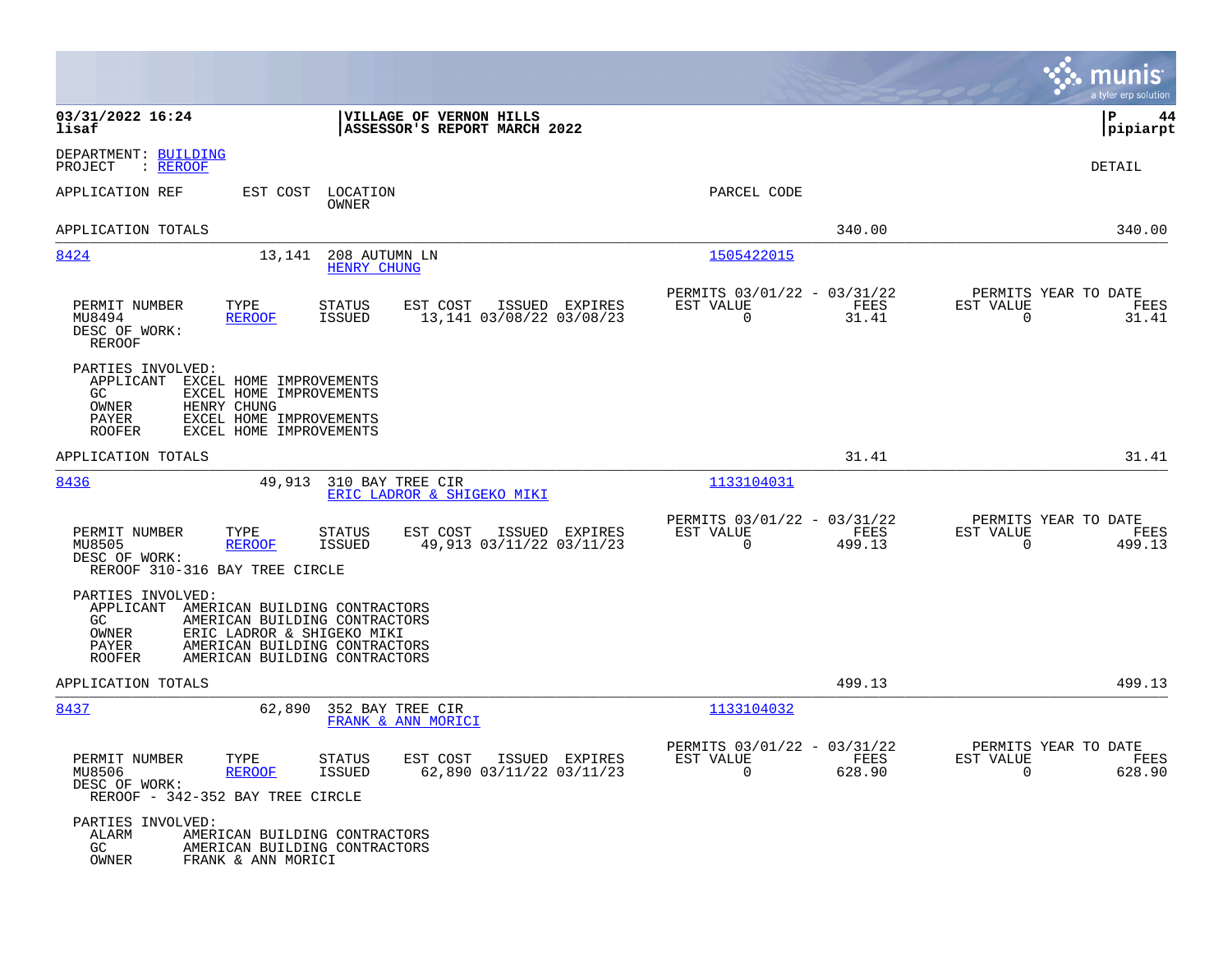**03/31/2022 16:24** | **VILLAGE OF VERNON HILLS**
**lisaf** | **ASSESSOR'S REPORT MARCH 2022**
**P 44**
**pipiarpt**

DEPARTMENT: BUILDING
PROJECT : REROOF

DETAIL

| APPLICATION REF | EST COST | LOCATION / OWNER | PARCEL CODE | | |
|---|---|---|---|---|---|
| APPLICATION TOTALS | | | | 340.00 | 340.00 |

---

**8424** — 13,141 — 208 AUTUMN LN — HENRY CHUNG — PARCEL CODE: 1505422015

| PERMIT NUMBER | TYPE | STATUS | EST COST | ISSUED | EXPIRES | PERMITS 03/01/22 - 03/31/22 EST VALUE | FEES | PERMITS YEAR TO DATE EST VALUE | FEES |
|---|---|---|---|---|---|---|---|---|---|
| MU8494 | REROOF | ISSUED | 13,141 | 03/08/22 | 03/08/23 | 0 | 31.41 | 0 | 31.41 |

DESC OF WORK:
REROOF

PARTIES INVOLVED:
- APPLICANT EXCEL HOME IMPROVEMENTS
- GC EXCEL HOME IMPROVEMENTS
- OWNER HENRY CHUNG
- PAYER EXCEL HOME IMPROVEMENTS
- ROOFER EXCEL HOME IMPROVEMENTS

APPLICATION TOTALS: 31.41 | 31.41

---

**8436** — 49,913 — 310 BAY TREE CIR — ERIC LADROR & SHIGEKO MIKI — PARCEL CODE: 1133104031

| PERMIT NUMBER | TYPE | STATUS | EST COST | ISSUED | EXPIRES | PERMITS 03/01/22 - 03/31/22 EST VALUE | FEES | PERMITS YEAR TO DATE EST VALUE | FEES |
|---|---|---|---|---|---|---|---|---|---|
| MU8505 | REROOF | ISSUED | 49,913 | 03/11/22 | 03/11/23 | 0 | 499.13 | 0 | 499.13 |

DESC OF WORK:
REROOF 310-316 BAY TREE CIRCLE

PARTIES INVOLVED:
- APPLICANT AMERICAN BUILDING CONTRACTORS
- GC AMERICAN BUILDING CONTRACTORS
- OWNER ERIC LADROR & SHIGEKO MIKI
- PAYER AMERICAN BUILDING CONTRACTORS
- ROOFER AMERICAN BUILDING CONTRACTORS

APPLICATION TOTALS: 499.13 | 499.13

---

**8437** — 62,890 — 352 BAY TREE CIR — FRANK & ANN MORICI — PARCEL CODE: 1133104032

| PERMIT NUMBER | TYPE | STATUS | EST COST | ISSUED | EXPIRES | PERMITS 03/01/22 - 03/31/22 EST VALUE | FEES | PERMITS YEAR TO DATE EST VALUE | FEES |
|---|---|---|---|---|---|---|---|---|---|
| MU8506 | REROOF | ISSUED | 62,890 | 03/11/22 | 03/11/23 | 0 | 628.90 | 0 | 628.90 |

DESC OF WORK:
REROOF - 342-352 BAY TREE CIRCLE

PARTIES INVOLVED:
- ALARM AMERICAN BUILDING CONTRACTORS
- GC AMERICAN BUILDING CONTRACTORS
- OWNER FRANK & ANN MORICI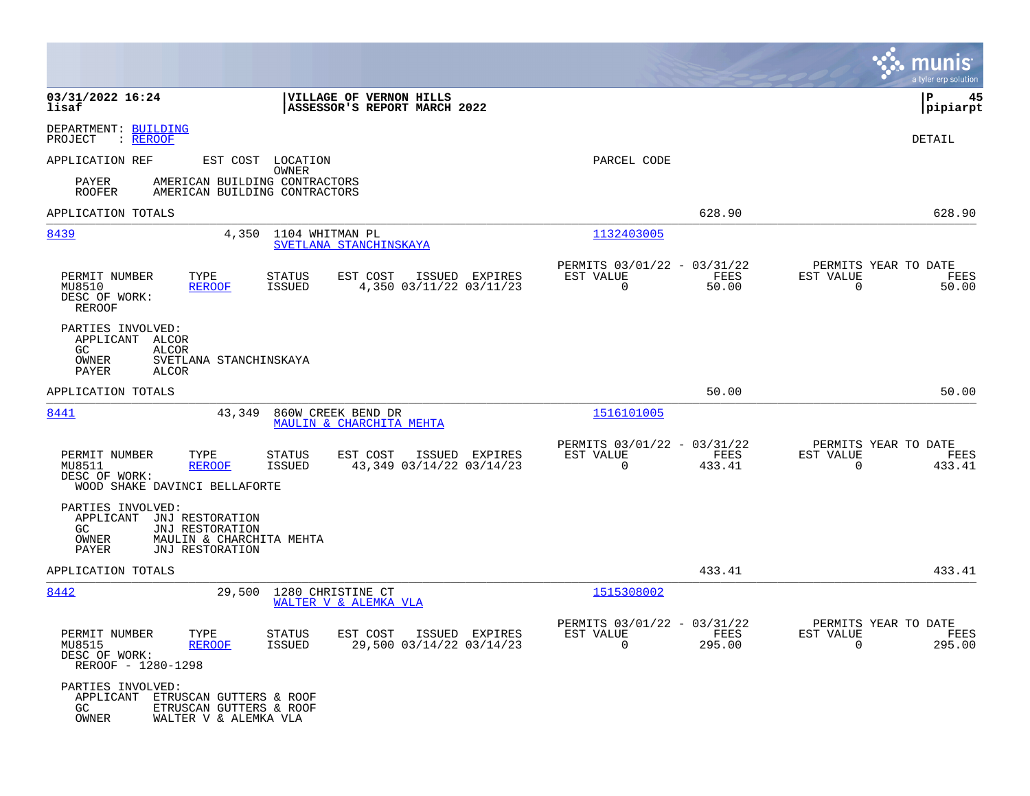**VILLAGE OF VERNON HILLS**
**ASSESSOR'S REPORT MARCH 2022**

03/31/2022 16:24
lisaf

P 45
pipiarpt

DEPARTMENT: BUILDING
PROJECT : REROOF

DETAIL

APPLICATION REF | EST COST | LOCATION / OWNER | PARCEL CODE

PAYER AMERICAN BUILDING CONTRACTORS
ROOFER AMERICAN BUILDING CONTRACTORS

APPLICATION TOTALS 628.90 628.90

---

**8439** | 4,350 | 1104 WHITMAN PL | SVETLANA STANCHINSKAYA | 1132403005

| PERMIT NUMBER | TYPE | STATUS | EST COST | ISSUED | EXPIRES | PERMITS 03/01/22 - 03/31/22 EST VALUE | FEES | PERMITS YEAR TO DATE EST VALUE | FEES |
|---|---|---|---|---|---|---|---|---|---|
| MU8510 | REROOF | ISSUED | 4,350 | 03/11/22 | 03/11/23 | 0 | 50.00 | 0 | 50.00 |

DESC OF WORK:
REROOF

PARTIES INVOLVED:
APPLICANT ALCOR
GC ALCOR
OWNER SVETLANA STANCHINSKAYA
PAYER ALCOR

APPLICATION TOTALS 50.00 50.00

---

**8441** | 43,349 | 860W CREEK BEND DR | MAULIN & CHARCHITA MEHTA | 1516101005

| PERMIT NUMBER | TYPE | STATUS | EST COST | ISSUED | EXPIRES | PERMITS 03/01/22 - 03/31/22 EST VALUE | FEES | PERMITS YEAR TO DATE EST VALUE | FEES |
|---|---|---|---|---|---|---|---|---|---|
| MU8511 | REROOF | ISSUED | 43,349 | 03/14/22 | 03/14/23 | 0 | 433.41 | 0 | 433.41 |

DESC OF WORK:
WOOD SHAKE DAVINCI BELLAFORTE

PARTIES INVOLVED:
APPLICANT JNJ RESTORATION
GC JNJ RESTORATION
OWNER MAULIN & CHARCHITA MEHTA
PAYER JNJ RESTORATION

APPLICATION TOTALS 433.41 433.41

---

**8442** | 29,500 | 1280 CHRISTINE CT | WALTER V & ALEMKA VLA | 1515308002

| PERMIT NUMBER | TYPE | STATUS | EST COST | ISSUED | EXPIRES | PERMITS 03/01/22 - 03/31/22 EST VALUE | FEES | PERMITS YEAR TO DATE EST VALUE | FEES |
|---|---|---|---|---|---|---|---|---|---|
| MU8515 | REROOF | ISSUED | 29,500 | 03/14/22 | 03/14/23 | 0 | 295.00 | 0 | 295.00 |

DESC OF WORK:
REROOF - 1280-1298

PARTIES INVOLVED:
APPLICANT ETRUSCAN GUTTERS & ROOF
GC ETRUSCAN GUTTERS & ROOF
OWNER WALTER V & ALEMKA VLA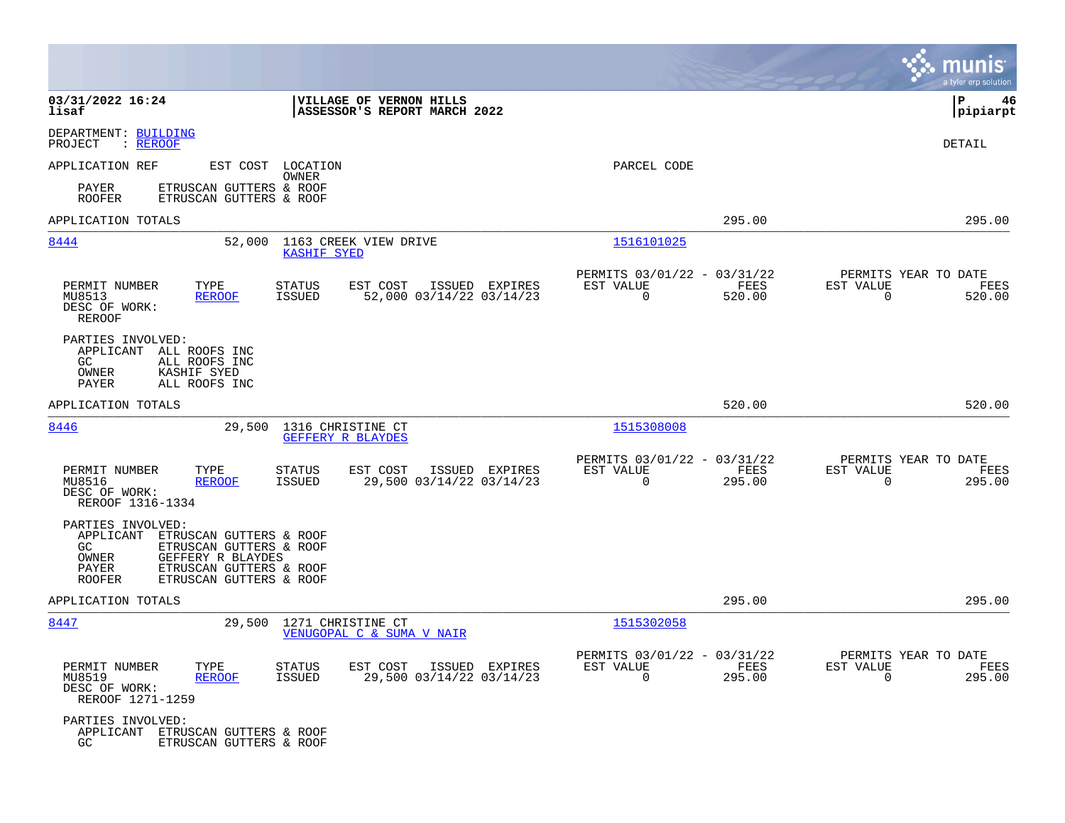**03/31/2022 16:24**
**lisaf**

**VILLAGE OF VERNON HILLS**
**ASSESSOR'S REPORT MARCH 2022**

**P 46**
**pipiarpt**

DEPARTMENT: BUILDING
PROJECT : REROOF

DETAIL

APPLICATION REF | EST COST | LOCATION / OWNER | PARCEL CODE

PAYER ETRUSCAN GUTTERS & ROOF
ROOFER ETRUSCAN GUTTERS & ROOF

APPLICATION TOTALS — 295.00 — 295.00

---

**8444** — 52,000 — 1163 CREEK VIEW DRIVE — KASHIF SYED — 1516101025

| PERMIT NUMBER | TYPE | STATUS | EST COST | ISSUED | EXPIRES | PERMITS 03/01/22 - 03/31/22 EST VALUE | FEES | PERMITS YEAR TO DATE EST VALUE | FEES |
|---|---|---|---|---|---|---|---|---|---|
| MU8513 | REROOF | ISSUED | 52,000 | 03/14/22 | 03/14/23 | 0 | 520.00 | 0 | 520.00 |

DESC OF WORK:
REROOF

PARTIES INVOLVED:
APPLICANT ALL ROOFS INC
GC ALL ROOFS INC
OWNER KASHIF SYED
PAYER ALL ROOFS INC

APPLICATION TOTALS — 520.00 — 520.00

---

**8446** — 29,500 — 1316 CHRISTINE CT — GEFFERY R BLAYDES — 1515308008

| PERMIT NUMBER | TYPE | STATUS | EST COST | ISSUED | EXPIRES | PERMITS 03/01/22 - 03/31/22 EST VALUE | FEES | PERMITS YEAR TO DATE EST VALUE | FEES |
|---|---|---|---|---|---|---|---|---|---|
| MU8516 | REROOF | ISSUED | 29,500 | 03/14/22 | 03/14/23 | 0 | 295.00 | 0 | 295.00 |

DESC OF WORK:
REROOF 1316-1334

PARTIES INVOLVED:
APPLICANT ETRUSCAN GUTTERS & ROOF
GC ETRUSCAN GUTTERS & ROOF
OWNER GEFFERY R BLAYDES
PAYER ETRUSCAN GUTTERS & ROOF
ROOFER ETRUSCAN GUTTERS & ROOF

APPLICATION TOTALS — 295.00 — 295.00

---

**8447** — 29,500 — 1271 CHRISTINE CT — VENUGOPAL C & SUMA V NAIR — 1515302058

| PERMIT NUMBER | TYPE | STATUS | EST COST | ISSUED | EXPIRES | PERMITS 03/01/22 - 03/31/22 EST VALUE | FEES | PERMITS YEAR TO DATE EST VALUE | FEES |
|---|---|---|---|---|---|---|---|---|---|
| MU8519 | REROOF | ISSUED | 29,500 | 03/14/22 | 03/14/23 | 0 | 295.00 | 0 | 295.00 |

DESC OF WORK:
REROOF 1271-1259

PARTIES INVOLVED:
APPLICANT ETRUSCAN GUTTERS & ROOF
GC ETRUSCAN GUTTERS & ROOF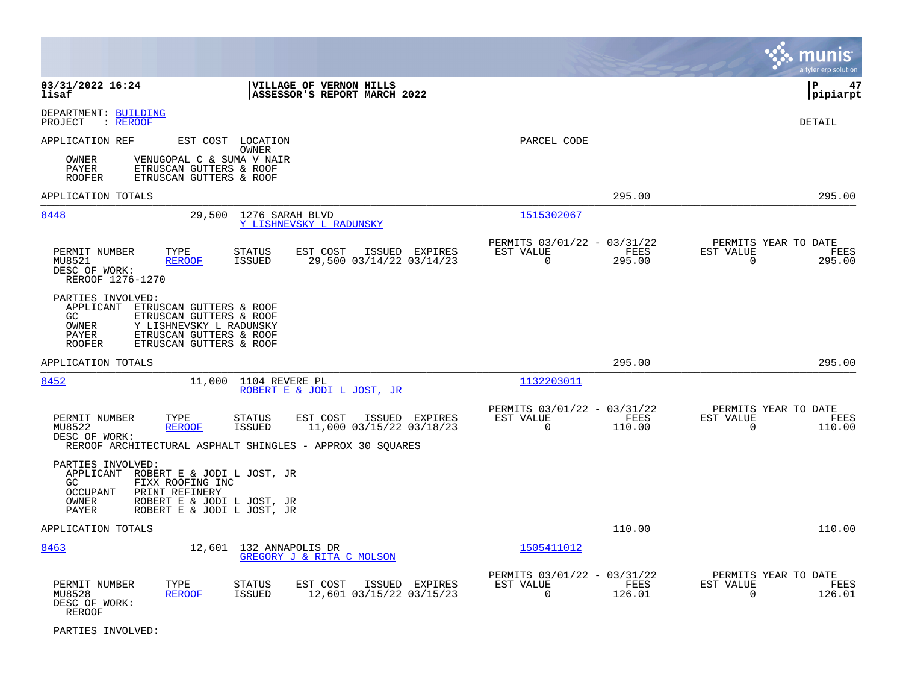DEPARTMENT: BUILDING
PROJECT : REROOF

DETAIL

APPLICATION REF    EST COST    LOCATION
                               OWNER
                                                                    PARCEL CODE

OWNER    VENUGOPAL C & SUMA V NAIR
PAYER    ETRUSCAN GUTTERS & ROOF
ROOFER   ETRUSCAN GUTTERS & ROOF

APPLICATION TOTALS    295.00    295.00

---

**8448**    29,500    1276 SARAH BLVD
Y LISHNEVSKY L RADUNSKY
Parcel code: 1515302067

| PERMIT NUMBER | TYPE | STATUS | EST COST | ISSUED | EXPIRES | PERMITS 03/01/22 - 03/31/22 EST VALUE | FEES | PERMITS YEAR TO DATE EST VALUE | FEES |
|---|---|---|---|---|---|---|---|---|---|
| MU8521 | REROOF | ISSUED | 29,500 | 03/14/22 | 03/14/23 | 0 | 295.00 | 0 | 295.00 |

DESC OF WORK:
REROOF 1276-1270

PARTIES INVOLVED:
APPLICANT  ETRUSCAN GUTTERS & ROOF
GC         ETRUSCAN GUTTERS & ROOF
OWNER      Y LISHNEVSKY L RADUNSKY
PAYER      ETRUSCAN GUTTERS & ROOF
ROOFER     ETRUSCAN GUTTERS & ROOF

APPLICATION TOTALS    295.00    295.00

---

**8452**    11,000    1104 REVERE PL
ROBERT E & JODI L JOST, JR
Parcel code: 1132203011

| PERMIT NUMBER | TYPE | STATUS | EST COST | ISSUED | EXPIRES | PERMITS 03/01/22 - 03/31/22 EST VALUE | FEES | PERMITS YEAR TO DATE EST VALUE | FEES |
|---|---|---|---|---|---|---|---|---|---|
| MU8522 | REROOF | ISSUED | 11,000 | 03/15/22 | 03/18/23 | 0 | 110.00 | 0 | 110.00 |

DESC OF WORK:
REROOF ARCHITECTURAL ASPHALT SHINGLES - APPROX 30 SQUARES

PARTIES INVOLVED:
APPLICANT  ROBERT E & JODI L JOST, JR
GC         FIXX ROOFING INC
OCCUPANT   PRINT REFINERY
OWNER      ROBERT E & JODI L JOST, JR
PAYER      ROBERT E & JODI L JOST, JR

APPLICATION TOTALS    110.00    110.00

---

**8463**    12,601    132 ANNAPOLIS DR
GREGORY J & RITA C MOLSON
Parcel code: 1505411012

| PERMIT NUMBER | TYPE | STATUS | EST COST | ISSUED | EXPIRES | PERMITS 03/01/22 - 03/31/22 EST VALUE | FEES | PERMITS YEAR TO DATE EST VALUE | FEES |
|---|---|---|---|---|---|---|---|---|---|
| MU8528 | REROOF | ISSUED | 12,601 | 03/15/22 | 03/15/23 | 0 | 126.01 | 0 | 126.01 |

DESC OF WORK:
REROOF

PARTIES INVOLVED: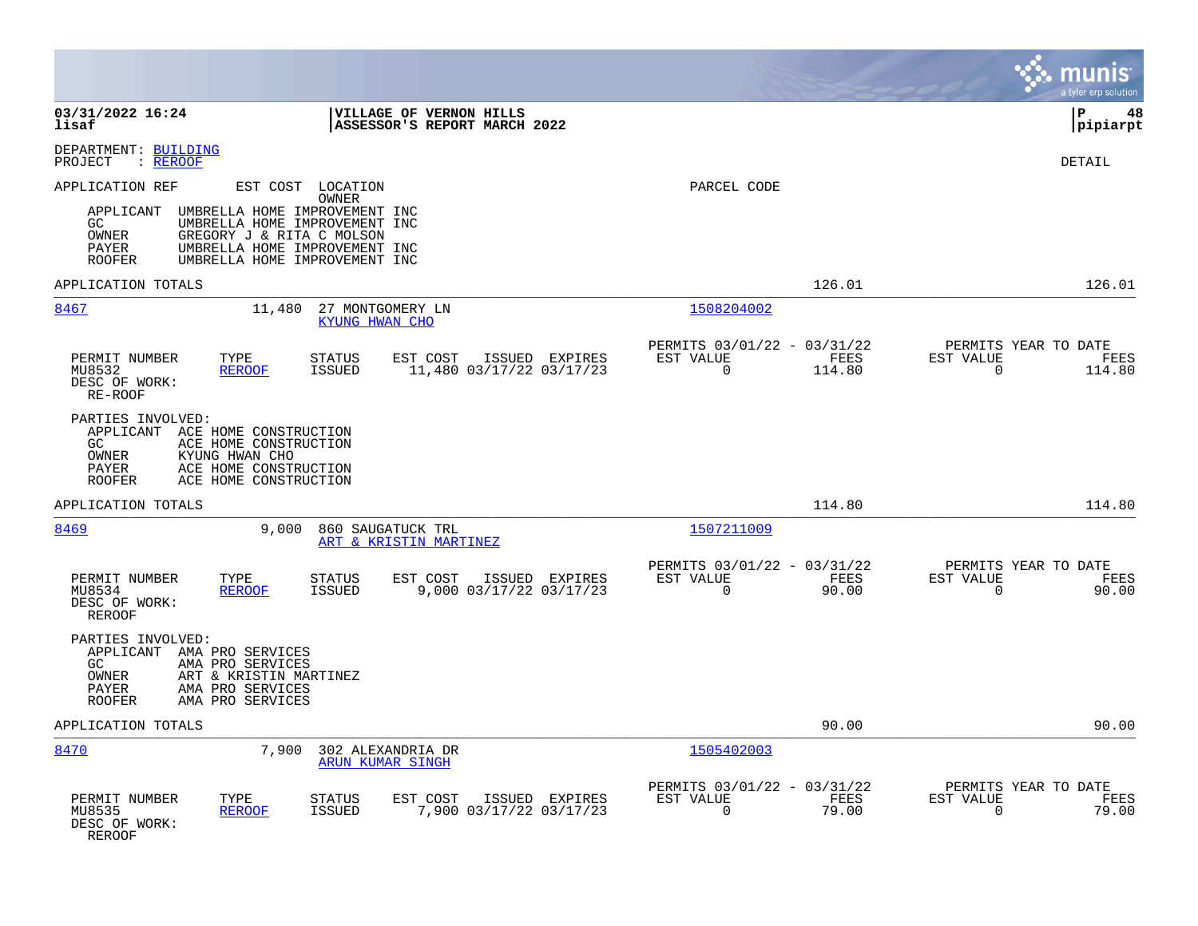**VILLAGE OF VERNON HILLS**
**ASSESSOR'S REPORT MARCH 2022**

DEPARTMENT: BUILDING
PROJECT : REROOF

DETAIL

APPLICATION REF | EST COST | LOCATION / OWNER | PARCEL CODE

PARTIES INVOLVED (continued):
- APPLICANT: UMBRELLA HOME IMPROVEMENT INC
- GC: UMBRELLA HOME IMPROVEMENT INC
- OWNER: GREGORY J & RITA C MOLSON
- PAYER: UMBRELLA HOME IMPROVEMENT INC
- ROOFER: UMBRELLA HOME IMPROVEMENT INC

APPLICATION TOTALS: 126.01 | 126.01

---

**8467** — EST COST 11,480 — 27 MONTGOMERY LN — KYUNG HWAN CHO — PARCEL CODE 1508204002

| PERMIT NUMBER | TYPE | STATUS | EST COST | ISSUED | EXPIRES | PERMITS 03/01/22 - 03/31/22 EST VALUE | FEES | PERMITS YEAR TO DATE EST VALUE | FEES |
|---|---|---|---|---|---|---|---|---|---|
| MU8532 | REROOF | ISSUED | 11,480 | 03/17/22 | 03/17/23 | 0 | 114.80 | 0 | 114.80 |

DESC OF WORK: RE-ROOF

PARTIES INVOLVED:
- APPLICANT: ACE HOME CONSTRUCTION
- GC: ACE HOME CONSTRUCTION
- OWNER: KYUNG HWAN CHO
- PAYER: ACE HOME CONSTRUCTION
- ROOFER: ACE HOME CONSTRUCTION

APPLICATION TOTALS: 114.80 | 114.80

---

**8469** — EST COST 9,000 — 860 SAUGATUCK TRL — ART & KRISTIN MARTINEZ — PARCEL CODE 1507211009

| PERMIT NUMBER | TYPE | STATUS | EST COST | ISSUED | EXPIRES | PERMITS 03/01/22 - 03/31/22 EST VALUE | FEES | PERMITS YEAR TO DATE EST VALUE | FEES |
|---|---|---|---|---|---|---|---|---|---|
| MU8534 | REROOF | ISSUED | 9,000 | 03/17/22 | 03/17/23 | 0 | 90.00 | 0 | 90.00 |

DESC OF WORK: REROOF

PARTIES INVOLVED:
- APPLICANT: AMA PRO SERVICES
- GC: AMA PRO SERVICES
- OWNER: ART & KRISTIN MARTINEZ
- PAYER: AMA PRO SERVICES
- ROOFER: AMA PRO SERVICES

APPLICATION TOTALS: 90.00 | 90.00

---

**8470** — EST COST 7,900 — 302 ALEXANDRIA DR — ARUN KUMAR SINGH — PARCEL CODE 1505402003

| PERMIT NUMBER | TYPE | STATUS | EST COST | ISSUED | EXPIRES | PERMITS 03/01/22 - 03/31/22 EST VALUE | FEES | PERMITS YEAR TO DATE EST VALUE | FEES |
|---|---|---|---|---|---|---|---|---|---|
| MU8535 | REROOF | ISSUED | 7,900 | 03/17/22 | 03/17/23 | 0 | 79.00 | 0 | 79.00 |

DESC OF WORK: REROOF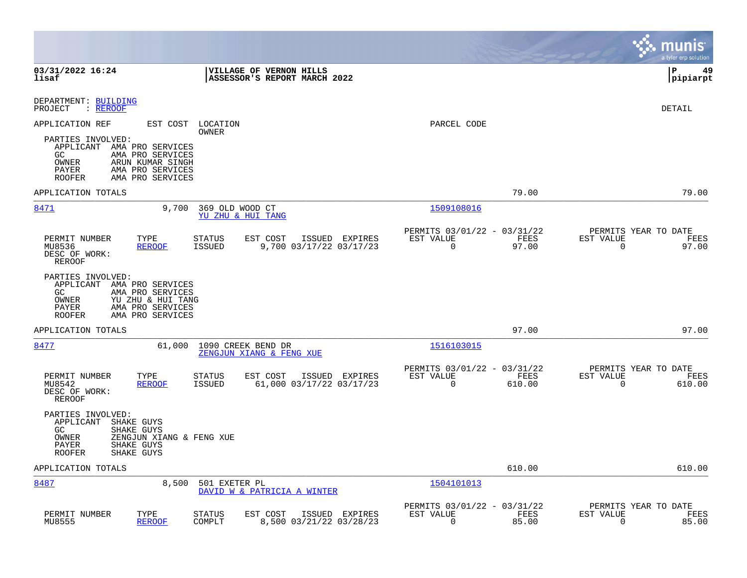03/31/2022 16:24
lisaf

VILLAGE OF VERNON HILLS
ASSESSOR'S REPORT MARCH 2022

P 49
pipiarpt

DEPARTMENT: BUILDING
PROJECT : REROOF

DETAIL

APPLICATION REF | EST COST | LOCATION / OWNER | PARCEL CODE

PARTIES INVOLVED:
- APPLICANT AMA PRO SERVICES
- GC AMA PRO SERVICES
- OWNER ARUN KUMAR SINGH
- PAYER AMA PRO SERVICES
- ROOFER AMA PRO SERVICES

APPLICATION TOTALS 79.00 79.00

---

**8471** | 9,700 | 369 OLD WOOD CT / YU ZHU & HUI TANG | 1509108016

| PERMIT NUMBER | TYPE | STATUS | EST COST | ISSUED | EXPIRES | PERMITS 03/01/22 - 03/31/22 EST VALUE | FEES | PERMITS YEAR TO DATE EST VALUE | FEES |
|---|---|---|---|---|---|---|---|---|---|
| MU8536 | REROOF | ISSUED | 9,700 | 03/17/22 | 03/17/23 | 0 | 97.00 | 0 | 97.00 |

DESC OF WORK:
REROOF

PARTIES INVOLVED:
- APPLICANT AMA PRO SERVICES
- GC AMA PRO SERVICES
- OWNER YU ZHU & HUI TANG
- PAYER AMA PRO SERVICES
- ROOFER AMA PRO SERVICES

APPLICATION TOTALS 97.00 97.00

---

**8477** | 61,000 | 1090 CREEK BEND DR / ZENGJUN XIANG & FENG XUE | 1516103015

| PERMIT NUMBER | TYPE | STATUS | EST COST | ISSUED | EXPIRES | PERMITS 03/01/22 - 03/31/22 EST VALUE | FEES | PERMITS YEAR TO DATE EST VALUE | FEES |
|---|---|---|---|---|---|---|---|---|---|
| MU8542 | REROOF | ISSUED | 61,000 | 03/17/22 | 03/17/23 | 0 | 610.00 | 0 | 610.00 |

DESC OF WORK:
REROOF

PARTIES INVOLVED:
- APPLICANT SHAKE GUYS
- GC SHAKE GUYS
- OWNER ZENGJUN XIANG & FENG XUE
- PAYER SHAKE GUYS
- ROOFER SHAKE GUYS

APPLICATION TOTALS 610.00 610.00

---

**8487** | 8,500 | 501 EXETER PL / DAVID W & PATRICIA A WINTER | 1504101013

| PERMIT NUMBER | TYPE | STATUS | EST COST | ISSUED | EXPIRES | PERMITS 03/01/22 - 03/31/22 EST VALUE | FEES | PERMITS YEAR TO DATE EST VALUE | FEES |
|---|---|---|---|---|---|---|---|---|---|
| MU8555 | REROOF | COMPLT | 8,500 | 03/21/22 | 03/28/23 | 0 | 85.00 | 0 | 85.00 |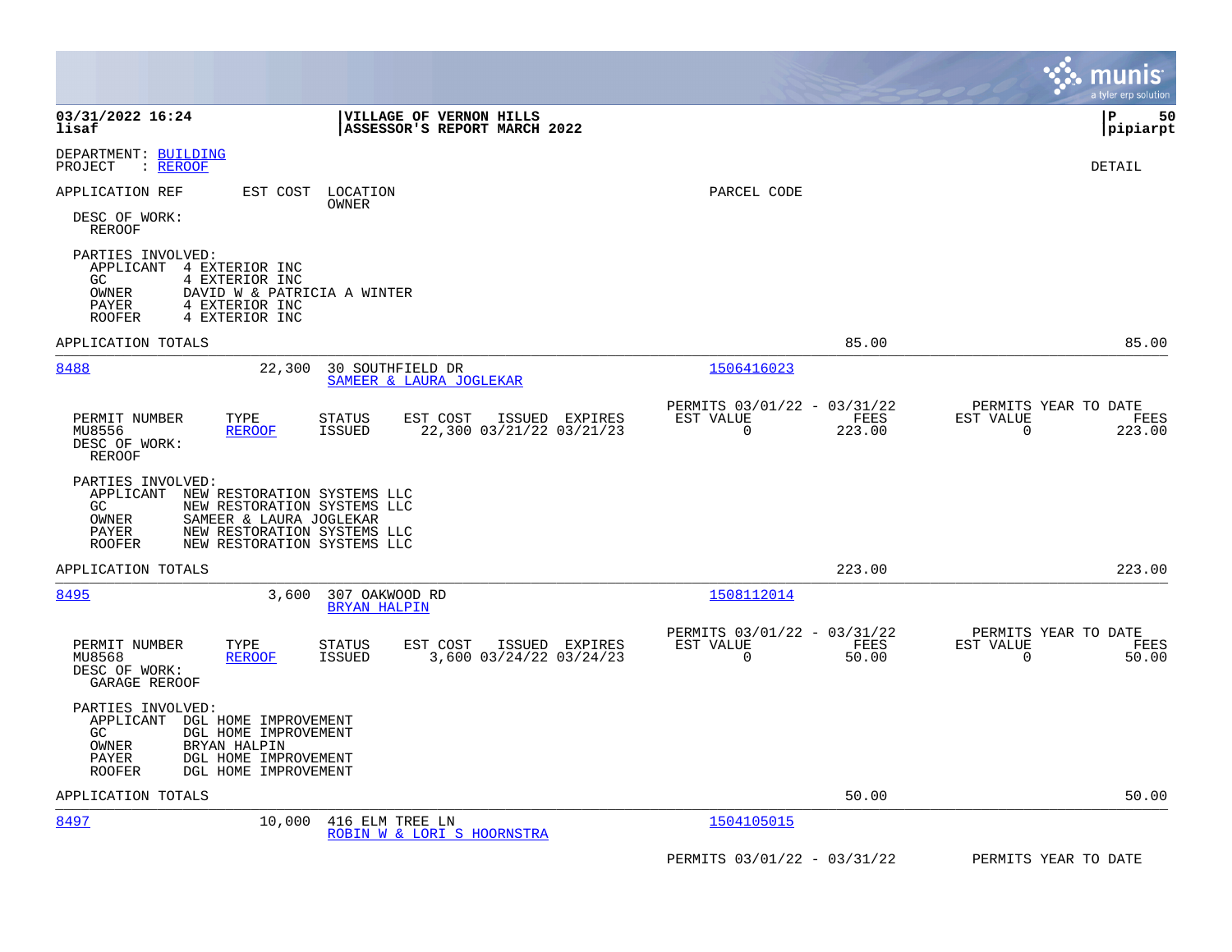DEPARTMENT: BUILDING
PROJECT : REROOF

DETAIL

APPLICATION REF | EST COST | LOCATION / OWNER | PARCEL CODE

DESC OF WORK:
REROOF

PARTIES INVOLVED:
- APPLICANT 4 EXTERIOR INC
- GC 4 EXTERIOR INC
- OWNER DAVID W & PATRICIA A WINTER
- PAYER 4 EXTERIOR INC
- ROOFER 4 EXTERIOR INC

APPLICATION TOTALS 85.00 85.00

---

**8488** | 22,300 | 30 SOUTHFIELD DR / SAMEER & LAURA JOGLEKAR | 1506416023

| PERMIT NUMBER | TYPE | STATUS | EST COST | ISSUED | EXPIRES | PERMITS 03/01/22 - 03/31/22 EST VALUE | FEES | PERMITS YEAR TO DATE EST VALUE | FEES |
|---|---|---|---|---|---|---|---|---|---|
| MU8556 | REROOF | ISSUED | 22,300 | 03/21/22 | 03/21/23 | 0 | 223.00 | 0 | 223.00 |

DESC OF WORK:
REROOF

PARTIES INVOLVED:
- APPLICANT NEW RESTORATION SYSTEMS LLC
- GC NEW RESTORATION SYSTEMS LLC
- OWNER SAMEER & LAURA JOGLEKAR
- PAYER NEW RESTORATION SYSTEMS LLC
- ROOFER NEW RESTORATION SYSTEMS LLC

APPLICATION TOTALS 223.00 223.00

---

**8495** | 3,600 | 307 OAKWOOD RD / BRYAN HALPIN | 1508112014

| PERMIT NUMBER | TYPE | STATUS | EST COST | ISSUED | EXPIRES | PERMITS 03/01/22 - 03/31/22 EST VALUE | FEES | PERMITS YEAR TO DATE EST VALUE | FEES |
|---|---|---|---|---|---|---|---|---|---|
| MU8568 | REROOF | ISSUED | 3,600 | 03/24/22 | 03/24/23 | 0 | 50.00 | 0 | 50.00 |

DESC OF WORK:
GARAGE REROOF

PARTIES INVOLVED:
- APPLICANT DGL HOME IMPROVEMENT
- GC DGL HOME IMPROVEMENT
- OWNER BRYAN HALPIN
- PAYER DGL HOME IMPROVEMENT
- ROOFER DGL HOME IMPROVEMENT

APPLICATION TOTALS 50.00 50.00

---

**8497** | 10,000 | 416 ELM TREE LN / ROBIN W & LORI S HOORNSTRA | 1504105015

PERMITS 03/01/22 - 03/31/22 PERMITS YEAR TO DATE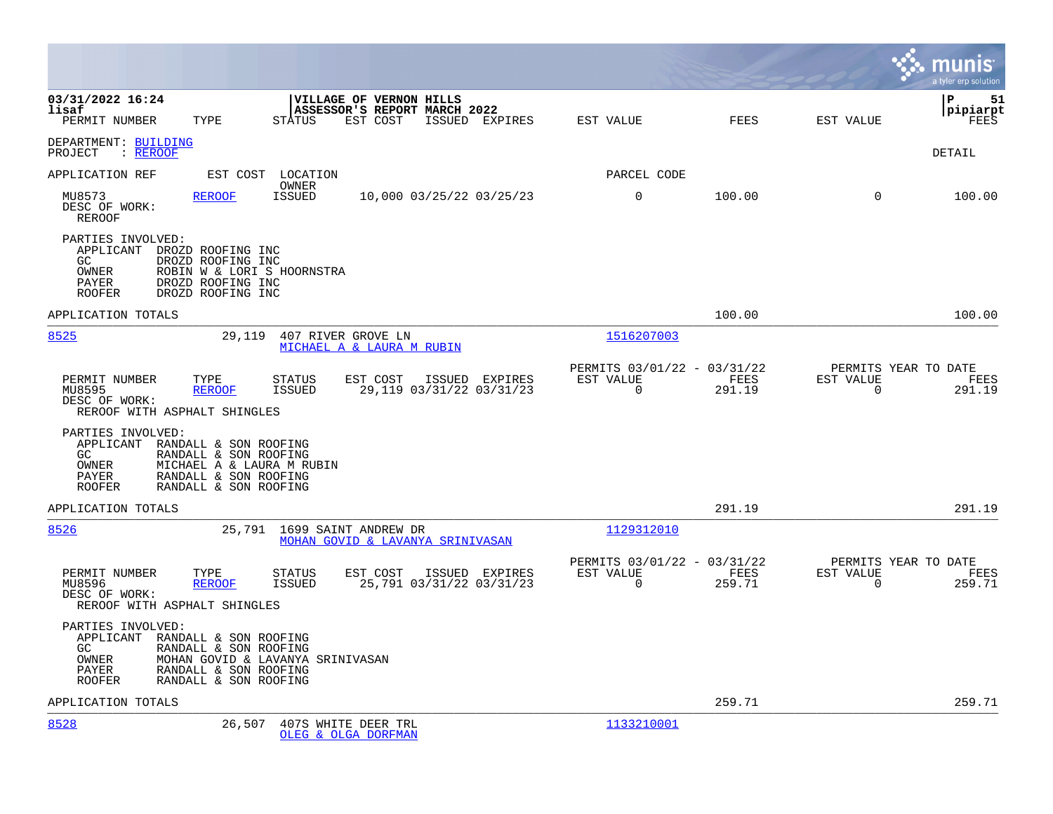DEPARTMENT: BUILDING
PROJECT : REROOF

DETAIL

| APPLICATION REF | EST COST | LOCATION / OWNER | | | | PARCEL CODE | | | |
|---|---|---|---|---|---|---|---|---|---|
| PERMIT NUMBER | TYPE | STATUS | EST COST | ISSUED | EXPIRES | EST VALUE | FEES | EST VALUE | FEES |
| MU8573 | REROOF | ISSUED | 10,000 | 03/25/22 | 03/25/23 | 0 | 100.00 | 0 | 100.00 |

DESC OF WORK:
REROOF

PARTIES INVOLVED:
- APPLICANT DROZD ROOFING INC
- GC DROZD ROOFING INC
- OWNER ROBIN W & LORI S HOORNSTRA
- PAYER DROZD ROOFING INC
- ROOFER DROZD ROOFING INC

APPLICATION TOTALS — FEES 100.00 — FEES 100.00

---

**8525** — EST COST 29,119 — 407 RIVER GROVE LN — MICHAEL A & LAURA M RUBIN — PARCEL CODE 1516207003

| PERMIT NUMBER | TYPE | STATUS | EST COST | ISSUED | EXPIRES | PERMITS 03/01/22 - 03/31/22 EST VALUE | FEES | PERMITS YEAR TO DATE EST VALUE | FEES |
|---|---|---|---|---|---|---|---|---|---|
| MU8595 | REROOF | ISSUED | 29,119 | 03/31/22 | 03/31/23 | 0 | 291.19 | 0 | 291.19 |

DESC OF WORK:
REROOF WITH ASPHALT SHINGLES

PARTIES INVOLVED:
- APPLICANT RANDALL & SON ROOFING
- GC RANDALL & SON ROOFING
- OWNER MICHAEL A & LAURA M RUBIN
- PAYER RANDALL & SON ROOFING
- ROOFER RANDALL & SON ROOFING

APPLICATION TOTALS — FEES 291.19 — FEES 291.19

---

**8526** — EST COST 25,791 — 1699 SAINT ANDREW DR — MOHAN GOVID & LAVANYA SRINIVASAN — PARCEL CODE 1129312010

| PERMIT NUMBER | TYPE | STATUS | EST COST | ISSUED | EXPIRES | PERMITS 03/01/22 - 03/31/22 EST VALUE | FEES | PERMITS YEAR TO DATE EST VALUE | FEES |
|---|---|---|---|---|---|---|---|---|---|
| MU8596 | REROOF | ISSUED | 25,791 | 03/31/22 | 03/31/23 | 0 | 259.71 | 0 | 259.71 |

DESC OF WORK:
REROOF WITH ASPHALT SHINGLES

PARTIES INVOLVED:
- APPLICANT RANDALL & SON ROOFING
- GC RANDALL & SON ROOFING
- OWNER MOHAN GOVID & LAVANYA SRINIVASAN
- PAYER RANDALL & SON ROOFING
- ROOFER RANDALL & SON ROOFING

APPLICATION TOTALS — FEES 259.71 — FEES 259.71

---

**8528** — EST COST 26,507 — 407S WHITE DEER TRL — OLEG & OLGA DORFMAN — PARCEL CODE 1133210001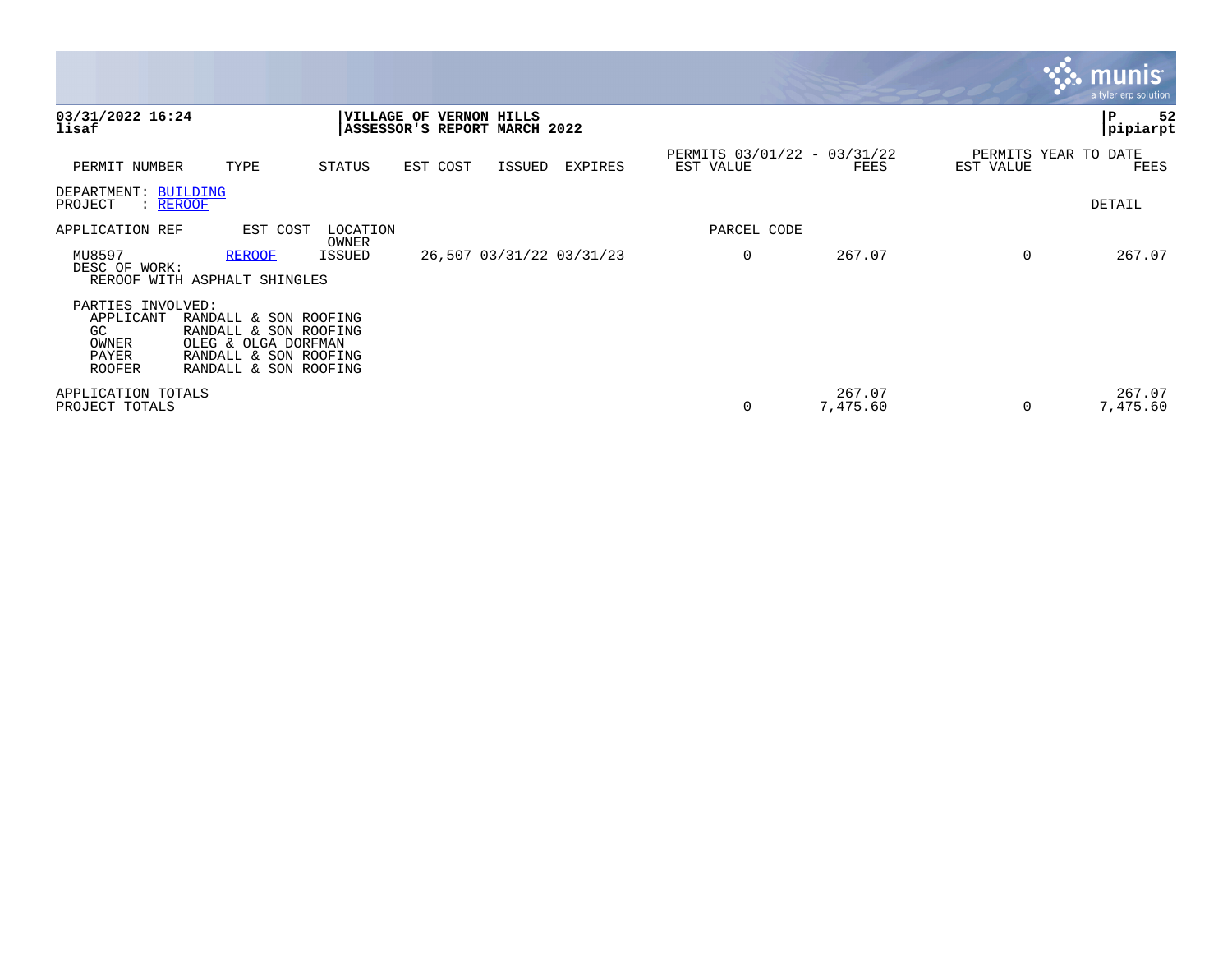**03/31/2022 16:24**
**lisaf**

**VILLAGE OF VERNON HILLS**
**ASSESSOR'S REPORT MARCH 2022**

**P 52**
**pipiarpt**

| PERMIT NUMBER | TYPE | STATUS | EST COST | ISSUED | EXPIRES | PERMITS 03/01/22 - 03/31/22 EST VALUE | FEES | PERMITS YEAR TO DATE EST VALUE | FEES |
|---|---|---|---|---|---|---|---|---|---|

DEPARTMENT: BUILDING
PROJECT : REROOF

DETAIL

| APPLICATION REF | EST COST | LOCATION OWNER | | | | PARCEL CODE | | | |
|---|---|---|---|---|---|---|---|---|---|
| MU8597 | REROOF | ISSUED | 26,507 | 03/31/22 | 03/31/23 | 0 | 267.07 | 0 | 267.07 |

DESC OF WORK:
REROOF WITH ASPHALT SHINGLES

PARTIES INVOLVED:

| | |
|---|---|
| APPLICANT | RANDALL & SON ROOFING |
| GC | RANDALL & SON ROOFING |
| OWNER | OLEG & OLGA DORFMAN |
| PAYER | RANDALL & SON ROOFING |
| ROOFER | RANDALL & SON ROOFING |

| | EST VALUE | FEES | EST VALUE | FEES |
|---|---|---|---|---|
| APPLICATION TOTALS | | 267.07 | | 267.07 |
| PROJECT TOTALS | 0 | 7,475.60 | 0 | 7,475.60 |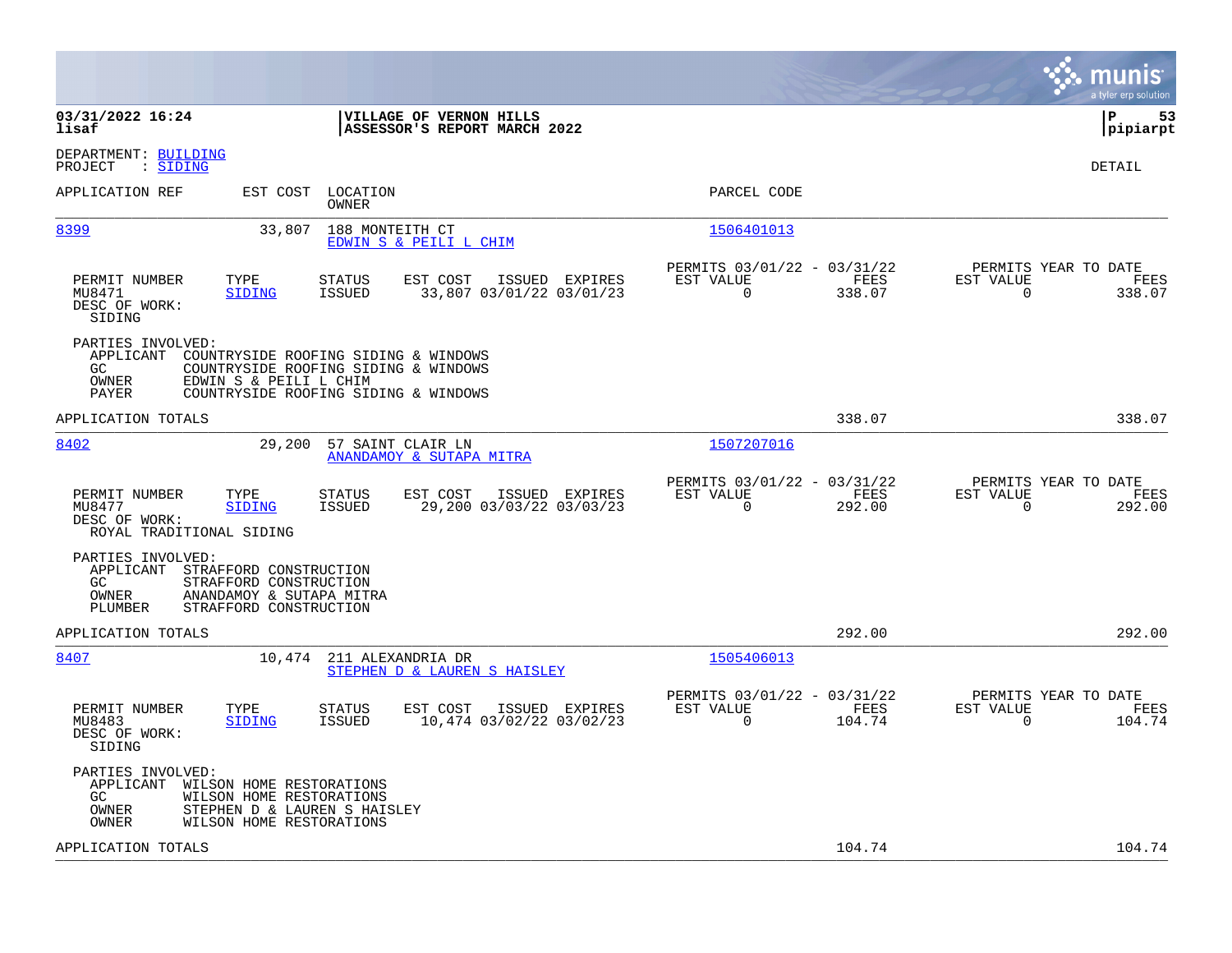**03/31/2022 16:24**
**lisaf**

**VILLAGE OF VERNON HILLS**
**ASSESSOR'S REPORT MARCH 2022**

**P 53**
**pipiarpt**

DEPARTMENT: BUILDING
PROJECT : SIDING

DETAIL

| APPLICATION REF | EST COST | LOCATION / OWNER | PARCEL CODE |
|---|---|---|---|
| 8399 | 33,807 | 188 MONTEITH CT / EDWIN S & PEILI L CHIM | 1506401013 |

| PERMIT NUMBER | TYPE | STATUS | EST COST | ISSUED | EXPIRES | PERMITS 03/01/22 - 03/31/22 EST VALUE | FEES | PERMITS YEAR TO DATE EST VALUE | FEES |
|---|---|---|---|---|---|---|---|---|---|
| MU8471 | SIDING | ISSUED | 33,807 | 03/01/22 | 03/01/23 | 0 | 338.07 | 0 | 338.07 |

DESC OF WORK:
SIDING

PARTIES INVOLVED:
- APPLICANT COUNTRYSIDE ROOFING SIDING & WINDOWS
- GC COUNTRYSIDE ROOFING SIDING & WINDOWS
- OWNER EDWIN S & PEILI L CHIM
- PAYER COUNTRYSIDE ROOFING SIDING & WINDOWS

APPLICATION TOTALS 338.07 338.07

| APPLICATION REF | EST COST | LOCATION / OWNER | PARCEL CODE |
|---|---|---|---|
| 8402 | 29,200 | 57 SAINT CLAIR LN / ANANDAMOY & SUTAPA MITRA | 1507207016 |

| PERMIT NUMBER | TYPE | STATUS | EST COST | ISSUED | EXPIRES | PERMITS 03/01/22 - 03/31/22 EST VALUE | FEES | PERMITS YEAR TO DATE EST VALUE | FEES |
|---|---|---|---|---|---|---|---|---|---|
| MU8477 | SIDING | ISSUED | 29,200 | 03/03/22 | 03/03/23 | 0 | 292.00 | 0 | 292.00 |

DESC OF WORK:
ROYAL TRADITIONAL SIDING

PARTIES INVOLVED:
- APPLICANT STRAFFORD CONSTRUCTION
- GC STRAFFORD CONSTRUCTION
- OWNER ANANDAMOY & SUTAPA MITRA
- PLUMBER STRAFFORD CONSTRUCTION

APPLICATION TOTALS 292.00 292.00

| APPLICATION REF | EST COST | LOCATION / OWNER | PARCEL CODE |
|---|---|---|---|
| 8407 | 10,474 | 211 ALEXANDRIA DR / STEPHEN D & LAUREN S HAISLEY | 1505406013 |

| PERMIT NUMBER | TYPE | STATUS | EST COST | ISSUED | EXPIRES | PERMITS 03/01/22 - 03/31/22 EST VALUE | FEES | PERMITS YEAR TO DATE EST VALUE | FEES |
|---|---|---|---|---|---|---|---|---|---|
| MU8483 | SIDING | ISSUED | 10,474 | 03/02/22 | 03/02/23 | 0 | 104.74 | 0 | 104.74 |

DESC OF WORK:
SIDING

PARTIES INVOLVED:
- APPLICANT WILSON HOME RESTORATIONS
- GC WILSON HOME RESTORATIONS
- OWNER STEPHEN D & LAUREN S HAISLEY
- OWNER WILSON HOME RESTORATIONS

APPLICATION TOTALS 104.74 104.74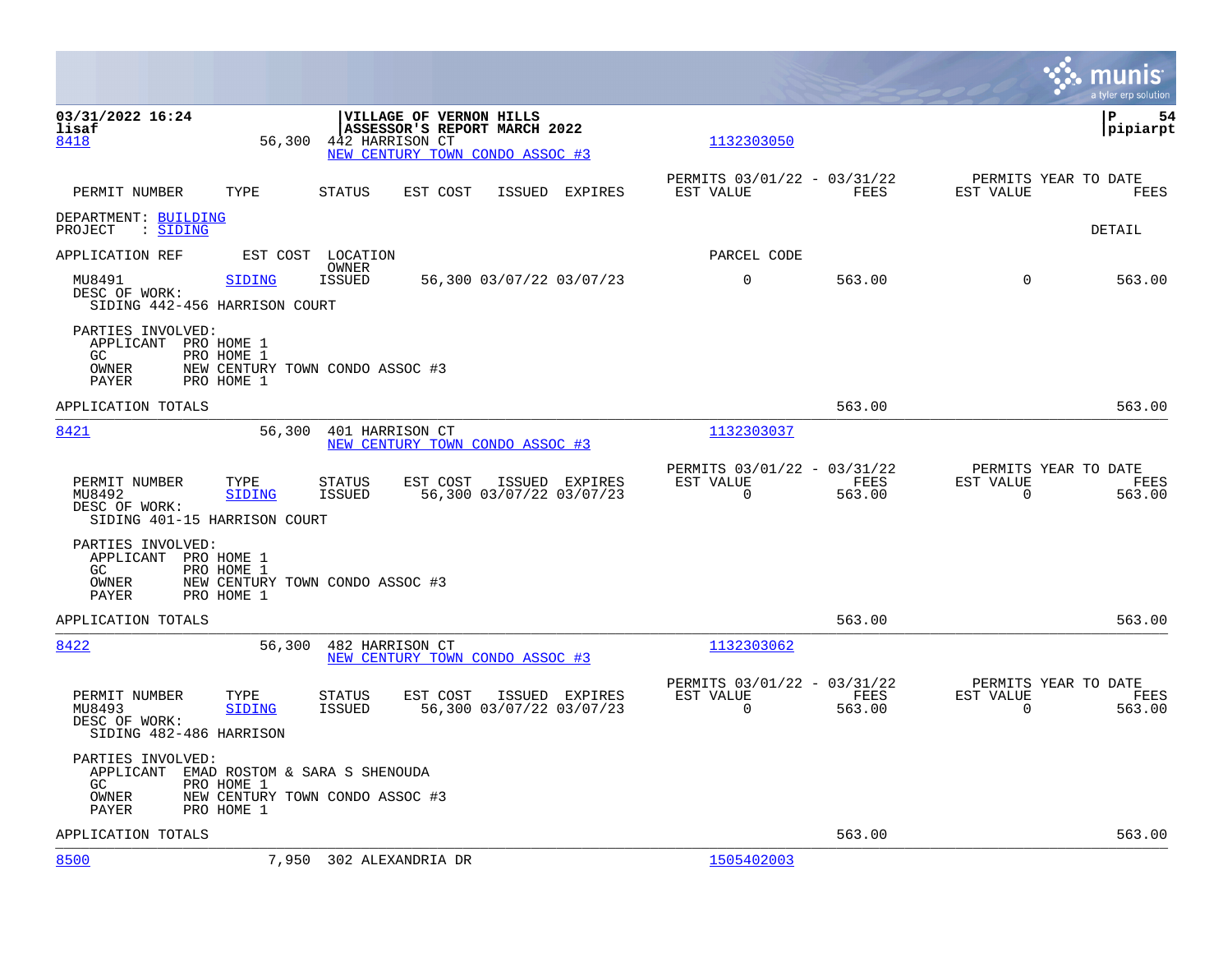03/31/2022 16:24
lisaf

**VILLAGE OF VERNON HILLS**
**ASSESSOR'S REPORT MARCH 2022**

P 54
pipiarpt

8418 | 56,300 | 442 HARRISON CT | NEW CENTURY TOWN CONDO ASSOC #3 | 1132303050

| PERMIT NUMBER | TYPE | STATUS | EST COST | ISSUED | EXPIRES | PERMITS 03/01/22 - 03/31/22 EST VALUE | FEES | PERMITS YEAR TO DATE EST VALUE | FEES |
|---|---|---|---|---|---|---|---|---|---|

DEPARTMENT: BUILDING
PROJECT : SIDING

DETAIL

| APPLICATION REF | EST COST | LOCATION OWNER | | | | PARCEL CODE | | | |
|---|---|---|---|---|---|---|---|---|---|
| MU8491 | SIDING | ISSUED | 56,300 | 03/07/22 | 03/07/23 | 0 | 563.00 | 0 | 563.00 |

DESC OF WORK:
SIDING 442-456 HARRISON COURT

PARTIES INVOLVED:
APPLICANT PRO HOME 1
GC PRO HOME 1
OWNER NEW CENTURY TOWN CONDO ASSOC #3
PAYER PRO HOME 1

APPLICATION TOTALS 563.00 563.00

---

8421 | 56,300 | 401 HARRISON CT | NEW CENTURY TOWN CONDO ASSOC #3 | 1132303037

| PERMIT NUMBER | TYPE | STATUS | EST COST | ISSUED | EXPIRES | PERMITS 03/01/22 - 03/31/22 EST VALUE | FEES | PERMITS YEAR TO DATE EST VALUE | FEES |
|---|---|---|---|---|---|---|---|---|---|
| MU8492 | SIDING | ISSUED | 56,300 | 03/07/22 | 03/07/23 | 0 | 563.00 | 0 | 563.00 |

DESC OF WORK:
SIDING 401-15 HARRISON COURT

PARTIES INVOLVED:
APPLICANT PRO HOME 1
GC PRO HOME 1
OWNER NEW CENTURY TOWN CONDO ASSOC #3
PAYER PRO HOME 1

APPLICATION TOTALS 563.00 563.00

---

8422 | 56,300 | 482 HARRISON CT | NEW CENTURY TOWN CONDO ASSOC #3 | 1132303062

| PERMIT NUMBER | TYPE | STATUS | EST COST | ISSUED | EXPIRES | PERMITS 03/01/22 - 03/31/22 EST VALUE | FEES | PERMITS YEAR TO DATE EST VALUE | FEES |
|---|---|---|---|---|---|---|---|---|---|
| MU8493 | SIDING | ISSUED | 56,300 | 03/07/22 | 03/07/23 | 0 | 563.00 | 0 | 563.00 |

DESC OF WORK:
SIDING 482-486 HARRISON

PARTIES INVOLVED:
APPLICANT EMAD ROSTOM & SARA S SHENOUDA
GC PRO HOME 1
OWNER NEW CENTURY TOWN CONDO ASSOC #3
PAYER PRO HOME 1

APPLICATION TOTALS 563.00 563.00

---

8500 | 7,950 | 302 ALEXANDRIA DR | 1505402003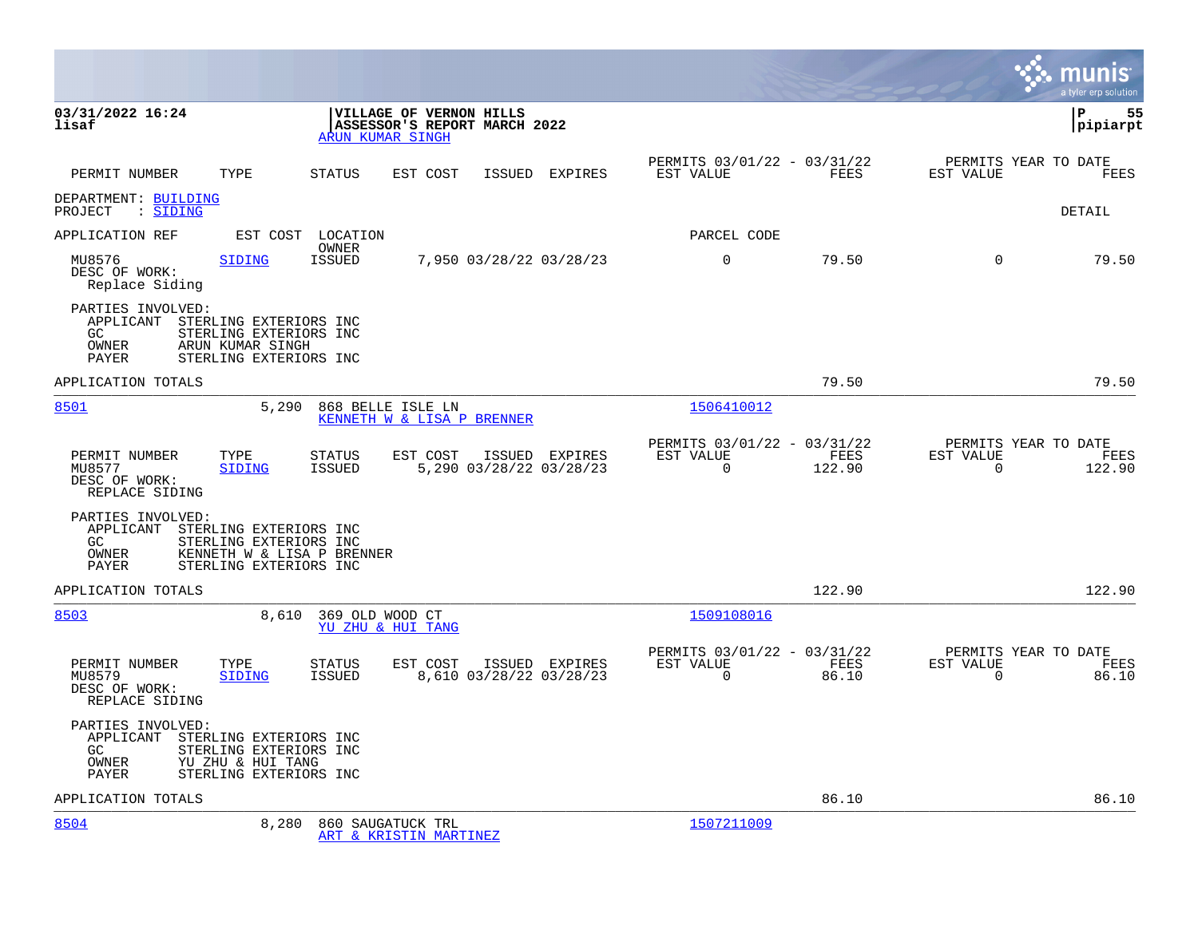**VILLAGE OF VERNON HILLS**
**ASSESSOR'S REPORT MARCH 2022**
ARUN KUMAR SINGH

| PERMIT NUMBER | TYPE | STATUS | EST COST | ISSUED | EXPIRES | PERMITS 03/01/22 - 03/31/22 EST VALUE | FEES | PERMITS YEAR TO DATE EST VALUE | FEES |
|---|---|---|---|---|---|---|---|---|---|

DEPARTMENT: BUILDING
PROJECT : SIDING

DETAIL

APPLICATION REF | EST COST | LOCATION / OWNER | PARCEL CODE

| MU8576 | SIDING | ISSUED | 7,950 | 03/28/22 | 03/28/23 | 0 | 79.50 | 0 | 79.50 |
|---|---|---|---|---|---|---|---|---|---|

DESC OF WORK:
Replace Siding

PARTIES INVOLVED:
- APPLICANT STERLING EXTERIORS INC
- GC STERLING EXTERIORS INC
- OWNER ARUN KUMAR SINGH
- PAYER STERLING EXTERIORS INC

APPLICATION TOTALS: 79.50 | 79.50

---

**8501** | 5,290 | 868 BELLE ISLE LN | KENNETH W & LISA P BRENNER | 1506410012

| PERMIT NUMBER | TYPE | STATUS | EST COST | ISSUED | EXPIRES | PERMITS 03/01/22 - 03/31/22 EST VALUE | FEES | PERMITS YEAR TO DATE EST VALUE | FEES |
|---|---|---|---|---|---|---|---|---|---|
| MU8577 | SIDING | ISSUED | 5,290 | 03/28/22 | 03/28/23 | 0 | 122.90 | 0 | 122.90 |

DESC OF WORK:
REPLACE SIDING

PARTIES INVOLVED:
- APPLICANT STERLING EXTERIORS INC
- GC STERLING EXTERIORS INC
- OWNER KENNETH W & LISA P BRENNER
- PAYER STERLING EXTERIORS INC

APPLICATION TOTALS: 122.90 | 122.90

---

**8503** | 8,610 | 369 OLD WOOD CT | YU ZHU & HUI TANG | 1509108016

| PERMIT NUMBER | TYPE | STATUS | EST COST | ISSUED | EXPIRES | PERMITS 03/01/22 - 03/31/22 EST VALUE | FEES | PERMITS YEAR TO DATE EST VALUE | FEES |
|---|---|---|---|---|---|---|---|---|---|
| MU8579 | SIDING | ISSUED | 8,610 | 03/28/22 | 03/28/23 | 0 | 86.10 | 0 | 86.10 |

DESC OF WORK:
REPLACE SIDING

PARTIES INVOLVED:
- APPLICANT STERLING EXTERIORS INC
- GC STERLING EXTERIORS INC
- OWNER YU ZHU & HUI TANG
- PAYER STERLING EXTERIORS INC

APPLICATION TOTALS: 86.10 | 86.10

---

**8504** | 8,280 | 860 SAUGATUCK TRL | ART & KRISTIN MARTINEZ | 1507211009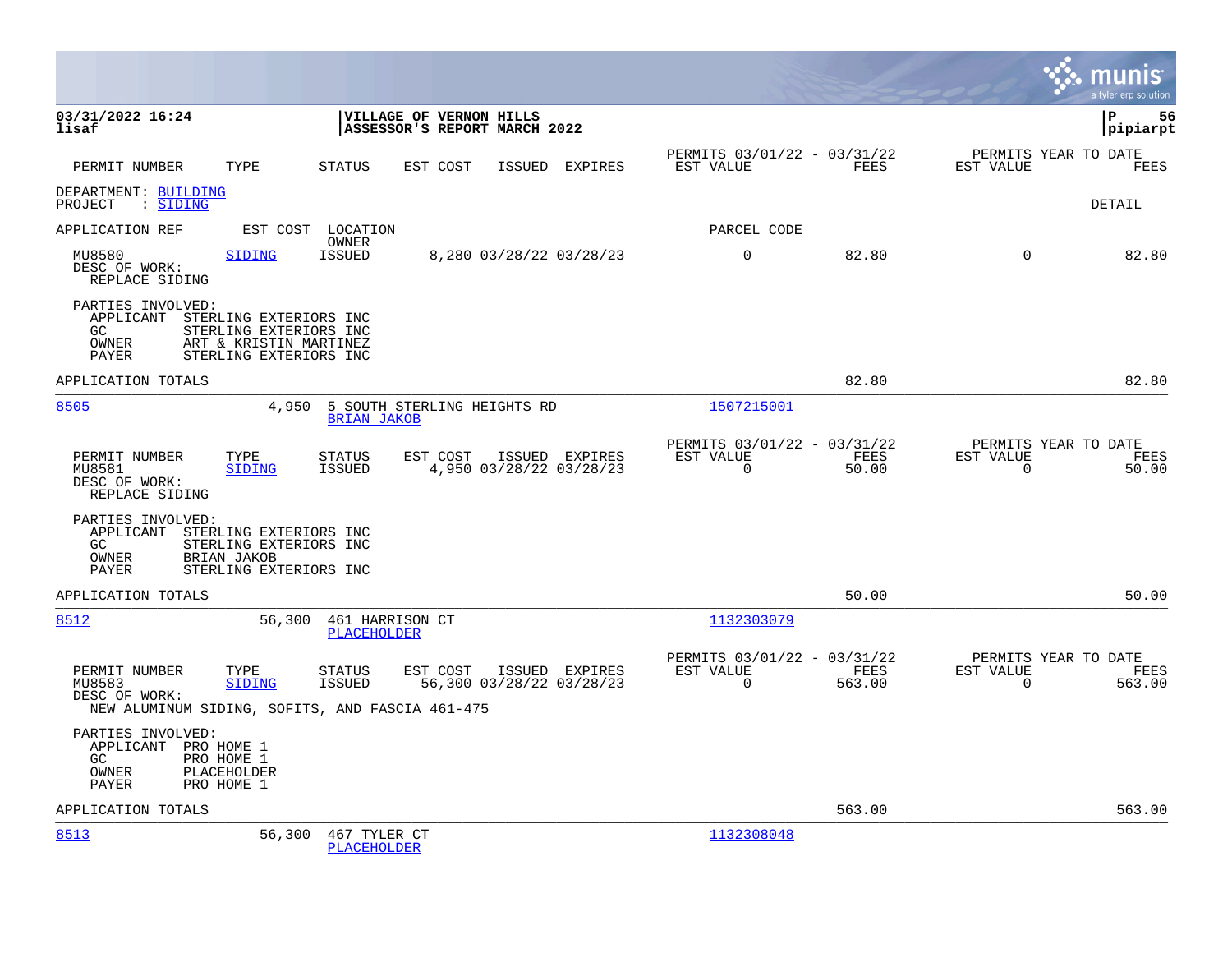**VILLAGE OF VERNON HILLS**
**ASSESSOR'S REPORT MARCH 2022**

03/31/2022 16:24
lisaf

pipiarpt

| PERMIT NUMBER | TYPE | STATUS | EST COST | ISSUED | EXPIRES | PERMITS 03/01/22 - 03/31/22 EST VALUE | FEES | PERMITS YEAR TO DATE EST VALUE | FEES |
|---|---|---|---|---|---|---|---|---|---|

DEPARTMENT: BUILDING
PROJECT : SIDING

DETAIL

| APPLICATION REF | EST COST | LOCATION / OWNER | PARCEL CODE |
|---|---|---|---|

| PERMIT NUMBER | TYPE | STATUS | EST COST | ISSUED | EXPIRES | EST VALUE | FEES | EST VALUE | FEES |
|---|---|---|---|---|---|---|---|---|---|
| MU8580 | SIDING | ISSUED | 8,280 | 03/28/22 | 03/28/23 | 0 | 82.80 | 0 | 82.80 |

DESC OF WORK:
REPLACE SIDING

PARTIES INVOLVED:
APPLICANT STERLING EXTERIORS INC
GC STERLING EXTERIORS INC
OWNER ART & KRISTIN MARTINEZ
PAYER STERLING EXTERIORS INC

APPLICATION TOTALS 82.80 82.80

---

| APPLICATION REF | EST COST | LOCATION / OWNER | PARCEL CODE |
|---|---|---|---|
| 8505 | 4,950 | 5 SOUTH STERLING HEIGHTS RD / BRIAN JAKOB | 1507215001 |

| PERMIT NUMBER | TYPE | STATUS | EST COST | ISSUED | EXPIRES | PERMITS 03/01/22 - 03/31/22 EST VALUE | FEES | PERMITS YEAR TO DATE EST VALUE | FEES |
|---|---|---|---|---|---|---|---|---|---|
| MU8581 | SIDING | ISSUED | 4,950 | 03/28/22 | 03/28/23 | 0 | 50.00 | 0 | 50.00 |

DESC OF WORK:
REPLACE SIDING

PARTIES INVOLVED:
APPLICANT STERLING EXTERIORS INC
GC STERLING EXTERIORS INC
OWNER BRIAN JAKOB
PAYER STERLING EXTERIORS INC

APPLICATION TOTALS 50.00 50.00

---

| APPLICATION REF | EST COST | LOCATION / OWNER | PARCEL CODE |
|---|---|---|---|
| 8512 | 56,300 | 461 HARRISON CT / PLACEHOLDER | 1132303079 |

| PERMIT NUMBER | TYPE | STATUS | EST COST | ISSUED | EXPIRES | PERMITS 03/01/22 - 03/31/22 EST VALUE | FEES | PERMITS YEAR TO DATE EST VALUE | FEES |
|---|---|---|---|---|---|---|---|---|---|
| MU8583 | SIDING | ISSUED | 56,300 | 03/28/22 | 03/28/23 | 0 | 563.00 | 0 | 563.00 |

DESC OF WORK:
NEW ALUMINUM SIDING, SOFITS, AND FASCIA 461-475

PARTIES INVOLVED:
APPLICANT PRO HOME 1
GC PRO HOME 1
OWNER PLACEHOLDER
PAYER PRO HOME 1

APPLICATION TOTALS 563.00 563.00

---

| APPLICATION REF | EST COST | LOCATION / OWNER | PARCEL CODE |
|---|---|---|---|
| 8513 | 56,300 | 467 TYLER CT / PLACEHOLDER | 1132308048 |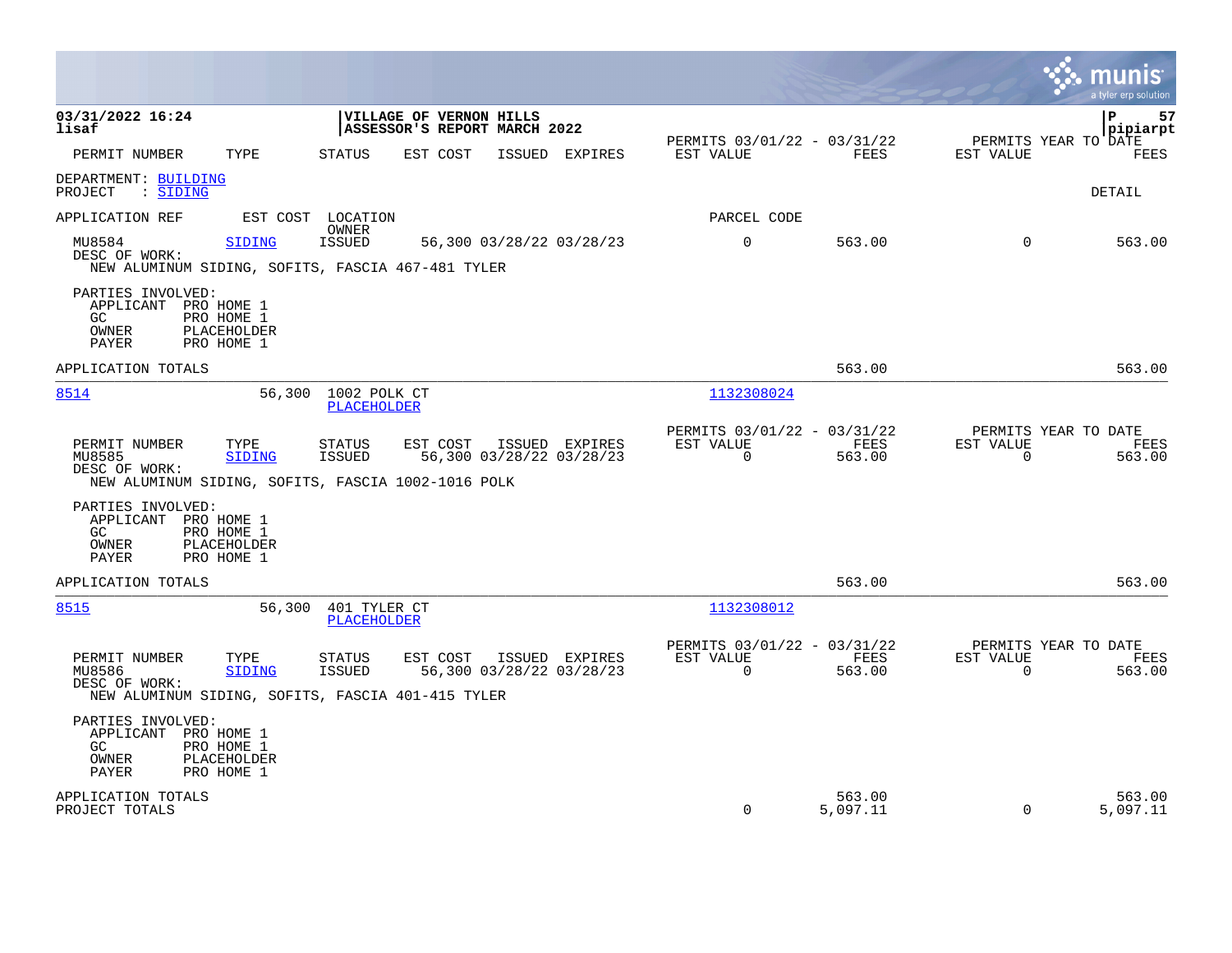**03/31/2022 16:24**
**lisaf**

**VILLAGE OF VERNON HILLS**
**ASSESSOR'S REPORT MARCH 2022**

**pipiarpt**

| PERMIT NUMBER | TYPE | STATUS | EST COST | ISSUED | EXPIRES | PERMITS 03/01/22 - 03/31/22 EST VALUE | FEES | PERMITS YEAR TO DATE EST VALUE | FEES |
|---|---|---|---|---|---|---|---|---|---|

DEPARTMENT: BUILDING
PROJECT : SIDING

DETAIL

APPLICATION REF | EST COST | LOCATION / OWNER | PARCEL CODE

| PERMIT NUMBER | TYPE | STATUS | EST COST | ISSUED | EXPIRES | EST VALUE | FEES | EST VALUE | FEES |
|---|---|---|---|---|---|---|---|---|---|
| MU8584 | SIDING | ISSUED | 56,300 | 03/28/22 | 03/28/23 | 0 | 563.00 | 0 | 563.00 |

DESC OF WORK:
NEW ALUMINUM SIDING, SOFITS, FASCIA 467-481 TYLER

PARTIES INVOLVED:
- APPLICANT PRO HOME 1
- GC PRO HOME 1
- OWNER PLACEHOLDER
- PAYER PRO HOME 1

APPLICATION TOTALS 563.00 563.00

---

8514 | 56,300 | 1002 POLK CT / PLACEHOLDER | 1132308024

| PERMIT NUMBER | TYPE | STATUS | EST COST | ISSUED | EXPIRES | PERMITS 03/01/22 - 03/31/22 EST VALUE | FEES | PERMITS YEAR TO DATE EST VALUE | FEES |
|---|---|---|---|---|---|---|---|---|---|
| MU8585 | SIDING | ISSUED | 56,300 | 03/28/22 | 03/28/23 | 0 | 563.00 | 0 | 563.00 |

DESC OF WORK:
NEW ALUMINUM SIDING, SOFITS, FASCIA 1002-1016 POLK

PARTIES INVOLVED:
- APPLICANT PRO HOME 1
- GC PRO HOME 1
- OWNER PLACEHOLDER
- PAYER PRO HOME 1

APPLICATION TOTALS 563.00 563.00

---

8515 | 56,300 | 401 TYLER CT / PLACEHOLDER | 1132308012

| PERMIT NUMBER | TYPE | STATUS | EST COST | ISSUED | EXPIRES | PERMITS 03/01/22 - 03/31/22 EST VALUE | FEES | PERMITS YEAR TO DATE EST VALUE | FEES |
|---|---|---|---|---|---|---|---|---|---|
| MU8586 | SIDING | ISSUED | 56,300 | 03/28/22 | 03/28/23 | 0 | 563.00 | 0 | 563.00 |

DESC OF WORK:
NEW ALUMINUM SIDING, SOFITS, FASCIA 401-415 TYLER

PARTIES INVOLVED:
- APPLICANT PRO HOME 1
- GC PRO HOME 1
- OWNER PLACEHOLDER
- PAYER PRO HOME 1

| | EST VALUE | FEES | EST VALUE | FEES |
|---|---|---|---|---|
| APPLICATION TOTALS | | 563.00 | | 563.00 |
| PROJECT TOTALS | 0 | 5,097.11 | 0 | 5,097.11 |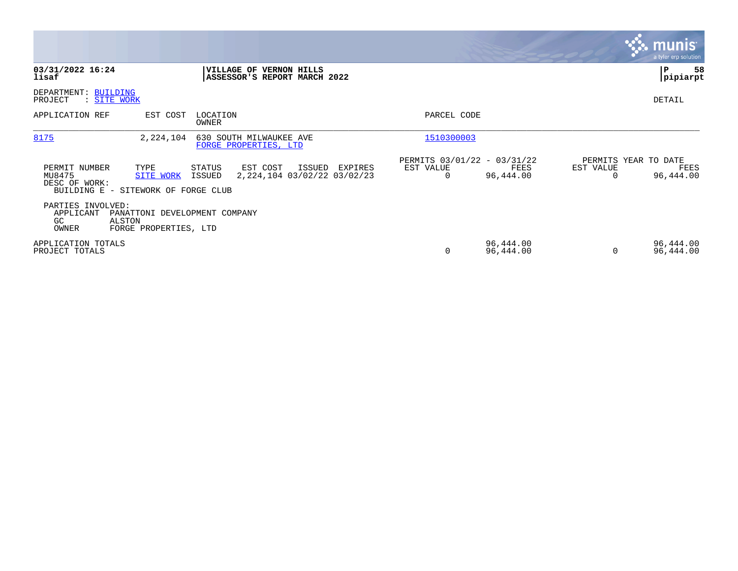**03/31/2022 16:24**
**lisaf**

**VILLAGE OF VERNON HILLS**
**ASSESSOR'S REPORT MARCH 2022**

**P 58**
**pipiarpt**

DEPARTMENT: BUILDING
PROJECT : SITE WORK

DETAIL

| APPLICATION REF | EST COST | LOCATION / OWNER | PARCEL CODE |
|---|---|---|---|
| 8175 | 2,224,104 | 630 SOUTH MILWAUKEE AVE / FORGE PROPERTIES, LTD | 1510300003 |

| PERMIT NUMBER | TYPE | STATUS | EST COST | ISSUED | EXPIRES | PERMITS 03/01/22 - 03/31/22 EST VALUE | FEES | PERMITS YEAR TO DATE EST VALUE | FEES |
|---|---|---|---|---|---|---|---|---|---|
| MU8475 | SITE WORK | ISSUED | 2,224,104 | 03/02/22 | 03/02/23 | 0 | 96,444.00 | 0 | 96,444.00 |

DESC OF WORK:
BUILDING E - SITEWORK OF FORGE CLUB

PARTIES INVOLVED:
APPLICANT PANATTONI DEVELOPMENT COMPANY
GC ALSTON
OWNER FORGE PROPERTIES, LTD

| | EST VALUE | FEES | EST VALUE | FEES |
|---|---|---|---|---|
| APPLICATION TOTALS | | 96,444.00 | | 96,444.00 |
| PROJECT TOTALS | 0 | 96,444.00 | 0 | 96,444.00 |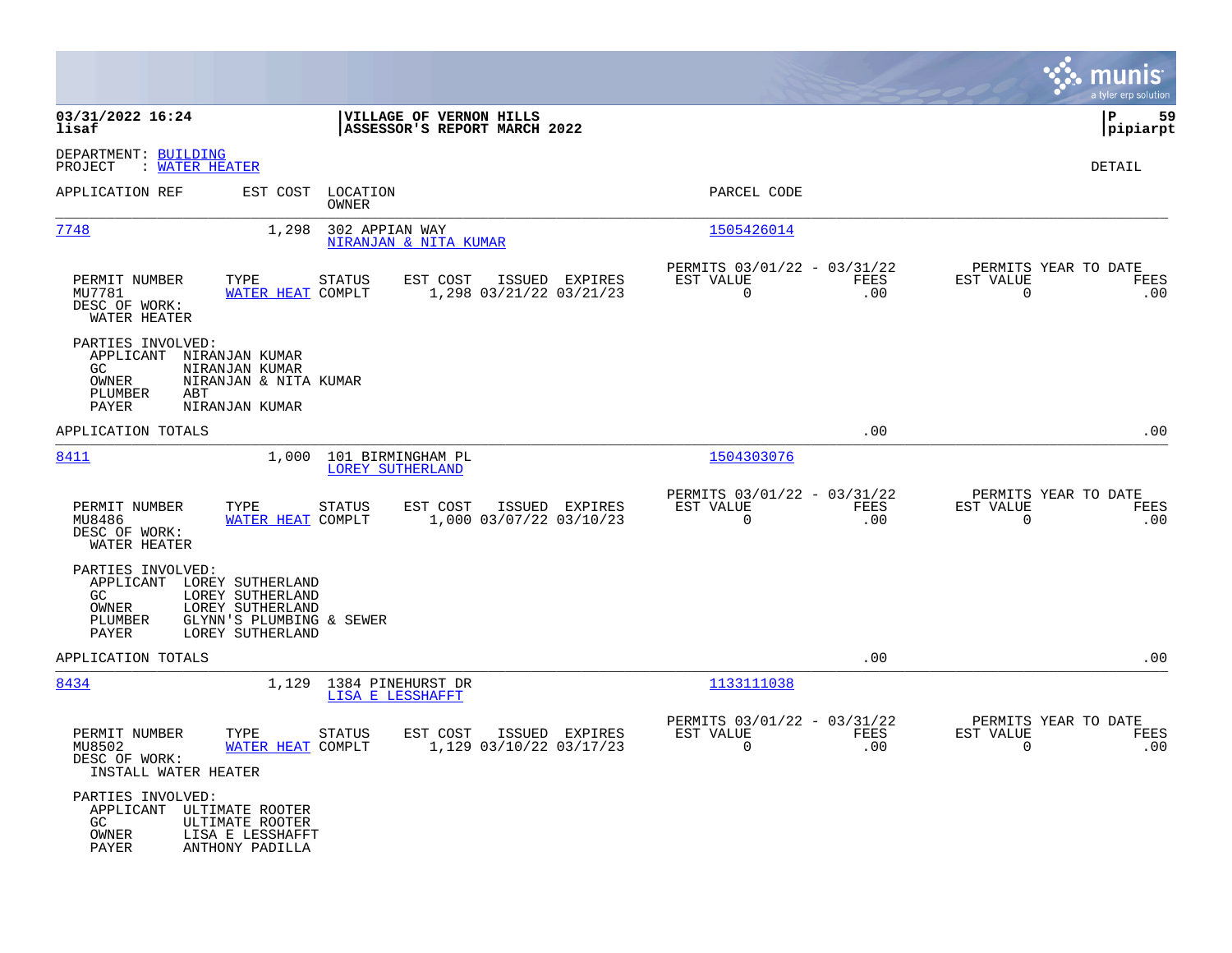**VILLAGE OF VERNON HILLS**
**ASSESSOR'S REPORT MARCH 2022**

03/31/2022 16:24
lisaf

P 59
pipiarpt

DEPARTMENT: BUILDING
PROJECT : WATER HEATER

DETAIL

| APPLICATION REF | EST COST | LOCATION / OWNER | PARCEL CODE |
|---|---|---|---|
| 7748 | 1,298 | 302 APPIAN WAY / NIRANJAN & NITA KUMAR | 1505426014 |

| PERMIT NUMBER | TYPE | STATUS | EST COST | ISSUED | EXPIRES | PERMITS 03/01/22 - 03/31/22 EST VALUE | FEES | PERMITS YEAR TO DATE EST VALUE | FEES |
|---|---|---|---|---|---|---|---|---|---|
| MU7781 | WATER HEAT | COMPLT | 1,298 | 03/21/22 | 03/21/23 | 0 | .00 | 0 | .00 |

DESC OF WORK:
WATER HEATER

PARTIES INVOLVED:
APPLICANT NIRANJAN KUMAR
GC NIRANJAN KUMAR
OWNER NIRANJAN & NITA KUMAR
PLUMBER ABT
PAYER NIRANJAN KUMAR

APPLICATION TOTALS .00 .00

| APPLICATION REF | EST COST | LOCATION / OWNER | PARCEL CODE |
|---|---|---|---|
| 8411 | 1,000 | 101 BIRMINGHAM PL / LOREY SUTHERLAND | 1504303076 |

| PERMIT NUMBER | TYPE | STATUS | EST COST | ISSUED | EXPIRES | PERMITS 03/01/22 - 03/31/22 EST VALUE | FEES | PERMITS YEAR TO DATE EST VALUE | FEES |
|---|---|---|---|---|---|---|---|---|---|
| MU8486 | WATER HEAT | COMPLT | 1,000 | 03/07/22 | 03/10/23 | 0 | .00 | 0 | .00 |

DESC OF WORK:
WATER HEATER

PARTIES INVOLVED:
APPLICANT LOREY SUTHERLAND
GC LOREY SUTHERLAND
OWNER LOREY SUTHERLAND
PLUMBER GLYNN'S PLUMBING & SEWER
PAYER LOREY SUTHERLAND

APPLICATION TOTALS .00 .00

| APPLICATION REF | EST COST | LOCATION / OWNER | PARCEL CODE |
|---|---|---|---|
| 8434 | 1,129 | 1384 PINEHURST DR / LISA E LESSHAFFT | 1133111038 |

| PERMIT NUMBER | TYPE | STATUS | EST COST | ISSUED | EXPIRES | PERMITS 03/01/22 - 03/31/22 EST VALUE | FEES | PERMITS YEAR TO DATE EST VALUE | FEES |
|---|---|---|---|---|---|---|---|---|---|
| MU8502 | WATER HEAT | COMPLT | 1,129 | 03/10/22 | 03/17/23 | 0 | .00 | 0 | .00 |

DESC OF WORK:
INSTALL WATER HEATER

PARTIES INVOLVED:
APPLICANT ULTIMATE ROOTER
GC ULTIMATE ROOTER
OWNER LISA E LESSHAFFT
PAYER ANTHONY PADILLA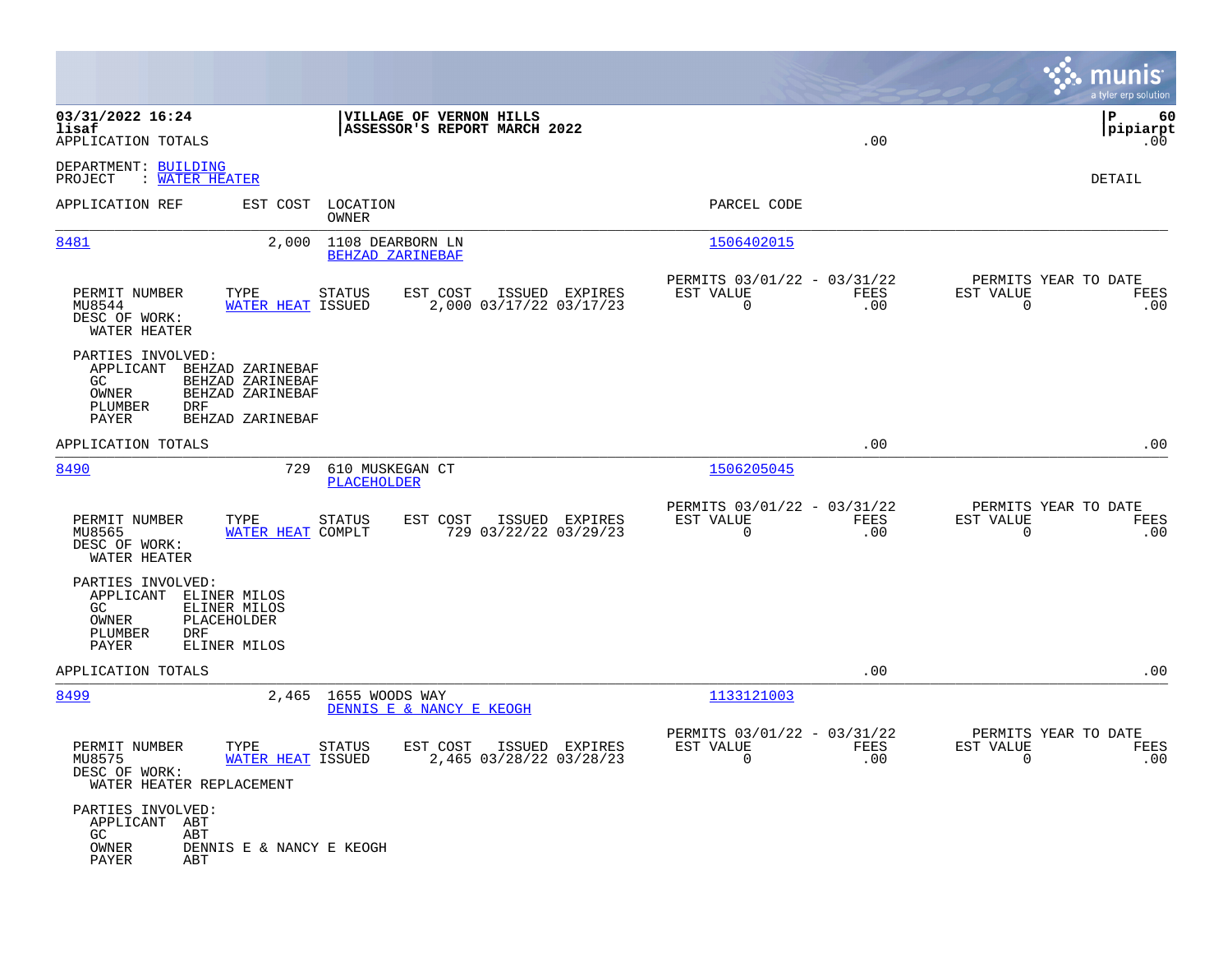APPLICATION TOTALS .00

DEPARTMENT: BUILDING
PROJECT : WATER HEATER

DETAIL

| APPLICATION REF | EST COST | LOCATION / OWNER | PARCEL CODE |
|---|---|---|---|
| 8481 | 2,000 | 1108 DEARBORN LN / BEHZAD ZARINEBAF | 1506402015 |

| PERMIT NUMBER | TYPE | STATUS | EST COST | ISSUED | EXPIRES | PERMITS 03/01/22 - 03/31/22 EST VALUE | FEES | PERMITS YEAR TO DATE EST VALUE | FEES |
|---|---|---|---|---|---|---|---|---|---|
| MU8544 | WATER HEAT | ISSUED | 2,000 | 03/17/22 | 03/17/23 | 0 | .00 | 0 | .00 |

DESC OF WORK:
WATER HEATER

PARTIES INVOLVED:
- APPLICANT BEHZAD ZARINEBAF
- GC BEHZAD ZARINEBAF
- OWNER BEHZAD ZARINEBAF
- PLUMBER DRF
- PAYER BEHZAD ZARINEBAF

APPLICATION TOTALS .00 .00

| APPLICATION REF | EST COST | LOCATION / OWNER | PARCEL CODE |
|---|---|---|---|
| 8490 | 729 | 610 MUSKEGAN CT / PLACEHOLDER | 1506205045 |

| PERMIT NUMBER | TYPE | STATUS | EST COST | ISSUED | EXPIRES | PERMITS 03/01/22 - 03/31/22 EST VALUE | FEES | PERMITS YEAR TO DATE EST VALUE | FEES |
|---|---|---|---|---|---|---|---|---|---|
| MU8565 | WATER HEAT | COMPLT | 729 | 03/22/22 | 03/29/23 | 0 | .00 | 0 | .00 |

DESC OF WORK:
WATER HEATER

PARTIES INVOLVED:
- APPLICANT ELINER MILOS
- GC ELINER MILOS
- OWNER PLACEHOLDER
- PLUMBER DRF
- PAYER ELINER MILOS

APPLICATION TOTALS .00 .00

| APPLICATION REF | EST COST | LOCATION / OWNER | PARCEL CODE |
|---|---|---|---|
| 8499 | 2,465 | 1655 WOODS WAY / DENNIS E & NANCY E KEOGH | 1133121003 |

| PERMIT NUMBER | TYPE | STATUS | EST COST | ISSUED | EXPIRES | PERMITS 03/01/22 - 03/31/22 EST VALUE | FEES | PERMITS YEAR TO DATE EST VALUE | FEES |
|---|---|---|---|---|---|---|---|---|---|
| MU8575 | WATER HEAT | ISSUED | 2,465 | 03/28/22 | 03/28/23 | 0 | .00 | 0 | .00 |

DESC OF WORK:
WATER HEATER REPLACEMENT

PARTIES INVOLVED:
- APPLICANT ABT
- GC ABT
- OWNER DENNIS E & NANCY E KEOGH
- PAYER ABT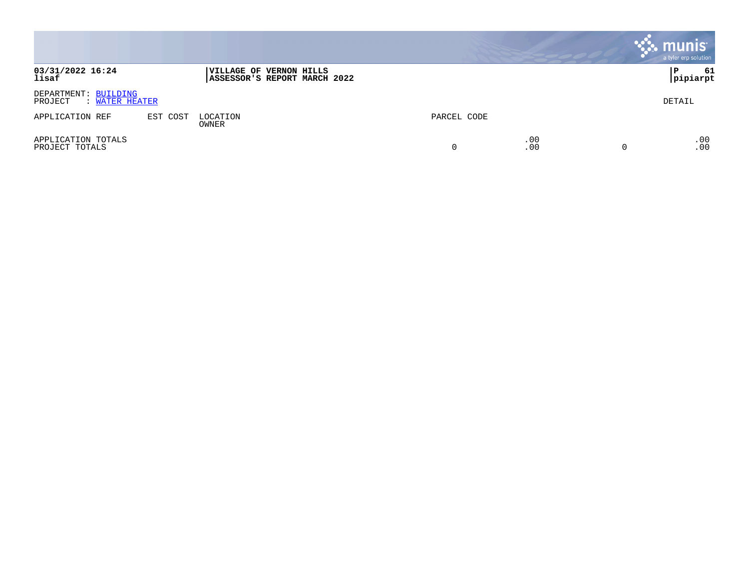**VILLAGE OF VERNON HILLS**
**ASSESSOR'S REPORT MARCH 2022**

**03/31/2022 16:24**
**lisaf**

**pipiarpt**

DEPARTMENT: BUILDING
PROJECT : WATER HEATER

DETAIL

| APPLICATION REF | EST COST | LOCATION<br>OWNER | PARCEL CODE | | | |
|---|---|---|---|---|---|---|
| APPLICATION TOTALS | | | | .00 | | .00 |
| PROJECT TOTALS | | | 0 | .00 | 0 | .00 |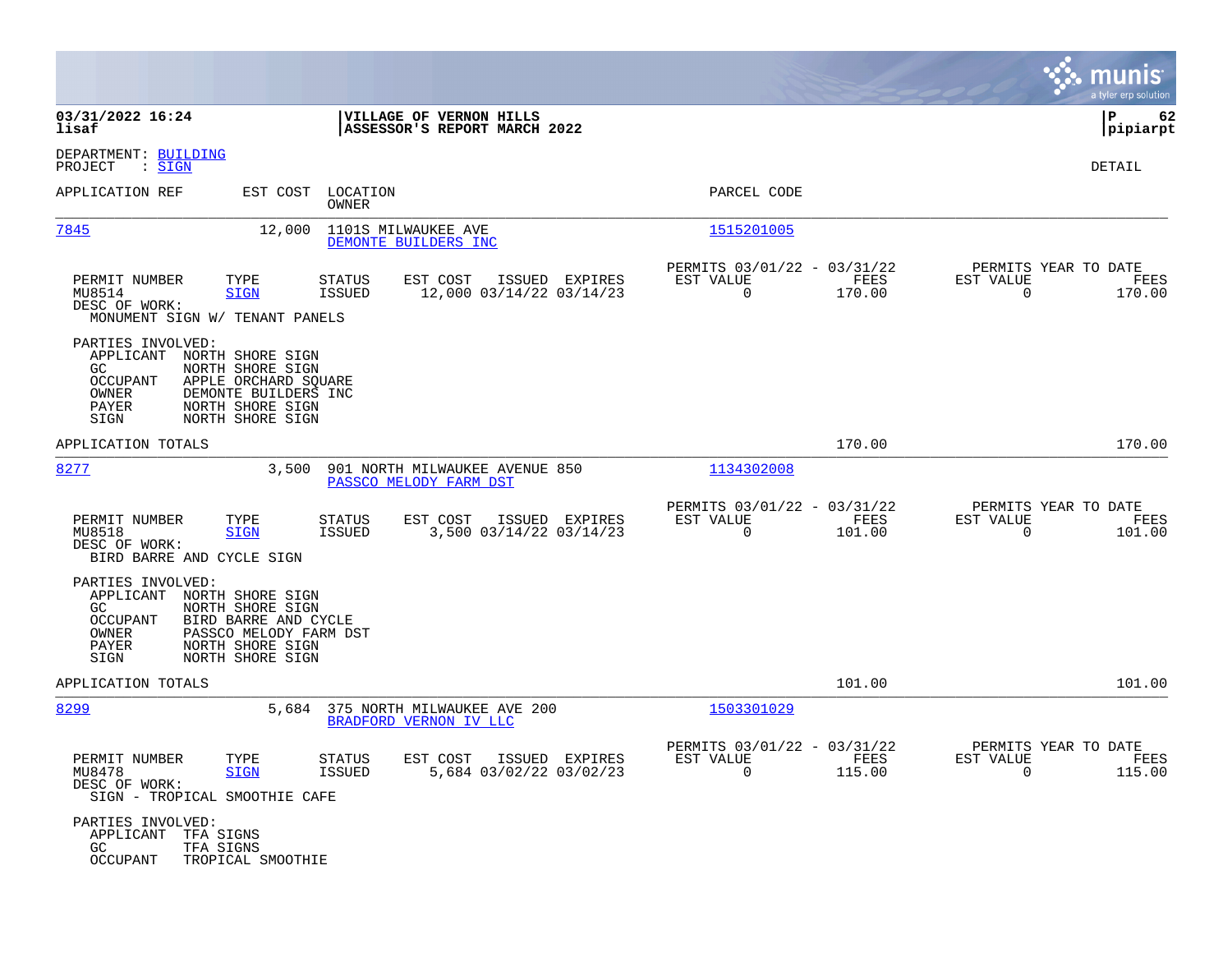**03/31/2022 16:24**
**lisaf**

**VILLAGE OF VERNON HILLS**
**ASSESSOR'S REPORT MARCH 2022**

**P 62**
**pipiarpt**

DEPARTMENT: BUILDING
PROJECT : SIGN

DETAIL

| APPLICATION REF | EST COST | LOCATION / OWNER | PARCEL CODE |
|---|---|---|---|
| 7845 | 12,000 | 1101S MILWAUKEE AVE<br>DEMONTE BUILDERS INC | 1515201005 |

| PERMIT NUMBER | TYPE | STATUS | EST COST | ISSUED | EXPIRES | PERMITS 03/01/22 - 03/31/22 EST VALUE | FEES | PERMITS YEAR TO DATE EST VALUE | FEES |
|---|---|---|---|---|---|---|---|---|---|
| MU8514 | SIGN | ISSUED | 12,000 | 03/14/22 | 03/14/23 | 0 | 170.00 | 0 | 170.00 |

DESC OF WORK:
MONUMENT SIGN W/ TENANT PANELS

PARTIES INVOLVED:
- APPLICANT NORTH SHORE SIGN
- GC NORTH SHORE SIGN
- OCCUPANT APPLE ORCHARD SQUARE
- OWNER DEMONTE BUILDERS INC
- PAYER NORTH SHORE SIGN
- SIGN NORTH SHORE SIGN

APPLICATION TOTALS 170.00 170.00

| APPLICATION REF | EST COST | LOCATION / OWNER | PARCEL CODE |
|---|---|---|---|
| 8277 | 3,500 | 901 NORTH MILWAUKEE AVENUE 850<br>PASSCO MELODY FARM DST | 1134302008 |

| PERMIT NUMBER | TYPE | STATUS | EST COST | ISSUED | EXPIRES | PERMITS 03/01/22 - 03/31/22 EST VALUE | FEES | PERMITS YEAR TO DATE EST VALUE | FEES |
|---|---|---|---|---|---|---|---|---|---|
| MU8518 | SIGN | ISSUED | 3,500 | 03/14/22 | 03/14/23 | 0 | 101.00 | 0 | 101.00 |

DESC OF WORK:
BIRD BARRE AND CYCLE SIGN

PARTIES INVOLVED:
- APPLICANT NORTH SHORE SIGN
- GC NORTH SHORE SIGN
- OCCUPANT BIRD BARRE AND CYCLE
- OWNER PASSCO MELODY FARM DST
- PAYER NORTH SHORE SIGN
- SIGN NORTH SHORE SIGN

APPLICATION TOTALS 101.00 101.00

| APPLICATION REF | EST COST | LOCATION / OWNER | PARCEL CODE |
|---|---|---|---|
| 8299 | 5,684 | 375 NORTH MILWAUKEE AVE 200<br>BRADFORD VERNON IV LLC | 1503301029 |

| PERMIT NUMBER | TYPE | STATUS | EST COST | ISSUED | EXPIRES | PERMITS 03/01/22 - 03/31/22 EST VALUE | FEES | PERMITS YEAR TO DATE EST VALUE | FEES |
|---|---|---|---|---|---|---|---|---|---|
| MU8478 | SIGN | ISSUED | 5,684 | 03/02/22 | 03/02/23 | 0 | 115.00 | 0 | 115.00 |

DESC OF WORK:
SIGN - TROPICAL SMOOTHIE CAFE

PARTIES INVOLVED:
- APPLICANT TFA SIGNS
- GC TFA SIGNS
- OCCUPANT TROPICAL SMOOTHIE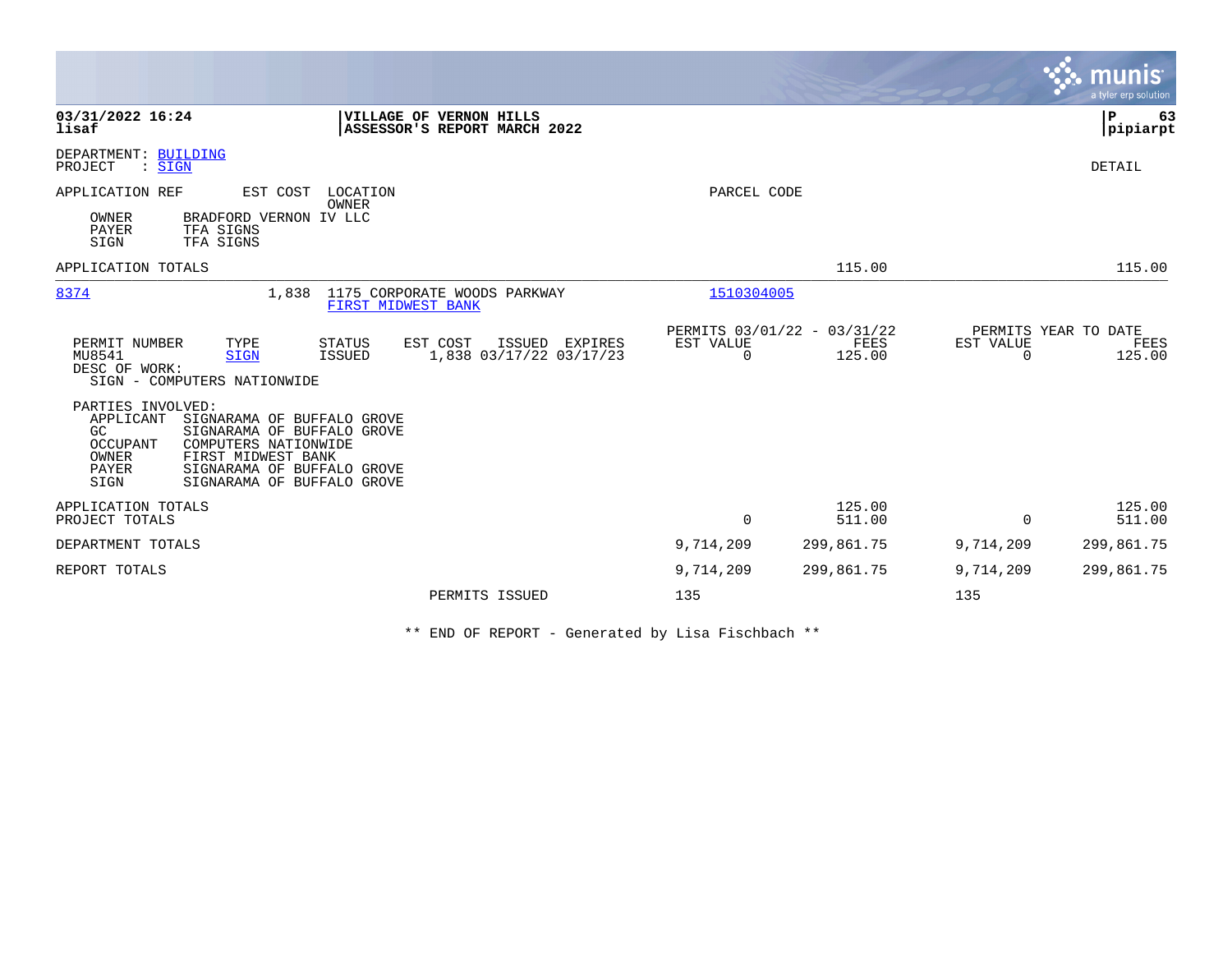**VILLAGE OF VERNON HILLS**
**ASSESSOR'S REPORT MARCH 2022**

03/31/2022 16:24
lisaf

pipiarpt

DEPARTMENT: BUILDING
PROJECT : SIGN

DETAIL

APPLICATION REF | EST COST | LOCATION / OWNER | PARCEL CODE

OWNER BRADFORD VERNON IV LLC
PAYER TFA SIGNS
SIGN TFA SIGNS

APPLICATION TOTALS 115.00 115.00

8374 | 1,838 | 1175 CORPORATE WOODS PARKWAY / FIRST MIDWEST BANK | 1510304005

| PERMIT NUMBER | TYPE | STATUS | EST COST | ISSUED | EXPIRES | PERMITS 03/01/22 - 03/31/22 EST VALUE | FEES | PERMITS YEAR TO DATE EST VALUE | FEES |
|---|---|---|---|---|---|---|---|---|---|
| MU8541 | SIGN | ISSUED | 1,838 | 03/17/22 | 03/17/23 | 0 | 125.00 | 0 | 125.00 |

DESC OF WORK:
SIGN - COMPUTERS NATIONWIDE

PARTIES INVOLVED:
- APPLICANT SIGNARAMA OF BUFFALO GROVE
- GC SIGNARAMA OF BUFFALO GROVE
- OCCUPANT COMPUTERS NATIONWIDE
- OWNER FIRST MIDWEST BANK
- PAYER SIGNARAMA OF BUFFALO GROVE
- SIGN SIGNARAMA OF BUFFALO GROVE

| | EST VALUE | FEES | EST VALUE | FEES |
|---|---|---|---|---|
| APPLICATION TOTALS | | 125.00 | | 125.00 |
| PROJECT TOTALS | 0 | 511.00 | 0 | 511.00 |
| DEPARTMENT TOTALS | 9,714,209 | 299,861.75 | 9,714,209 | 299,861.75 |
| REPORT TOTALS | 9,714,209 | 299,861.75 | 9,714,209 | 299,861.75 |
| PERMITS ISSUED | 135 | | 135 | |

** END OF REPORT - Generated by Lisa Fischbach **